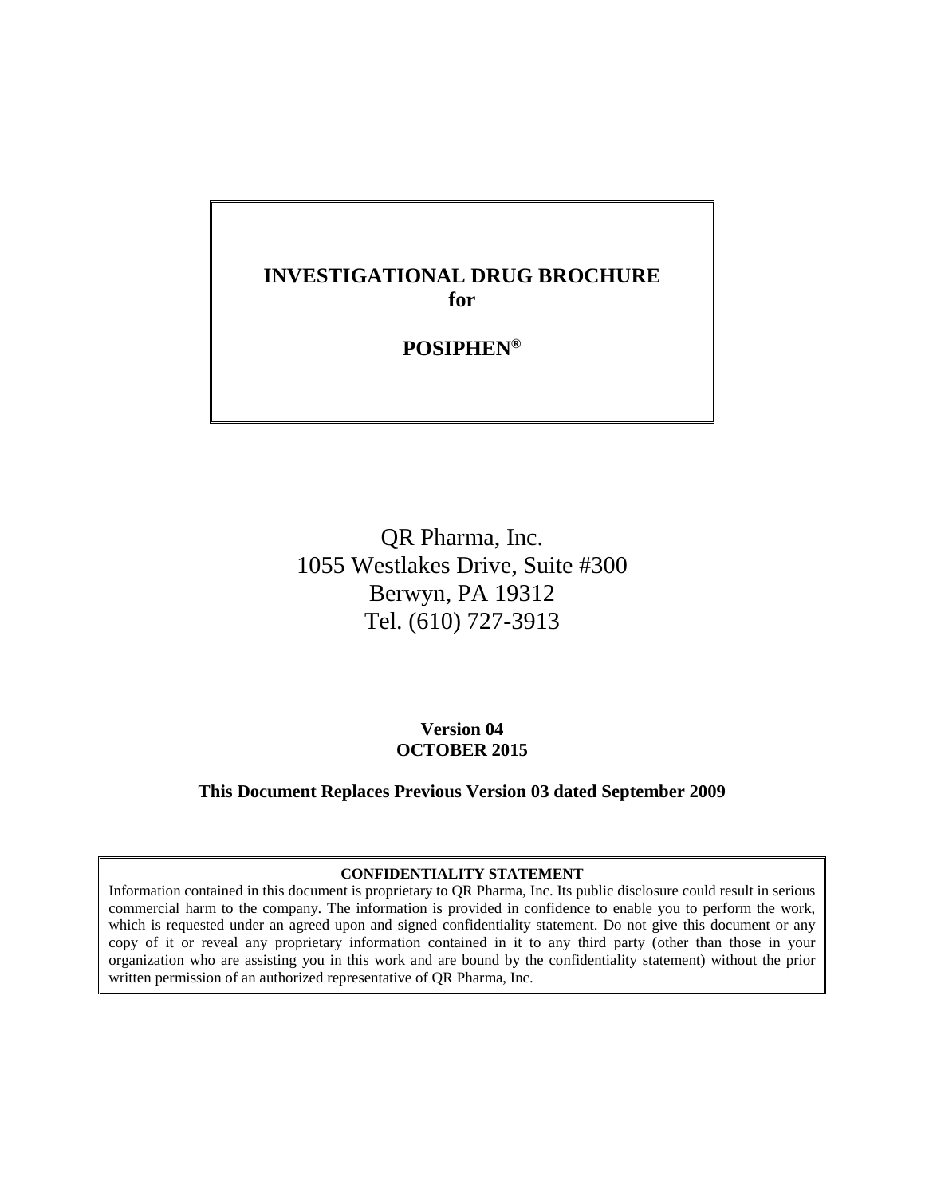# INVESTIGATIONAL DRUG BROCHURE
# for

# POSIPHEN®

QR Pharma, Inc.
1055 Westlakes Drive, Suite #300
Berwyn, PA 19312
Tel. (610) 727-3913

**Version 04**
**OCTOBER 2015**

**This Document Replaces Previous Version 03 dated September 2009**

**CONFIDENTIALITY STATEMENT**

Information contained in this document is proprietary to QR Pharma, Inc. Its public disclosure could result in serious commercial harm to the company. The information is provided in confidence to enable you to perform the work, which is requested under an agreed upon and signed confidentiality statement. Do not give this document or any copy of it or reveal any proprietary information contained in it to any third party (other than those in your organization who are assisting you in this work and are bound by the confidentiality statement) without the prior written permission of an authorized representative of QR Pharma, Inc.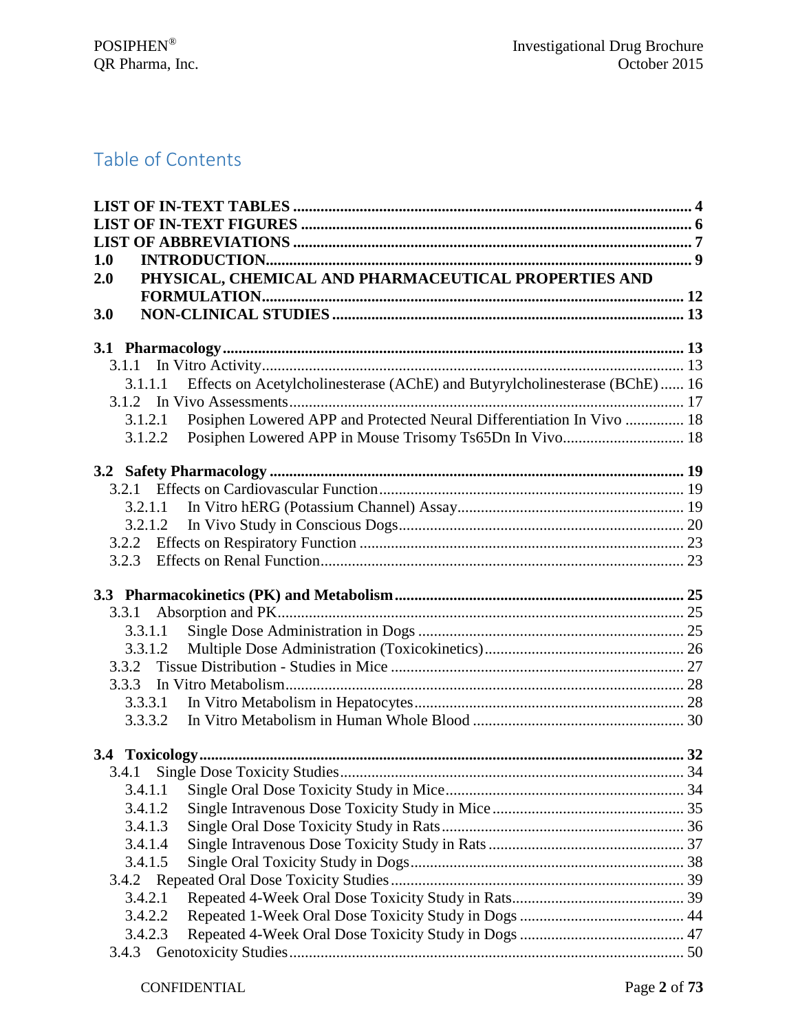# Table of Contents

**LIST OF IN-TEXT TABLES** ........................................................................................ **4**
**LIST OF IN-TEXT FIGURES** ...................................................................................... **6**
**LIST OF ABBREVIATIONS** ........................................................................................ **7**
**1.0 INTRODUCTION** ................................................................................................... **9**
**2.0 PHYSICAL, CHEMICAL AND PHARMACEUTICAL PROPERTIES AND FORMULATION** ................................................................................................ **12**
**3.0 NON-CLINICAL STUDIES** .................................................................................. **13**

**3.1 Pharmacology** ........................................................................................................ **13**
- 3.1.1 In Vitro Activity ................................................................................................. 13
  - 3.1.1.1 Effects on Acetylcholinesterase (AChE) and Butyrylcholinesterase (BChE) ...... 16
- 3.1.2 In Vivo Assessments ........................................................................................ 17
  - 3.1.2.1 Posiphen Lowered APP and Protected Neural Differentiation In Vivo ............... 18
  - 3.1.2.2 Posiphen Lowered APP in Mouse Trisomy Ts65Dn In Vivo .............................. 18

**3.2 Safety Pharmacology** ............................................................................................ **19**
- 3.2.1 Effects on Cardiovascular Function .................................................................. 19
  - 3.2.1.1 In Vitro hERG (Potassium Channel) Assay ..................................................... 19
  - 3.2.1.2 In Vivo Study in Conscious Dogs .................................................................... 20
- 3.2.2 Effects on Respiratory Function ....................................................................... 23
- 3.2.3 Effects on Renal Function ................................................................................ 23

**3.3 Pharmacokinetics (PK) and Metabolism** .............................................................. **25**
- 3.3.1 Absorption and PK ............................................................................................ 25
  - 3.3.1.1 Single Dose Administration in Dogs ................................................................ 25
  - 3.3.1.2 Multiple Dose Administration (Toxicokinetics) ................................................ 26
- 3.3.2 Tissue Distribution - Studies in Mice ............................................................... 27
- 3.3.3 In Vitro Metabolism ........................................................................................... 28
  - 3.3.3.1 In Vitro Metabolism in Hepatocytes ................................................................ 28
  - 3.3.3.2 In Vitro Metabolism in Human Whole Blood ................................................... 30

**3.4 Toxicology** ............................................................................................................. **32**
- 3.4.1 Single Dose Toxicity Studies ............................................................................. 34
  - 3.4.1.1 Single Oral Dose Toxicity Study in Mice .......................................................... 34
  - 3.4.1.2 Single Intravenous Dose Toxicity Study in Mice .............................................. 35
  - 3.4.1.3 Single Oral Dose Toxicity Study in Rats ........................................................... 36
  - 3.4.1.4 Single Intravenous Dose Toxicity Study in Rats ............................................... 37
  - 3.4.1.5 Single Oral Toxicity Study in Dogs .................................................................. 38
- 3.4.2 Repeated Oral Dose Toxicity Studies ................................................................ 39
  - 3.4.2.1 Repeated 4-Week Oral Dose Toxicity Study in Rats ........................................ 39
  - 3.4.2.2 Repeated 1-Week Oral Dose Toxicity Study in Dogs ....................................... 44
  - 3.4.2.3 Repeated 4-Week Oral Dose Toxicity Study in Dogs ....................................... 47
- 3.4.3 Genotoxicity Studies .......................................................................................... 50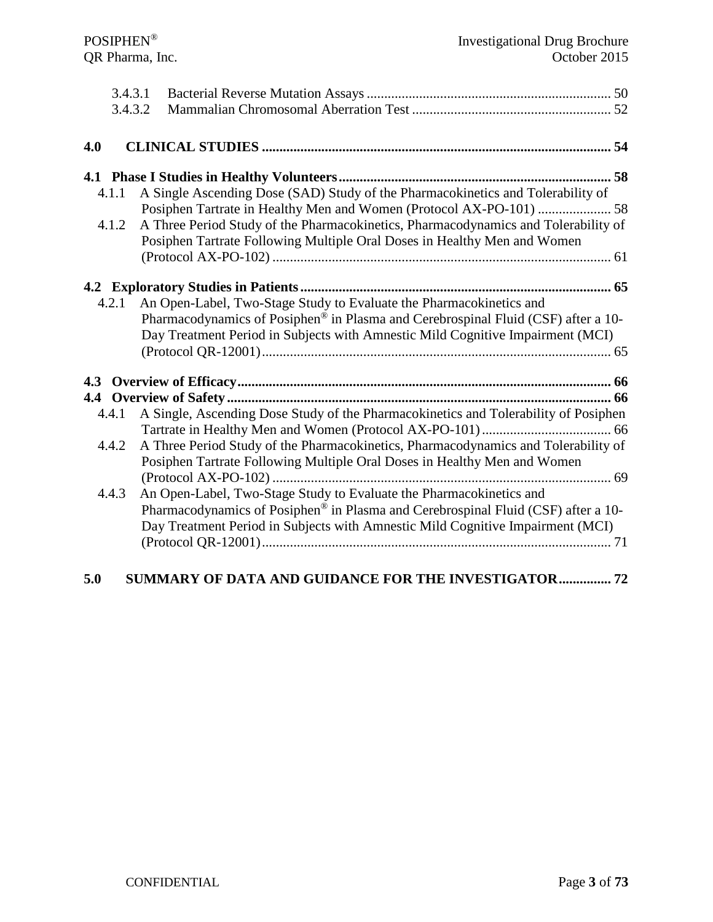3.4.3.1 Bacterial Reverse Mutation Assays ..................................................................... 50
3.4.3.2 Mammalian Chromosomal Aberration Test ........................................................ 52

**4.0 CLINICAL STUDIES ................................................................................................... 54**

**4.1 Phase I Studies in Healthy Volunteers ............................................................................. 58**

4.1.1 A Single Ascending Dose (SAD) Study of the Pharmacokinetics and Tolerability of Posiphen Tartrate in Healthy Men and Women (Protocol AX-PO-101) ..................... 58

4.1.2 A Three Period Study of the Pharmacokinetics, Pharmacodynamics and Tolerability of Posiphen Tartrate Following Multiple Oral Doses in Healthy Men and Women (Protocol AX-PO-102) ................................................................................................ 61

**4.2 Exploratory Studies in Patients ........................................................................................ 65**

4.2.1 An Open-Label, Two-Stage Study to Evaluate the Pharmacokinetics and Pharmacodynamics of Posiphen® in Plasma and Cerebrospinal Fluid (CSF) after a 10-Day Treatment Period in Subjects with Amnestic Mild Cognitive Impairment (MCI) (Protocol QR-12001) ................................................................................................... 65

**4.3 Overview of Efficacy ........................................................................................................... 66**

**4.4 Overview of Safety ............................................................................................................. 66**

4.4.1 A Single, Ascending Dose Study of the Pharmacokinetics and Tolerability of Posiphen Tartrate in Healthy Men and Women (Protocol AX-PO-101) ..................................... 66

4.4.2 A Three Period Study of the Pharmacokinetics, Pharmacodynamics and Tolerability of Posiphen Tartrate Following Multiple Oral Doses in Healthy Men and Women (Protocol AX-PO-102) ................................................................................................ 69

4.4.3 An Open-Label, Two-Stage Study to Evaluate the Pharmacokinetics and Pharmacodynamics of Posiphen® in Plasma and Cerebrospinal Fluid (CSF) after a 10-Day Treatment Period in Subjects with Amnestic Mild Cognitive Impairment (MCI) (Protocol QR-12001) ................................................................................................... 71

**5.0 SUMMARY OF DATA AND GUIDANCE FOR THE INVESTIGATOR ............... 72**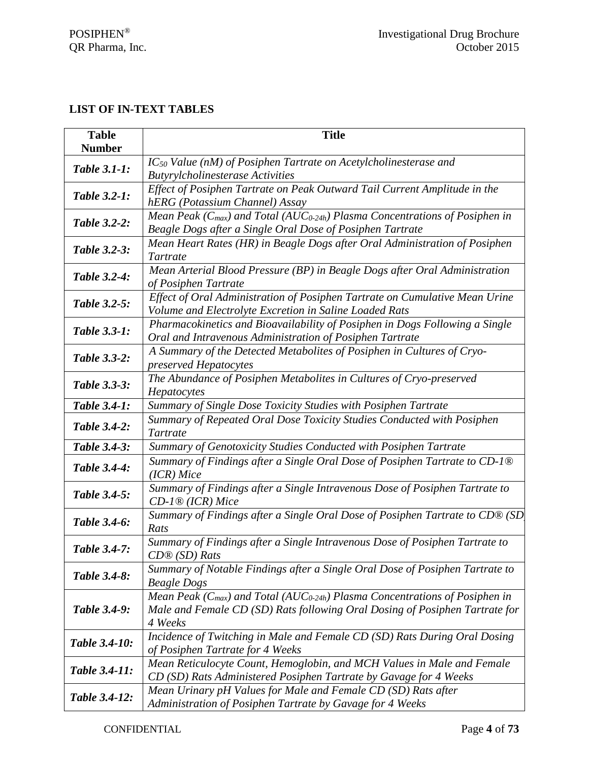## LIST OF IN-TEXT TABLES

| Table Number | Title |
|---|---|
| *Table 3.1-1:* | *$IC_{50}$ Value (nM) of Posiphen Tartrate on Acetylcholinesterase and Butyrylcholinesterase Activities* |
| *Table 3.2-1:* | *Effect of Posiphen Tartrate on Peak Outward Tail Current Amplitude in the hERG (Potassium Channel) Assay* |
| *Table 3.2-2:* | *Mean Peak ($C_{max}$) and Total ($AUC_{0-24h}$) Plasma Concentrations of Posiphen in Beagle Dogs after a Single Oral Dose of Posiphen Tartrate* |
| *Table 3.2-3:* | *Mean Heart Rates (HR) in Beagle Dogs after Oral Administration of Posiphen Tartrate* |
| *Table 3.2-4:* | *Mean Arterial Blood Pressure (BP) in Beagle Dogs after Oral Administration of Posiphen Tartrate* |
| *Table 3.2-5:* | *Effect of Oral Administration of Posiphen Tartrate on Cumulative Mean Urine Volume and Electrolyte Excretion in Saline Loaded Rats* |
| *Table 3.3-1:* | *Pharmacokinetics and Bioavailability of Posiphen in Dogs Following a Single Oral and Intravenous Administration of Posiphen Tartrate* |
| *Table 3.3-2:* | *A Summary of the Detected Metabolites of Posiphen in Cultures of Cryo-preserved Hepatocytes* |
| *Table 3.3-3:* | *The Abundance of Posiphen Metabolites in Cultures of Cryo-preserved Hepatocytes* |
| *Table 3.4-1:* | *Summary of Single Dose Toxicity Studies with Posiphen Tartrate* |
| *Table 3.4-2:* | *Summary of Repeated Oral Dose Toxicity Studies Conducted with Posiphen Tartrate* |
| *Table 3.4-3:* | *Summary of Genotoxicity Studies Conducted with Posiphen Tartrate* |
| *Table 3.4-4:* | *Summary of Findings after a Single Oral Dose of Posiphen Tartrate to CD-1® (ICR) Mice* |
| *Table 3.4-5:* | *Summary of Findings after a Single Intravenous Dose of Posiphen Tartrate to CD-1® (ICR) Mice* |
| *Table 3.4-6:* | *Summary of Findings after a Single Oral Dose of Posiphen Tartrate to CD® (SD) Rats* |
| *Table 3.4-7:* | *Summary of Findings after a Single Intravenous Dose of Posiphen Tartrate to CD® (SD) Rats* |
| *Table 3.4-8:* | *Summary of Notable Findings after a Single Oral Dose of Posiphen Tartrate to Beagle Dogs* |
| *Table 3.4-9:* | *Mean Peak ($C_{max}$) and Total ($AUC_{0-24h}$) Plasma Concentrations of Posiphen in Male and Female CD (SD) Rats following Oral Dosing of Posiphen Tartrate for 4 Weeks* |
| *Table 3.4-10:* | *Incidence of Twitching in Male and Female CD (SD) Rats During Oral Dosing of Posiphen Tartrate for 4 Weeks* |
| *Table 3.4-11:* | *Mean Reticulocyte Count, Hemoglobin, and MCH Values in Male and Female CD (SD) Rats Administered Posiphen Tartrate by Gavage for 4 Weeks* |
| *Table 3.4-12:* | *Mean Urinary pH Values for Male and Female CD (SD) Rats after Administration of Posiphen Tartrate by Gavage for 4 Weeks* |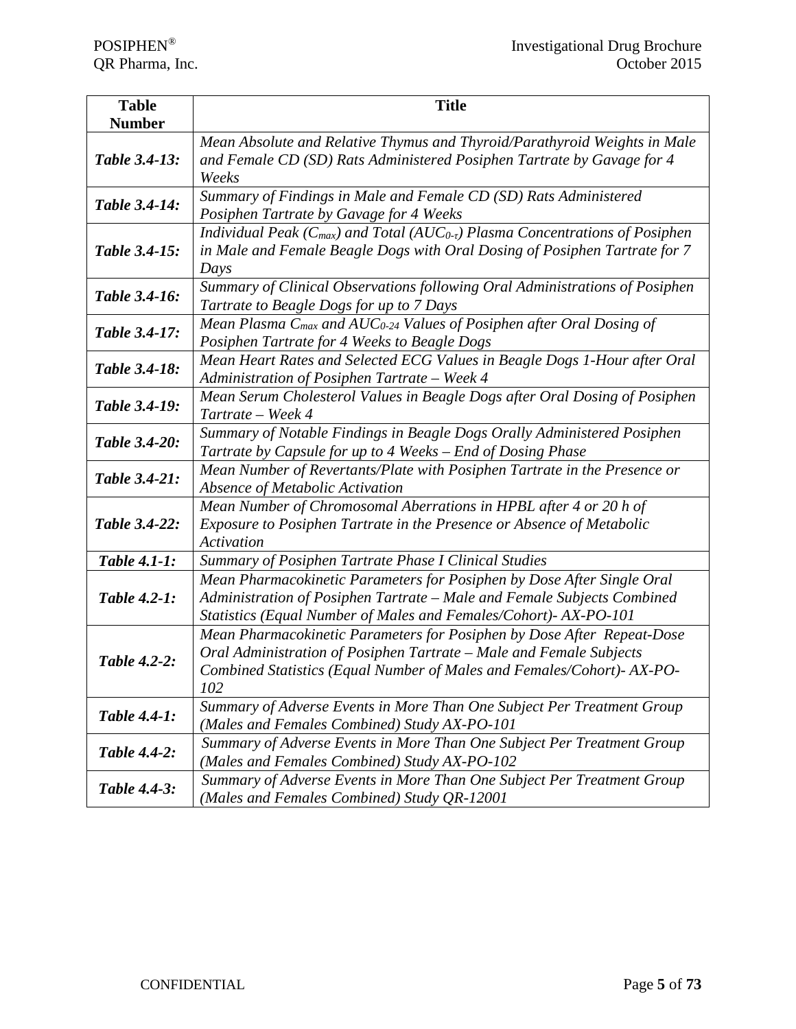| Table Number | Title |
|---|---|
| *Table 3.4-13:* | *Mean Absolute and Relative Thymus and Thyroid/Parathyroid Weights in Male and Female CD (SD) Rats Administered Posiphen Tartrate by Gavage for 4 Weeks* |
| *Table 3.4-14:* | *Summary of Findings in Male and Female CD (SD) Rats Administered Posiphen Tartrate by Gavage for 4 Weeks* |
| *Table 3.4-15:* | *Individual Peak ($C_{max}$) and Total ($AUC_{0-\tau}$) Plasma Concentrations of Posiphen in Male and Female Beagle Dogs with Oral Dosing of Posiphen Tartrate for 7 Days* |
| *Table 3.4-16:* | *Summary of Clinical Observations following Oral Administrations of Posiphen Tartrate to Beagle Dogs for up to 7 Days* |
| *Table 3.4-17:* | *Mean Plasma $C_{max}$ and $AUC_{0-24}$ Values of Posiphen after Oral Dosing of Posiphen Tartrate for 4 Weeks to Beagle Dogs* |
| *Table 3.4-18:* | *Mean Heart Rates and Selected ECG Values in Beagle Dogs 1-Hour after Oral Administration of Posiphen Tartrate – Week 4* |
| *Table 3.4-19:* | *Mean Serum Cholesterol Values in Beagle Dogs after Oral Dosing of Posiphen Tartrate – Week 4* |
| *Table 3.4-20:* | *Summary of Notable Findings in Beagle Dogs Orally Administered Posiphen Tartrate by Capsule for up to 4 Weeks – End of Dosing Phase* |
| *Table 3.4-21:* | *Mean Number of Revertants/Plate with Posiphen Tartrate in the Presence or Absence of Metabolic Activation* |
| *Table 3.4-22:* | *Mean Number of Chromosomal Aberrations in HPBL after 4 or 20 h of Exposure to Posiphen Tartrate in the Presence or Absence of Metabolic Activation* |
| *Table 4.1-1:* | *Summary of Posiphen Tartrate Phase I Clinical Studies* |
| *Table 4.2-1:* | *Mean Pharmacokinetic Parameters for Posiphen by Dose After Single Oral Administration of Posiphen Tartrate – Male and Female Subjects Combined Statistics (Equal Number of Males and Females/Cohort)- AX-PO-101* |
| *Table 4.2-2:* | *Mean Pharmacokinetic Parameters for Posiphen by Dose After Repeat-Dose Oral Administration of Posiphen Tartrate – Male and Female Subjects Combined Statistics (Equal Number of Males and Females/Cohort)- AX-PO-102* |
| *Table 4.4-1:* | *Summary of Adverse Events in More Than One Subject Per Treatment Group (Males and Females Combined) Study AX-PO-101* |
| *Table 4.4-2:* | *Summary of Adverse Events in More Than One Subject Per Treatment Group (Males and Females Combined) Study AX-PO-102* |
| *Table 4.4-3:* | *Summary of Adverse Events in More Than One Subject Per Treatment Group (Males and Females Combined) Study QR-12001* |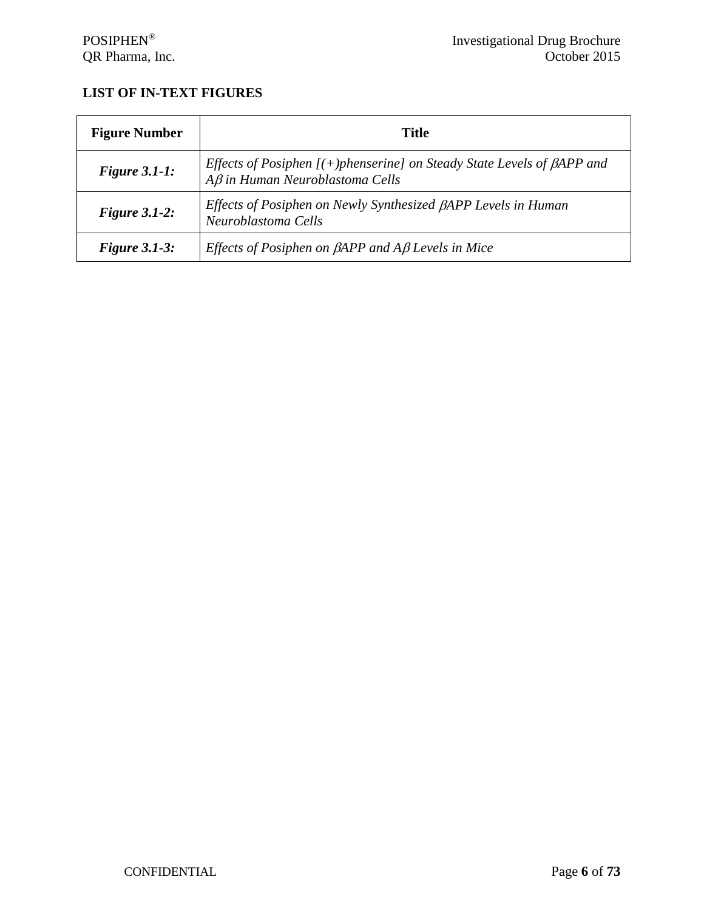## LIST OF IN-TEXT FIGURES

| Figure Number | Title |
|---|---|
| ***Figure 3.1-1:*** | *Effects of Posiphen [(+)phenserine] on Steady State Levels of βAPP and Aβ in Human Neuroblastoma Cells* |
| ***Figure 3.1-2:*** | *Effects of Posiphen on Newly Synthesized βAPP Levels in Human Neuroblastoma Cells* |
| ***Figure 3.1-3:*** | *Effects of Posiphen on βAPP and Aβ Levels in Mice* |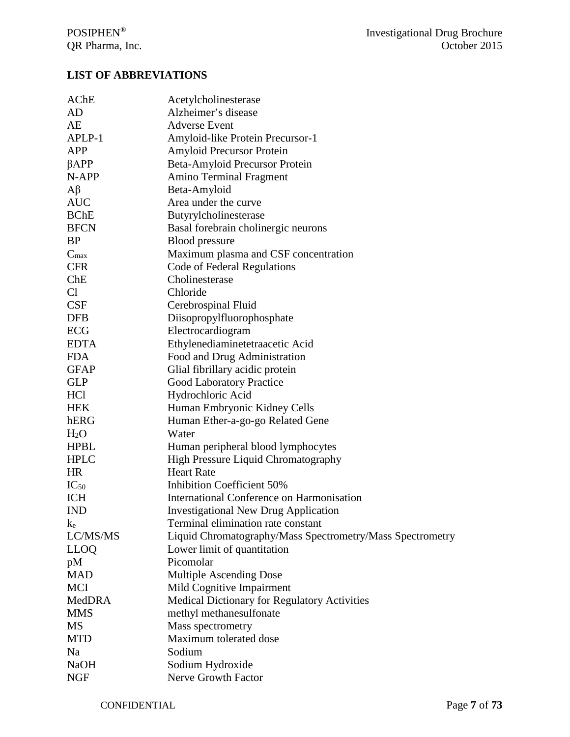## LIST OF ABBREVIATIONS

| | |
|---|---|
| AChE | Acetylcholinesterase |
| AD | Alzheimer's disease |
| AE | Adverse Event |
| APLP-1 | Amyloid-like Protein Precursor-1 |
| APP | Amyloid Precursor Protein |
| βAPP | Beta-Amyloid Precursor Protein |
| N-APP | Amino Terminal Fragment |
| Aβ | Beta-Amyloid |
| AUC | Area under the curve |
| BChE | Butyrylcholinesterase |
| BFCN | Basal forebrain cholinergic neurons |
| BP | Blood pressure |
| $C_{max}$ | Maximum plasma and CSF concentration |
| CFR | Code of Federal Regulations |
| ChE | Cholinesterase |
| Cl | Chloride |
| CSF | Cerebrospinal Fluid |
| DFB | Diisopropylfluorophosphate |
| ECG | Electrocardiogram |
| EDTA | Ethylenediaminetetraacetic Acid |
| FDA | Food and Drug Administration |
| GFAP | Glial fibrillary acidic protein |
| GLP | Good Laboratory Practice |
| HCl | Hydrochloric Acid |
| HEK | Human Embryonic Kidney Cells |
| hERG | Human Ether-a-go-go Related Gene |
| $H_2O$ | Water |
| HPBL | Human peripheral blood lymphocytes |
| HPLC | High Pressure Liquid Chromatography |
| HR | Heart Rate |
| $IC_{50}$ | Inhibition Coefficient 50% |
| ICH | International Conference on Harmonisation |
| IND | Investigational New Drug Application |
| $k_e$ | Terminal elimination rate constant |
| LC/MS/MS | Liquid Chromatography/Mass Spectrometry/Mass Spectrometry |
| LLOQ | Lower limit of quantitation |
| pM | Picomolar |
| MAD | Multiple Ascending Dose |
| MCI | Mild Cognitive Impairment |
| MedDRA | Medical Dictionary for Regulatory Activities |
| MMS | methyl methanesulfonate |
| MS | Mass spectrometry |
| MTD | Maximum tolerated dose |
| Na | Sodium |
| NaOH | Sodium Hydroxide |
| NGF | Nerve Growth Factor |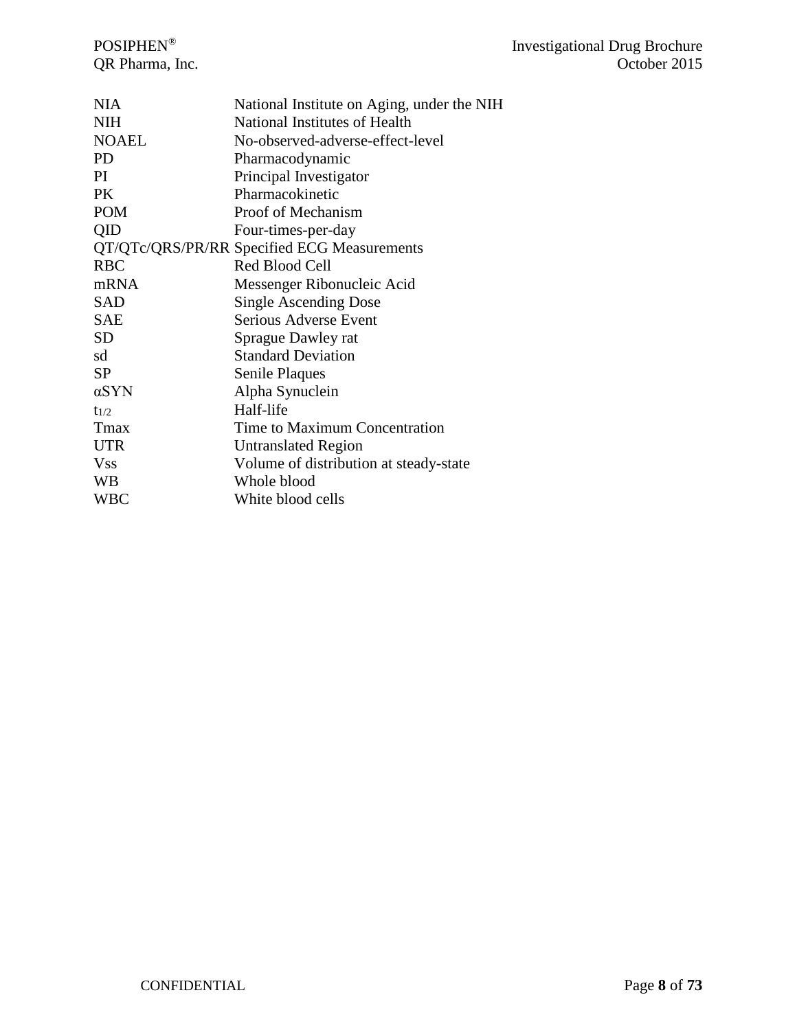| | |
|---|---|
| NIA | National Institute on Aging, under the NIH |
| NIH | National Institutes of Health |
| NOAEL | No-observed-adverse-effect-level |
| PD | Pharmacodynamic |
| PI | Principal Investigator |
| PK | Pharmacokinetic |
| POM | Proof of Mechanism |
| QID | Four-times-per-day |
| QT/QTc/QRS/PR/RR | Specified ECG Measurements |
| RBC | Red Blood Cell |
| mRNA | Messenger Ribonucleic Acid |
| SAD | Single Ascending Dose |
| SAE | Serious Adverse Event |
| SD | Sprague Dawley rat |
| sd | Standard Deviation |
| SP | Senile Plaques |
| αSYN | Alpha Synuclein |
| $t_{1/2}$ | Half-life |
| Tmax | Time to Maximum Concentration |
| UTR | Untranslated Region |
| Vss | Volume of distribution at steady-state |
| WB | Whole blood |
| WBC | White blood cells |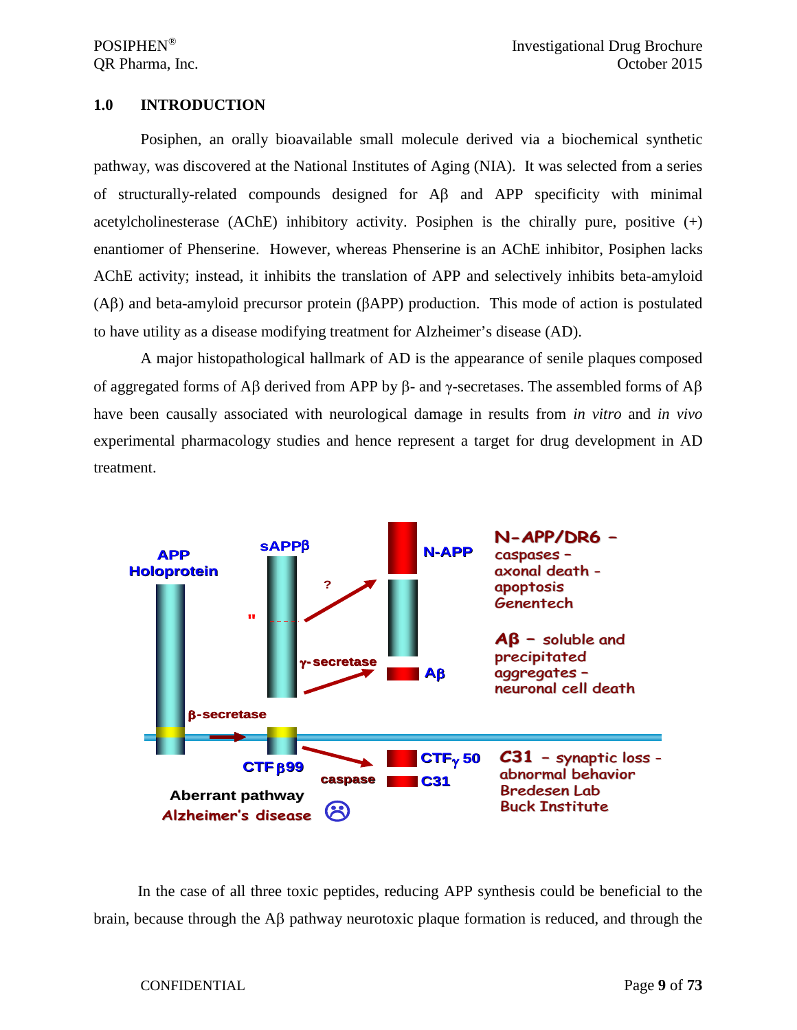# 1.0 INTRODUCTION

Posiphen, an orally bioavailable small molecule derived via a biochemical synthetic pathway, was discovered at the National Institutes of Aging (NIA). It was selected from a series of structurally-related compounds designed for Aβ and APP specificity with minimal acetylcholinesterase (AChE) inhibitory activity. Posiphen is the chirally pure, positive (+) enantiomer of Phenserine. However, whereas Phenserine is an AChE inhibitor, Posiphen lacks AChE activity; instead, it inhibits the translation of APP and selectively inhibits beta-amyloid (Aβ) and beta-amyloid precursor protein (βAPP) production. This mode of action is postulated to have utility as a disease modifying treatment for Alzheimer's disease (AD).

A major histopathological hallmark of AD is the appearance of senile plaques composed of aggregated forms of Aβ derived from APP by β- and γ-secretases. The assembled forms of Aβ have been causally associated with neurological damage in results from *in vitro* and *in vivo* experimental pharmacology studies and hence represent a target for drug development in AD treatment.

In the case of all three toxic peptides, reducing APP synthesis could be beneficial to the brain, because through the Aβ pathway neurotoxic plaque formation is reduced, and through the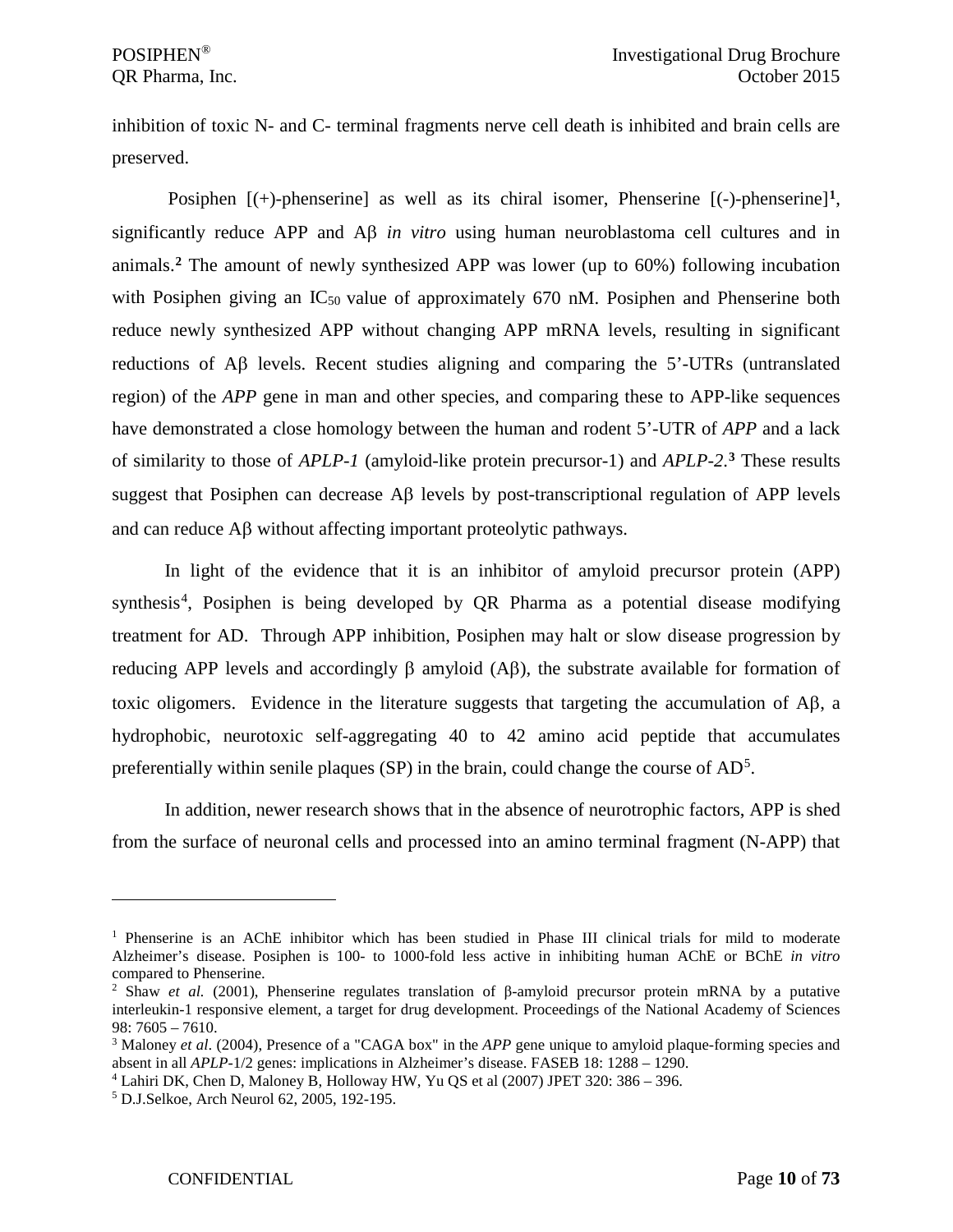inhibition of toxic N- and C- terminal fragments nerve cell death is inhibited and brain cells are preserved.

Posiphen [(+)-phenserine] as well as its chiral isomer, Phenserine [(-)-phenserine][1], significantly reduce APP and Aβ *in vitro* using human neuroblastoma cell cultures and in animals.[2] The amount of newly synthesized APP was lower (up to 60%) following incubation with Posiphen giving an $IC_{50}$ value of approximately 670 nM. Posiphen and Phenserine both reduce newly synthesized APP without changing APP mRNA levels, resulting in significant reductions of Aβ levels. Recent studies aligning and comparing the 5'-UTRs (untranslated region) of the *APP* gene in man and other species, and comparing these to APP-like sequences have demonstrated a close homology between the human and rodent 5'-UTR of *APP* and a lack of similarity to those of *APLP-1* (amyloid-like protein precursor-1) and *APLP-2*.[3] These results suggest that Posiphen can decrease Aβ levels by post-transcriptional regulation of APP levels and can reduce Aβ without affecting important proteolytic pathways.

In light of the evidence that it is an inhibitor of amyloid precursor protein (APP) synthesis[4], Posiphen is being developed by QR Pharma as a potential disease modifying treatment for AD. Through APP inhibition, Posiphen may halt or slow disease progression by reducing APP levels and accordingly β amyloid (Aβ), the substrate available for formation of toxic oligomers. Evidence in the literature suggests that targeting the accumulation of Aβ, a hydrophobic, neurotoxic self-aggregating 40 to 42 amino acid peptide that accumulates preferentially within senile plaques (SP) in the brain, could change the course of AD[5].

In addition, newer research shows that in the absence of neurotrophic factors, APP is shed from the surface of neuronal cells and processed into an amino terminal fragment (N-APP) that

---

[1] Phenserine is an AChE inhibitor which has been studied in Phase III clinical trials for mild to moderate Alzheimer's disease. Posiphen is 100- to 1000-fold less active in inhibiting human AChE or BChE *in vitro* compared to Phenserine.

[2] Shaw *et al.* (2001), Phenserine regulates translation of β-amyloid precursor protein mRNA by a putative interleukin-1 responsive element, a target for drug development. Proceedings of the National Academy of Sciences 98: 7605 – 7610.

[3] Maloney *et al*. (2004), Presence of a "CAGA box" in the *APP* gene unique to amyloid plaque-forming species and absent in all *APLP*-1/2 genes: implications in Alzheimer's disease. FASEB 18: 1288 – 1290.

[4] Lahiri DK, Chen D, Maloney B, Holloway HW, Yu QS et al (2007) JPET 320: 386 – 396.

[5] D.J.Selkoe, Arch Neurol 62, 2005, 192-195.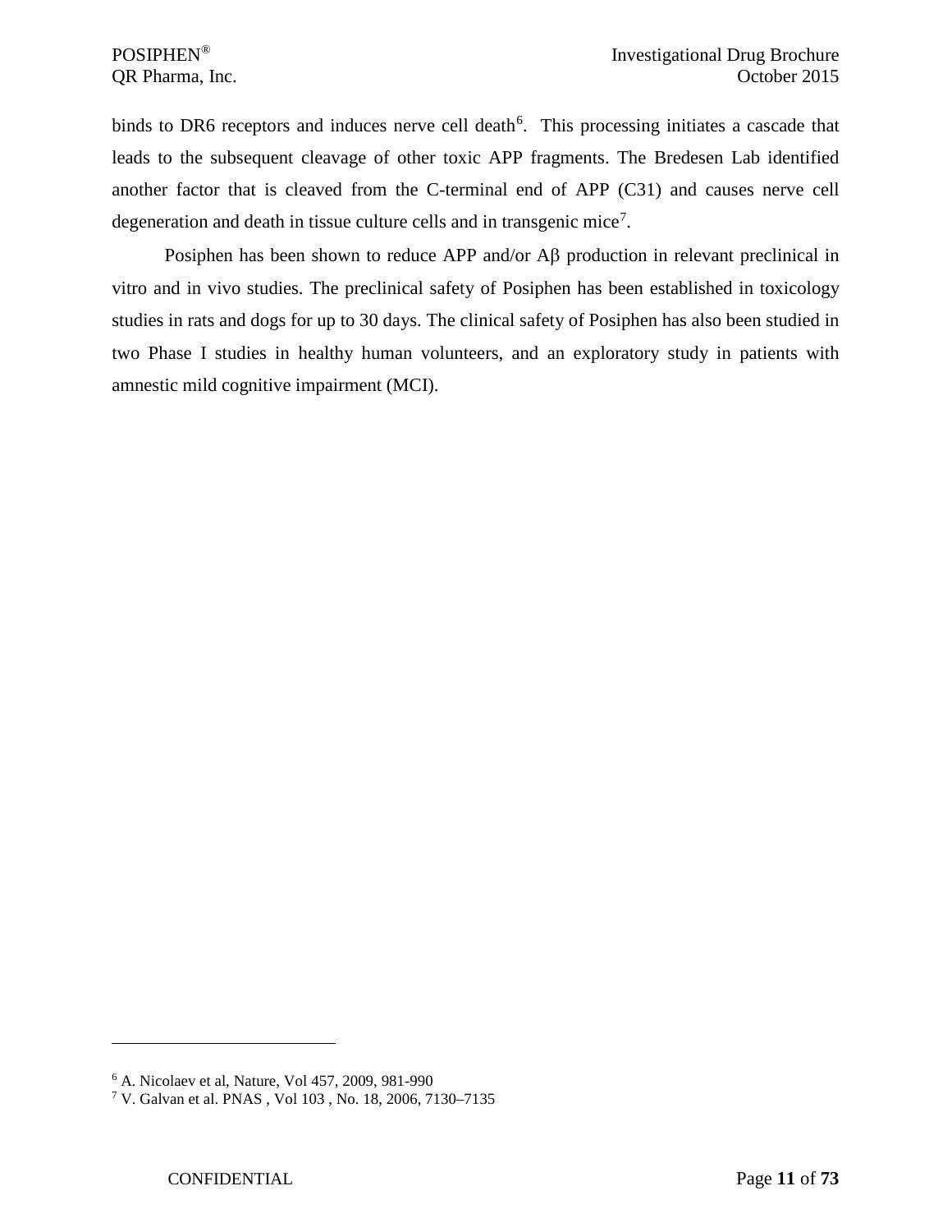binds to DR6 receptors and induces nerve cell death[6]. This processing initiates a cascade that leads to the subsequent cleavage of other toxic APP fragments. The Bredesen Lab identified another factor that is cleaved from the C-terminal end of APP (C31) and causes nerve cell degeneration and death in tissue culture cells and in transgenic mice[7].

Posiphen has been shown to reduce APP and/or Aβ production in relevant preclinical in vitro and in vivo studies. The preclinical safety of Posiphen has been established in toxicology studies in rats and dogs for up to 30 days. The clinical safety of Posiphen has also been studied in two Phase I studies in healthy human volunteers, and an exploratory study in patients with amnestic mild cognitive impairment (MCI).

---

[6] A. Nicolaev et al, Nature, Vol 457, 2009, 981-990

[7] V. Galvan et al. PNAS , Vol 103 , No. 18, 2006, 7130–7135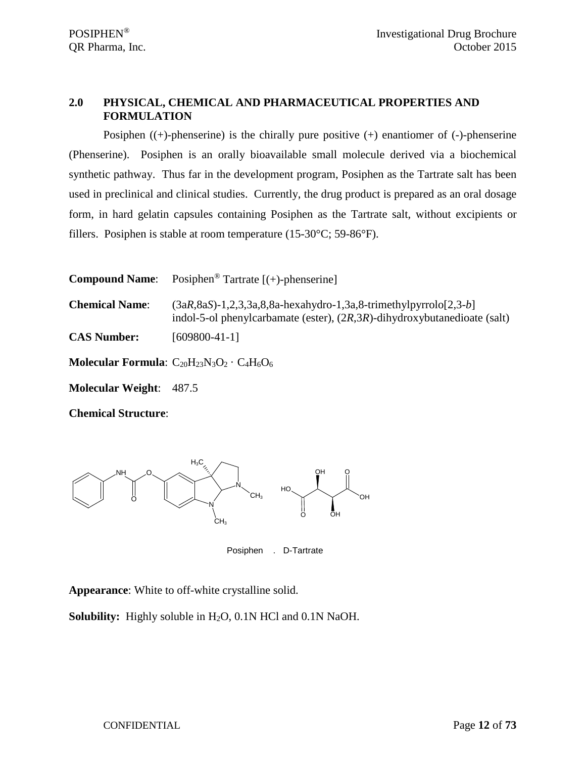## 2.0 PHYSICAL, CHEMICAL AND PHARMACEUTICAL PROPERTIES AND FORMULATION

Posiphen ((+)-phenserine) is the chirally pure positive (+) enantiomer of (-)-phenserine (Phenserine). Posiphen is an orally bioavailable small molecule derived via a biochemical synthetic pathway. Thus far in the development program, Posiphen as the Tartrate salt has been used in preclinical and clinical studies. Currently, the drug product is prepared as an oral dosage form, in hard gelatin capsules containing Posiphen as the Tartrate salt, without excipients or fillers. Posiphen is stable at room temperature (15-30°C; 59-86°F).

**Compound Name**: Posiphen® Tartrate [(+)-phenserine]

**Chemical Name**: (3a*R*,8a*S*)-1,2,3,3a,8,8a-hexahydro-1,3a,8-trimethylpyrrolo[2,3-*b*] indol-5-ol phenylcarbamate (ester), (2*R*,3*R*)-dihydroxybutanedioate (salt)

**CAS Number:** [609800-41-1]

**Molecular Formula**: $C_{20}H_{23}N_3O_2 \cdot C_4H_6O_6$

**Molecular Weight**: 487.5

**Chemical Structure**:

Posiphen . D-Tartrate

**Appearance**: White to off-white crystalline solid.

**Solubility:** Highly soluble in $H_2O$, 0.1N HCl and 0.1N NaOH.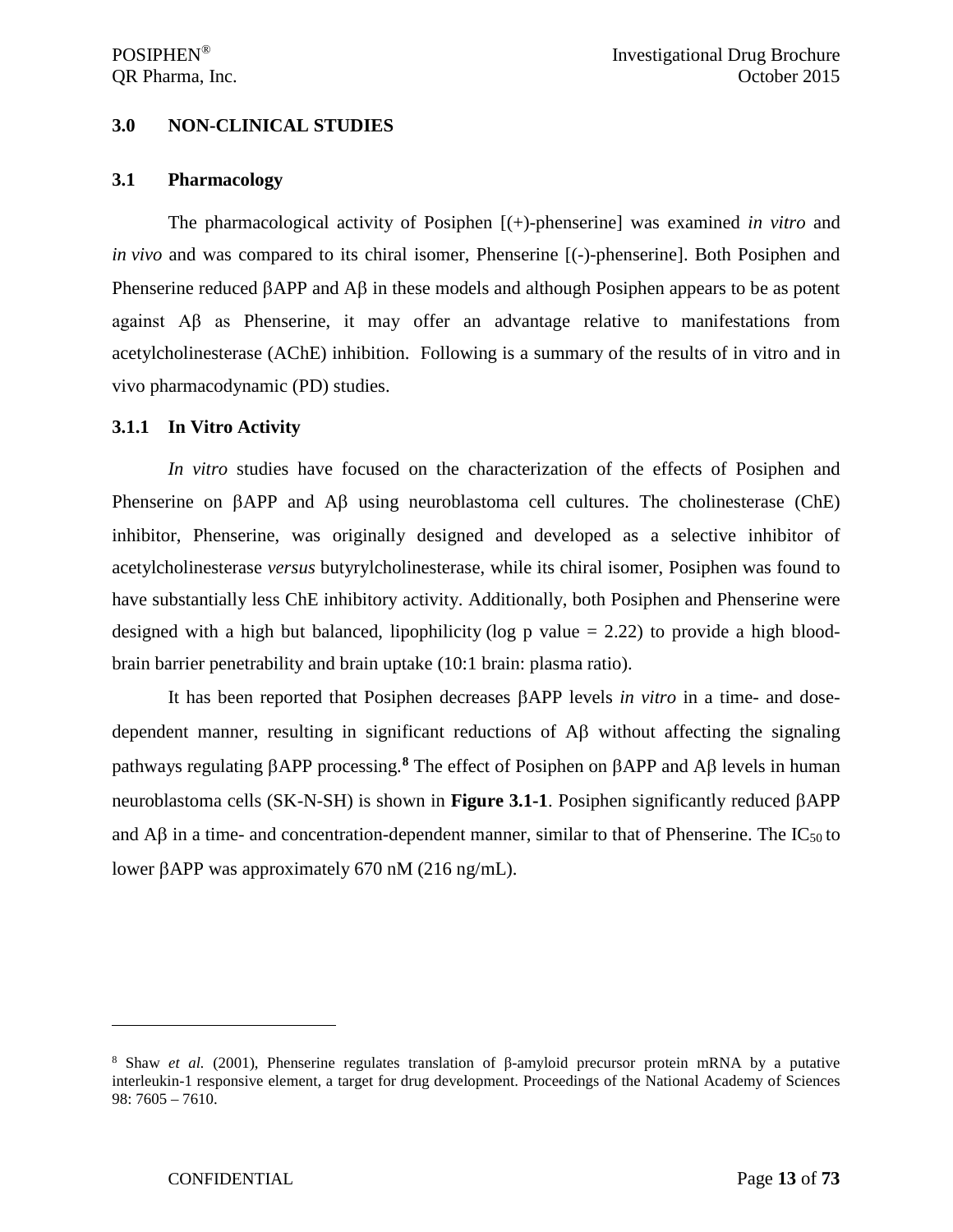## 3.0 NON-CLINICAL STUDIES

### 3.1 Pharmacology

The pharmacological activity of Posiphen [(+)-phenserine] was examined *in vitro* and *in vivo* and was compared to its chiral isomer, Phenserine [(-)-phenserine]. Both Posiphen and Phenserine reduced βAPP and Aβ in these models and although Posiphen appears to be as potent against Aβ as Phenserine, it may offer an advantage relative to manifestations from acetylcholinesterase (AChE) inhibition. Following is a summary of the results of in vitro and in vivo pharmacodynamic (PD) studies.

#### 3.1.1 In Vitro Activity

*In vitro* studies have focused on the characterization of the effects of Posiphen and Phenserine on βAPP and Aβ using neuroblastoma cell cultures. The cholinesterase (ChE) inhibitor, Phenserine, was originally designed and developed as a selective inhibitor of acetylcholinesterase *versus* butyrylcholinesterase, while its chiral isomer, Posiphen was found to have substantially less ChE inhibitory activity. Additionally, both Posiphen and Phenserine were designed with a high but balanced, lipophilicity (log p value = 2.22) to provide a high blood-brain barrier penetrability and brain uptake (10:1 brain: plasma ratio).

It has been reported that Posiphen decreases βAPP levels *in vitro* in a time- and dose-dependent manner, resulting in significant reductions of Aβ without affecting the signaling pathways regulating βAPP processing.[8] The effect of Posiphen on βAPP and Aβ levels in human neuroblastoma cells (SK-N-SH) is shown in **Figure 3.1-1**. Posiphen significantly reduced βAPP and Aβ in a time- and concentration-dependent manner, similar to that of Phenserine. The $IC_{50}$ to lower βAPP was approximately 670 nM (216 ng/mL).

---

[8] Shaw *et al.* (2001), Phenserine regulates translation of β-amyloid precursor protein mRNA by a putative interleukin-1 responsive element, a target for drug development. Proceedings of the National Academy of Sciences 98: 7605 – 7610.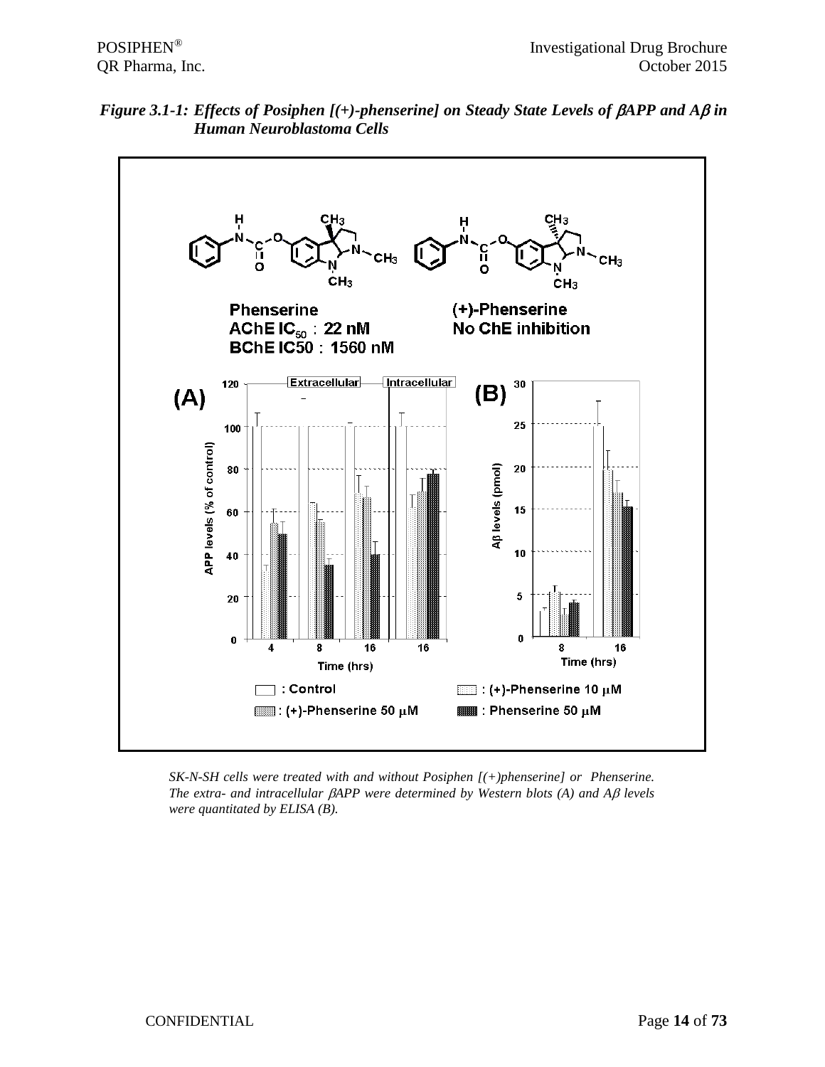***Figure 3.1-1: Effects of Posiphen [(+)-phenserine] on Steady State Levels of $\beta$APP and A$\beta$ in Human Neuroblastoma Cells***

*SK-N-SH cells were treated with and without Posiphen [(+)phenserine] or Phenserine. The extra- and intracellular $\beta$APP were determined by Western blots (A) and A$\beta$ levels were quantitated by ELISA (B).*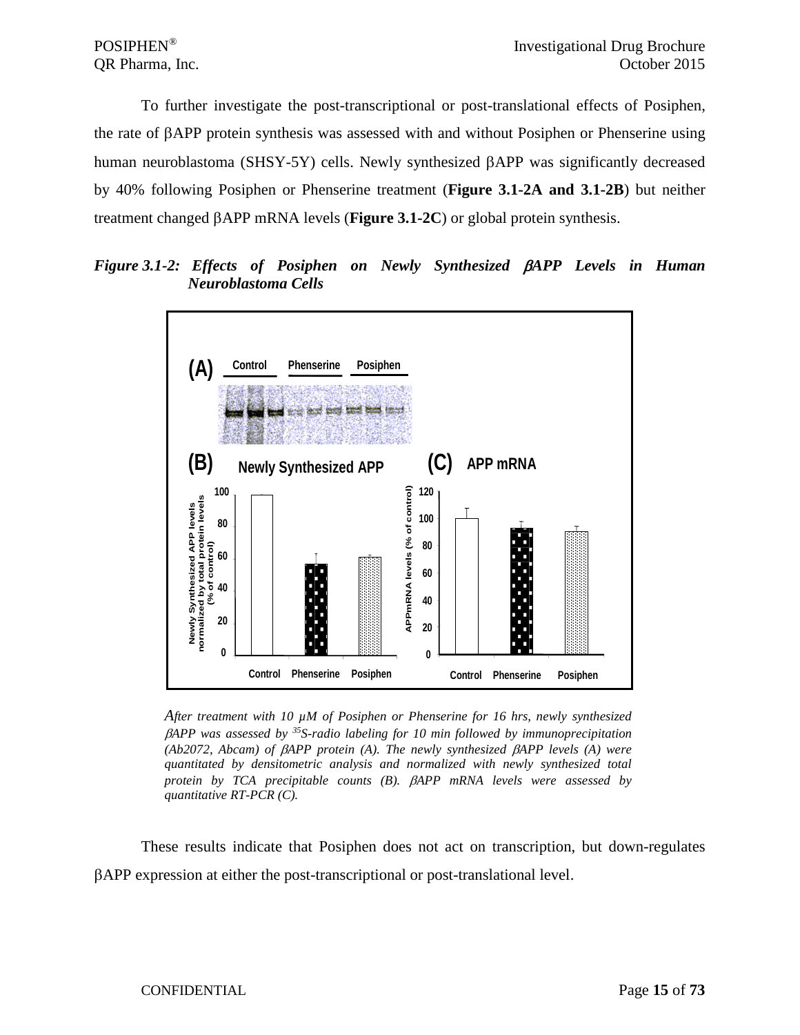To further investigate the post-transcriptional or post-translational effects of Posiphen, the rate of βAPP protein synthesis was assessed with and without Posiphen or Phenserine using human neuroblastoma (SHSY-5Y) cells. Newly synthesized βAPP was significantly decreased by 40% following Posiphen or Phenserine treatment (**Figure 3.1-2A and 3.1-2B**) but neither treatment changed βAPP mRNA levels (**Figure 3.1-2C**) or global protein synthesis.

***Figure 3.1-2: Effects of Posiphen on Newly Synthesized βAPP Levels in Human Neuroblastoma Cells***

*After treatment with 10 µM of Posiphen or Phenserine for 16 hrs, newly synthesized βAPP was assessed by $^{35}$S-radio labeling for 10 min followed by immunoprecipitation (Ab2072, Abcam) of βAPP protein (A). The newly synthesized βAPP levels (A) were quantitated by densitometric analysis and normalized with newly synthesized total protein by TCA precipitable counts (B). βAPP mRNA levels were assessed by quantitative RT-PCR (C).*

These results indicate that Posiphen does not act on transcription, but down-regulates βAPP expression at either the post-transcriptional or post-translational level.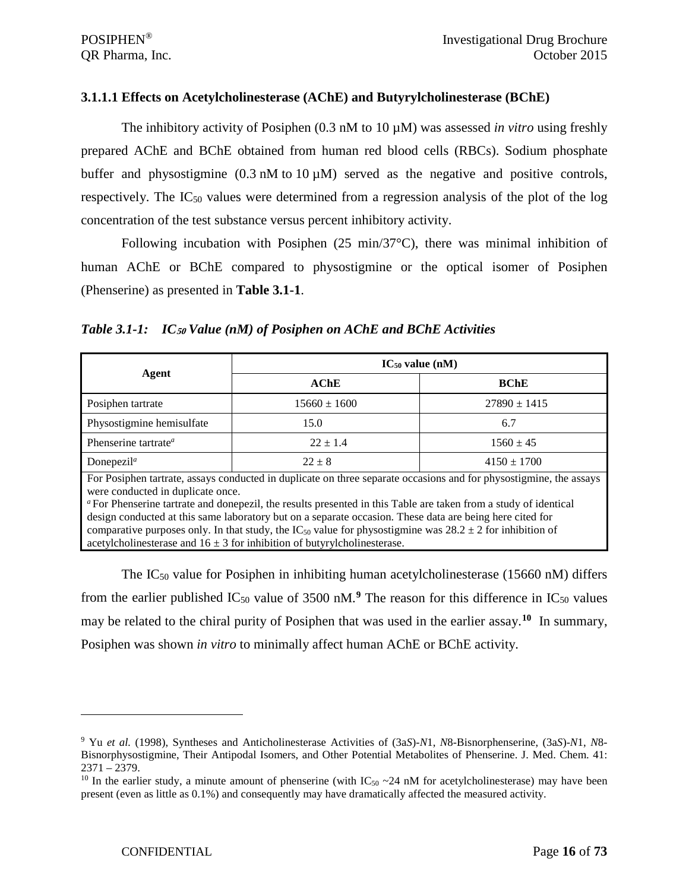### 3.1.1.1 Effects on Acetylcholinesterase (AChE) and Butyrylcholinesterase (BChE)

The inhibitory activity of Posiphen (0.3 nM to 10 µM) was assessed *in vitro* using freshly prepared AChE and BChE obtained from human red blood cells (RBCs). Sodium phosphate buffer and physostigmine (0.3 nM to 10 µM) served as the negative and positive controls, respectively. The $IC_{50}$ values were determined from a regression analysis of the plot of the log concentration of the test substance versus percent inhibitory activity.

Following incubation with Posiphen (25 min/37°C), there was minimal inhibition of human AChE or BChE compared to physostigmine or the optical isomer of Posiphen (Phenserine) as presented in **Table 3.1-1**.

***Table 3.1-1: $IC_{50}$ Value (nM) of Posiphen on AChE and BChE Activities***

| Agent | $IC_{50}$ value (nM) | |
|---|---|---|
| | **AChE** | **BChE** |
| Posiphen tartrate | 15660 ± 1600 | 27890 ± 1415 |
| Physostigmine hemisulfate | 15.0 | 6.7 |
| Phenserine tartrate[a] | 22 ± 1.4 | 1560 ± 45 |
| Donepezil[a] | 22 ± 8 | 4150 ± 1700 |

For Posiphen tartrate, assays conducted in duplicate on three separate occasions and for physostigmine, the assays were conducted in duplicate once.

[a] For Phenserine tartrate and donepezil, the results presented in this Table are taken from a study of identical design conducted at this same laboratory but on a separate occasion. These data are being here cited for comparative purposes only. In that study, the $IC_{50}$ value for physostigmine was 28.2 ± 2 for inhibition of acetylcholinesterase and 16 ± 3 for inhibition of butyrylcholinesterase.

The $IC_{50}$ value for Posiphen in inhibiting human acetylcholinesterase (15660 nM) differs from the earlier published $IC_{50}$ value of 3500 nM.[9] The reason for this difference in $IC_{50}$ values may be related to the chiral purity of Posiphen that was used in the earlier assay.[10] In summary, Posiphen was shown *in vitro* to minimally affect human AChE or BChE activity.

---

[9] Yu *et al.* (1998), Syntheses and Anticholinesterase Activities of (3a*S*)-*N*1, *N*8-Bisnorphenserine, (3a*S*)-*N*1, *N*8-Bisnorphysostigmine, Their Antipodal Isomers, and Other Potential Metabolites of Phenserine. J. Med. Chem. 41: 2371 – 2379.

[10] In the earlier study, a minute amount of phenserine (with $IC_{50}$ ~24 nM for acetylcholinesterase) may have been present (even as little as 0.1%) and consequently may have dramatically affected the measured activity.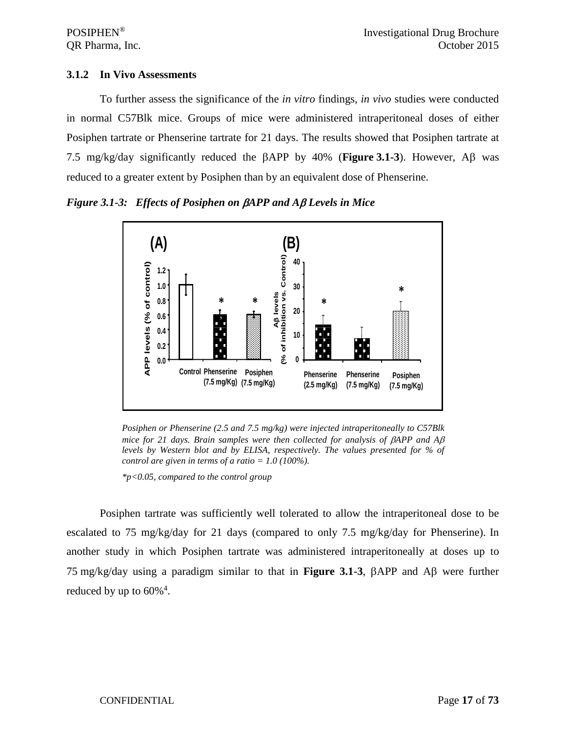### 3.1.2 In Vivo Assessments

To further assess the significance of the *in vitro* findings, *in vivo* studies were conducted in normal C57Blk mice. Groups of mice were administered intraperitoneal doses of either Posiphen tartrate or Phenserine tartrate for 21 days. The results showed that Posiphen tartrate at 7.5 mg/kg/day significantly reduced the βAPP by 40% (**Figure 3.1-3**). However, Aβ was reduced to a greater extent by Posiphen than by an equivalent dose of Phenserine.

***Figure 3.1-3: Effects of Posiphen on βAPP and Aβ Levels in Mice***

*Posiphen or Phenserine (2.5 and 7.5 mg/kg) were injected intraperitoneally to C57Blk mice for 21 days. Brain samples were then collected for analysis of βAPP and Aβ levels by Western blot and by ELISA, respectively. The values presented for % of control are given in terms of a ratio = 1.0 (100%).*

*\*p<0.05, compared to the control group*

Posiphen tartrate was sufficiently well tolerated to allow the intraperitoneal dose to be escalated to 75 mg/kg/day for 21 days (compared to only 7.5 mg/kg/day for Phenserine). In another study in which Posiphen tartrate was administered intraperitoneally at doses up to 75 mg/kg/day using a paradigm similar to that in **Figure 3.1-3**, βAPP and Aβ were further reduced by up to 60%[4].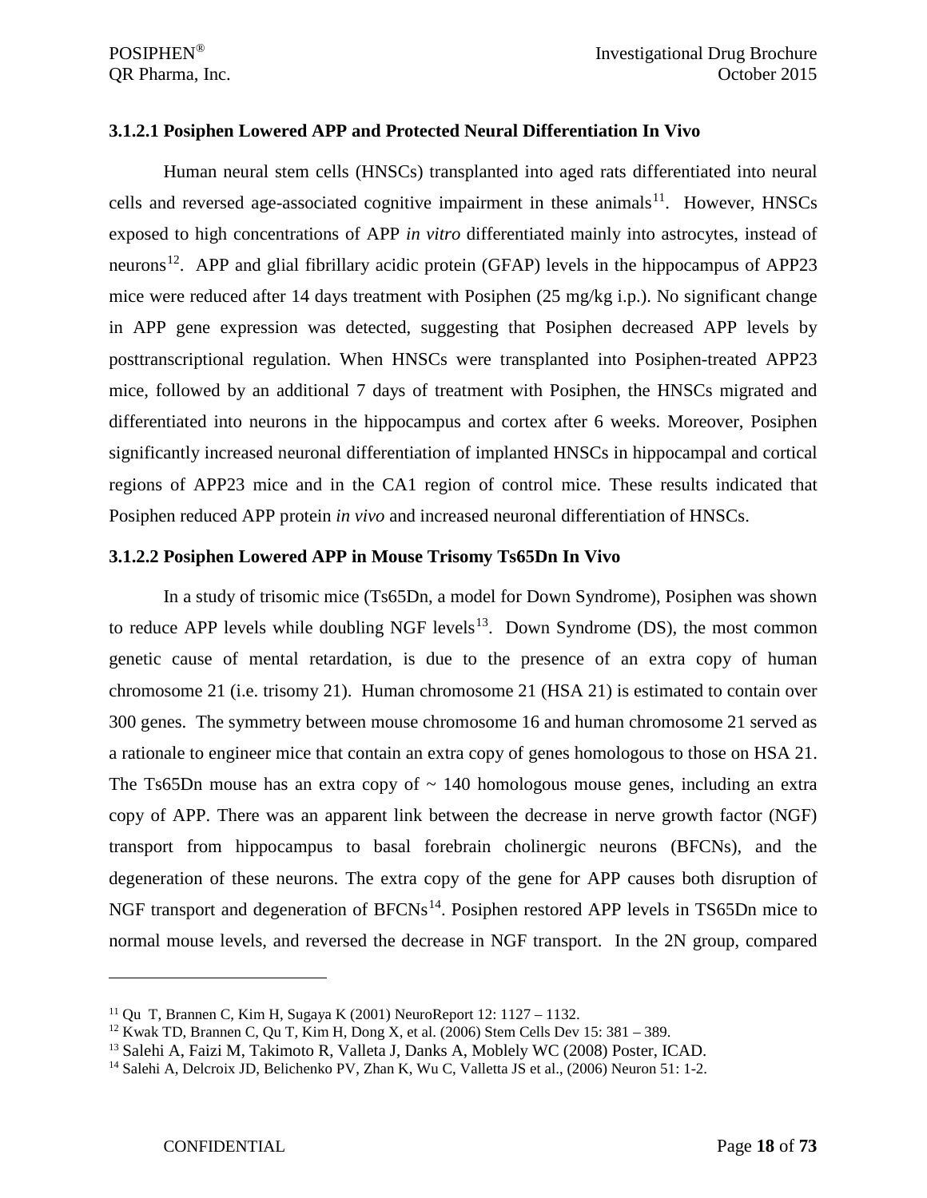### 3.1.2.1 Posiphen Lowered APP and Protected Neural Differentiation In Vivo

Human neural stem cells (HNSCs) transplanted into aged rats differentiated into neural cells and reversed age-associated cognitive impairment in these animals[11]. However, HNSCs exposed to high concentrations of APP *in vitro* differentiated mainly into astrocytes, instead of neurons[12]. APP and glial fibrillary acidic protein (GFAP) levels in the hippocampus of APP23 mice were reduced after 14 days treatment with Posiphen (25 mg/kg i.p.). No significant change in APP gene expression was detected, suggesting that Posiphen decreased APP levels by posttranscriptional regulation. When HNSCs were transplanted into Posiphen-treated APP23 mice, followed by an additional 7 days of treatment with Posiphen, the HNSCs migrated and differentiated into neurons in the hippocampus and cortex after 6 weeks. Moreover, Posiphen significantly increased neuronal differentiation of implanted HNSCs in hippocampal and cortical regions of APP23 mice and in the CA1 region of control mice. These results indicated that Posiphen reduced APP protein *in vivo* and increased neuronal differentiation of HNSCs.

### 3.1.2.2 Posiphen Lowered APP in Mouse Trisomy Ts65Dn In Vivo

In a study of trisomic mice (Ts65Dn, a model for Down Syndrome), Posiphen was shown to reduce APP levels while doubling NGF levels[13]. Down Syndrome (DS), the most common genetic cause of mental retardation, is due to the presence of an extra copy of human chromosome 21 (i.e. trisomy 21). Human chromosome 21 (HSA 21) is estimated to contain over 300 genes. The symmetry between mouse chromosome 16 and human chromosome 21 served as a rationale to engineer mice that contain an extra copy of genes homologous to those on HSA 21. The Ts65Dn mouse has an extra copy of ~ 140 homologous mouse genes, including an extra copy of APP. There was an apparent link between the decrease in nerve growth factor (NGF) transport from hippocampus to basal forebrain cholinergic neurons (BFCNs), and the degeneration of these neurons. The extra copy of the gene for APP causes both disruption of NGF transport and degeneration of BFCNs[14]. Posiphen restored APP levels in TS65Dn mice to normal mouse levels, and reversed the decrease in NGF transport. In the 2N group, compared

---

[11] Qu T, Brannen C, Kim H, Sugaya K (2001) NeuroReport 12: 1127 – 1132.

[12] Kwak TD, Brannen C, Qu T, Kim H, Dong X, et al. (2006) Stem Cells Dev 15: 381 – 389.

[13] Salehi A, Faizi M, Takimoto R, Valleta J, Danks A, Moblely WC (2008) Poster, ICAD.

[14] Salehi A, Delcroix JD, Belichenko PV, Zhan K, Wu C, Valletta JS et al., (2006) Neuron 51: 1-2.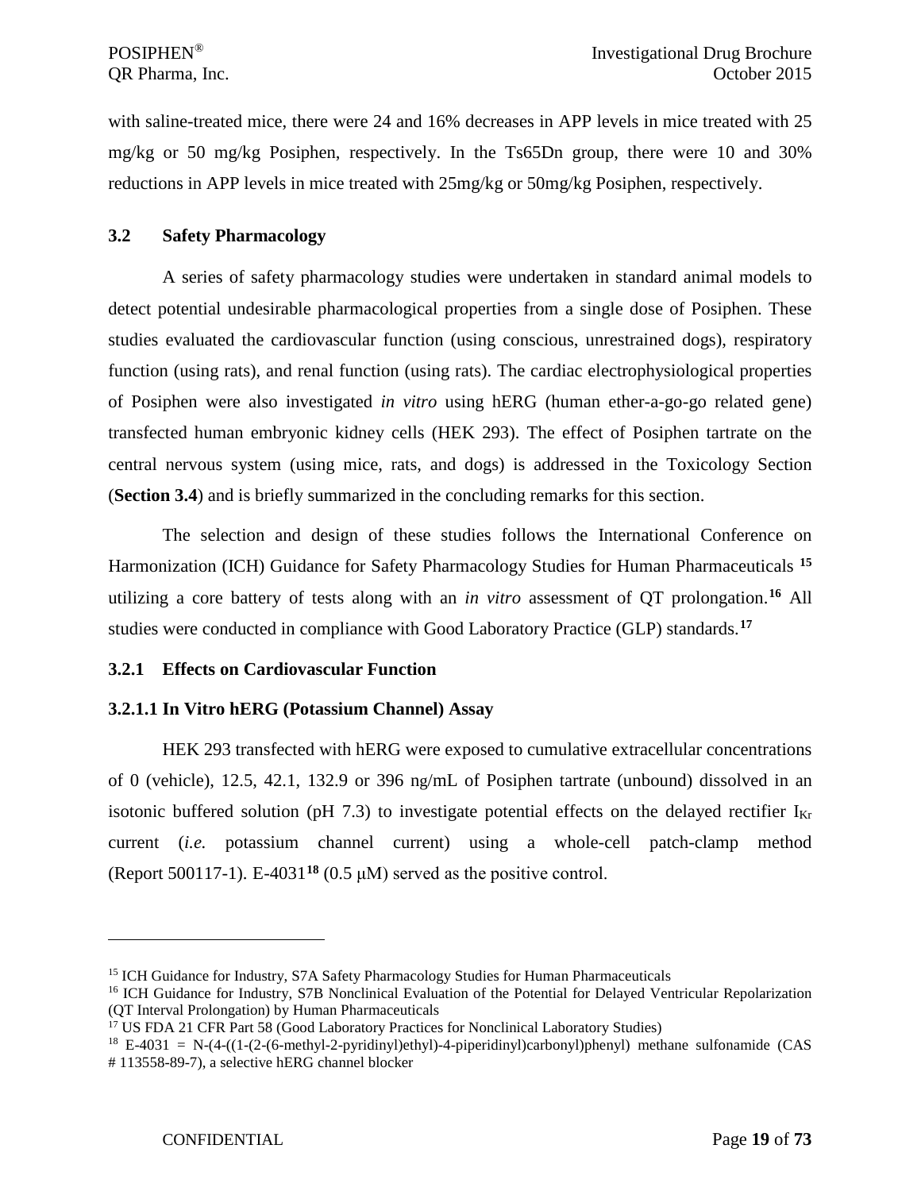with saline-treated mice, there were 24 and 16% decreases in APP levels in mice treated with 25 mg/kg or 50 mg/kg Posiphen, respectively. In the Ts65Dn group, there were 10 and 30% reductions in APP levels in mice treated with 25mg/kg or 50mg/kg Posiphen, respectively.

## 3.2 Safety Pharmacology

A series of safety pharmacology studies were undertaken in standard animal models to detect potential undesirable pharmacological properties from a single dose of Posiphen. These studies evaluated the cardiovascular function (using conscious, unrestrained dogs), respiratory function (using rats), and renal function (using rats). The cardiac electrophysiological properties of Posiphen were also investigated *in vitro* using hERG (human ether-a-go-go related gene) transfected human embryonic kidney cells (HEK 293). The effect of Posiphen tartrate on the central nervous system (using mice, rats, and dogs) is addressed in the Toxicology Section (**Section 3.4**) and is briefly summarized in the concluding remarks for this section.

The selection and design of these studies follows the International Conference on Harmonization (ICH) Guidance for Safety Pharmacology Studies for Human Pharmaceuticals [15] utilizing a core battery of tests along with an *in vitro* assessment of QT prolongation.[16] All studies were conducted in compliance with Good Laboratory Practice (GLP) standards.[17]

### 3.2.1 Effects on Cardiovascular Function

#### 3.2.1.1 In Vitro hERG (Potassium Channel) Assay

HEK 293 transfected with hERG were exposed to cumulative extracellular concentrations of 0 (vehicle), 12.5, 42.1, 132.9 or 396 ng/mL of Posiphen tartrate (unbound) dissolved in an isotonic buffered solution (pH 7.3) to investigate potential effects on the delayed rectifier $I_{Kr}$ current (*i.e.* potassium channel current) using a whole-cell patch-clamp method (Report 500117-1). E-4031[18] (0.5 μM) served as the positive control.

---

[15] ICH Guidance for Industry, S7A Safety Pharmacology Studies for Human Pharmaceuticals

[16] ICH Guidance for Industry, S7B Nonclinical Evaluation of the Potential for Delayed Ventricular Repolarization (QT Interval Prolongation) by Human Pharmaceuticals

[17] US FDA 21 CFR Part 58 (Good Laboratory Practices for Nonclinical Laboratory Studies)

[18] E-4031 = N-(4-((1-(2-(6-methyl-2-pyridinyl)ethyl)-4-piperidinyl)carbonyl)phenyl) methane sulfonamide (CAS # 113558-89-7), a selective hERG channel blocker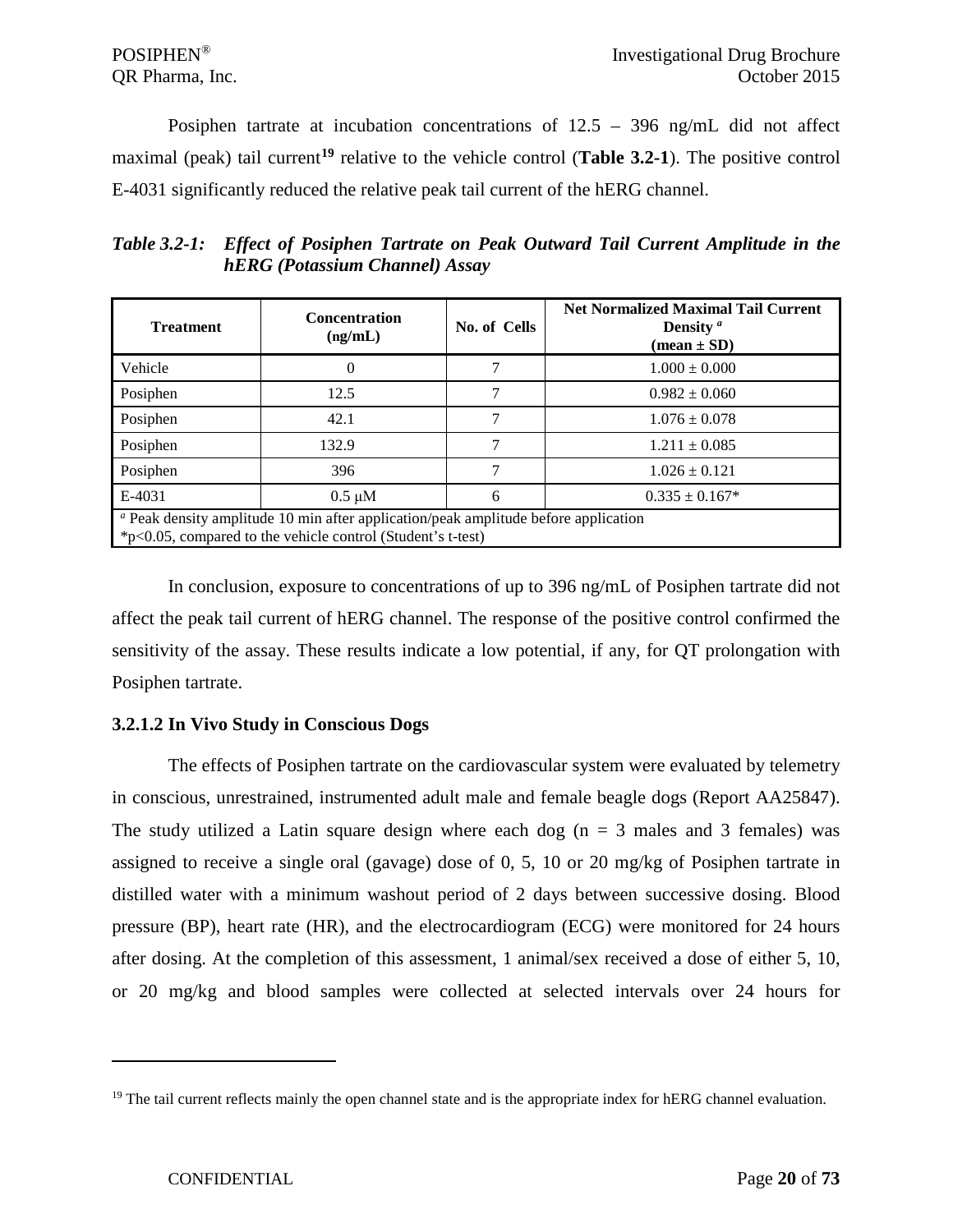Posiphen tartrate at incubation concentrations of 12.5 – 396 ng/mL did not affect maximal (peak) tail current[19] relative to the vehicle control (**Table 3.2-1**). The positive control E-4031 significantly reduced the relative peak tail current of the hERG channel.

***Table 3.2-1: Effect of Posiphen Tartrate on Peak Outward Tail Current Amplitude in the hERG (Potassium Channel) Assay***

| Treatment | Concentration (ng/mL) | No. of Cells | Net Normalized Maximal Tail Current Density [a] (mean ± SD) |
|---|---|---|---|
| Vehicle | 0 | 7 | 1.000 ± 0.000 |
| Posiphen | 12.5 | 7 | 0.982 ± 0.060 |
| Posiphen | 42.1 | 7 | 1.076 ± 0.078 |
| Posiphen | 132.9 | 7 | 1.211 ± 0.085 |
| Posiphen | 396 | 7 | 1.026 ± 0.121 |
| E-4031 | 0.5 μM | 6 | 0.335 ± 0.167* |

[a] Peak density amplitude 10 min after application/peak amplitude before application
*$p<0.05$, compared to the vehicle control (Student's t-test)

In conclusion, exposure to concentrations of up to 396 ng/mL of Posiphen tartrate did not affect the peak tail current of hERG channel. The response of the positive control confirmed the sensitivity of the assay. These results indicate a low potential, if any, for QT prolongation with Posiphen tartrate.

### 3.2.1.2 In Vivo Study in Conscious Dogs

The effects of Posiphen tartrate on the cardiovascular system were evaluated by telemetry in conscious, unrestrained, instrumented adult male and female beagle dogs (Report AA25847). The study utilized a Latin square design where each dog (n = 3 males and 3 females) was assigned to receive a single oral (gavage) dose of 0, 5, 10 or 20 mg/kg of Posiphen tartrate in distilled water with a minimum washout period of 2 days between successive dosing. Blood pressure (BP), heart rate (HR), and the electrocardiogram (ECG) were monitored for 24 hours after dosing. At the completion of this assessment, 1 animal/sex received a dose of either 5, 10, or 20 mg/kg and blood samples were collected at selected intervals over 24 hours for

[19] The tail current reflects mainly the open channel state and is the appropriate index for hERG channel evaluation.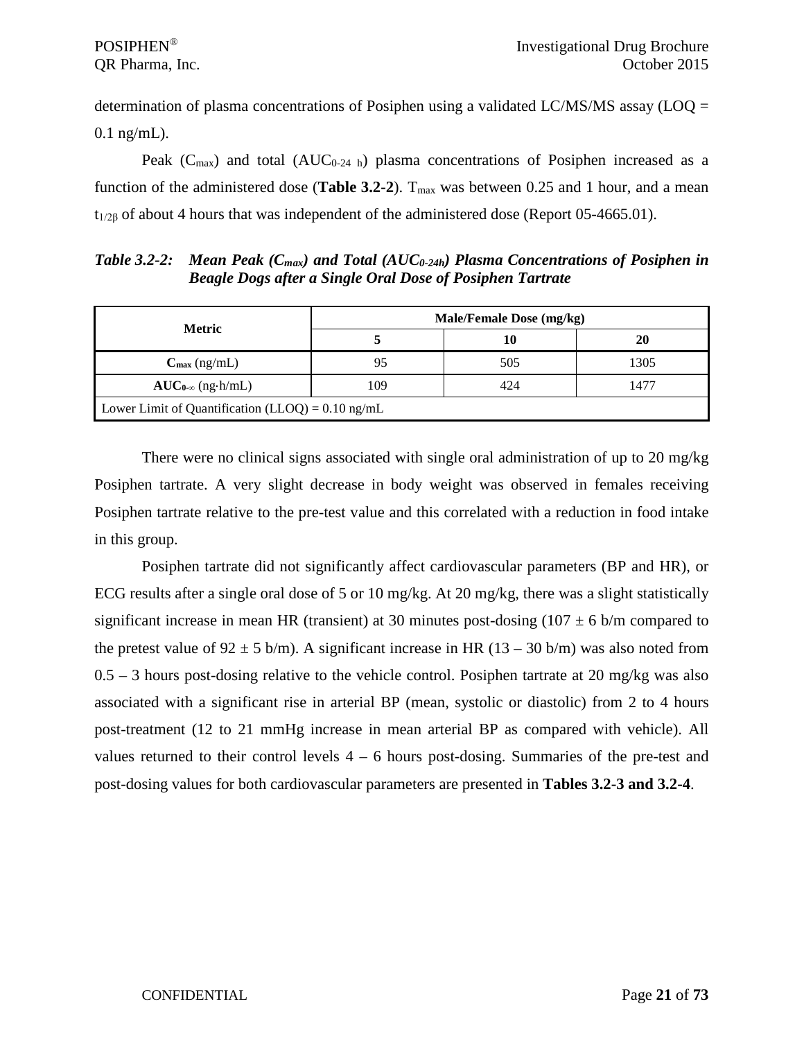determination of plasma concentrations of Posiphen using a validated LC/MS/MS assay (LOQ = 0.1 ng/mL).

Peak ($C_{max}$) and total ($AUC_{0\text{-}24\ h}$) plasma concentrations of Posiphen increased as a function of the administered dose (**Table 3.2-2**). $T_{max}$ was between 0.25 and 1 hour, and a mean $t_{1/2\beta}$ of about 4 hours that was independent of the administered dose (Report 05-4665.01).

***Table 3.2-2: Mean Peak ($C_{max}$) and Total ($AUC_{0\text{-}24h}$) Plasma Concentrations of Posiphen in Beagle Dogs after a Single Oral Dose of Posiphen Tartrate***

| **Metric** | **Male/Female Dose (mg/kg)** | | |
|---|---|---|---|
| | **5** | **10** | **20** |
| $C_{max}$ (ng/mL) | 95 | 505 | 1305 |
| $AUC_{0\text{-}\infty}$ (ng·h/mL) | 109 | 424 | 1477 |
| Lower Limit of Quantification (LLOQ) = 0.10 ng/mL | | | |

There were no clinical signs associated with single oral administration of up to 20 mg/kg Posiphen tartrate. A very slight decrease in body weight was observed in females receiving Posiphen tartrate relative to the pre-test value and this correlated with a reduction in food intake in this group.

Posiphen tartrate did not significantly affect cardiovascular parameters (BP and HR), or ECG results after a single oral dose of 5 or 10 mg/kg. At 20 mg/kg, there was a slight statistically significant increase in mean HR (transient) at 30 minutes post-dosing (107 ± 6 b/m compared to the pretest value of 92 ± 5 b/m). A significant increase in HR (13 – 30 b/m) was also noted from 0.5 – 3 hours post-dosing relative to the vehicle control. Posiphen tartrate at 20 mg/kg was also associated with a significant rise in arterial BP (mean, systolic or diastolic) from 2 to 4 hours post-treatment (12 to 21 mmHg increase in mean arterial BP as compared with vehicle). All values returned to their control levels 4 – 6 hours post-dosing. Summaries of the pre-test and post-dosing values for both cardiovascular parameters are presented in **Tables 3.2-3 and 3.2-4**.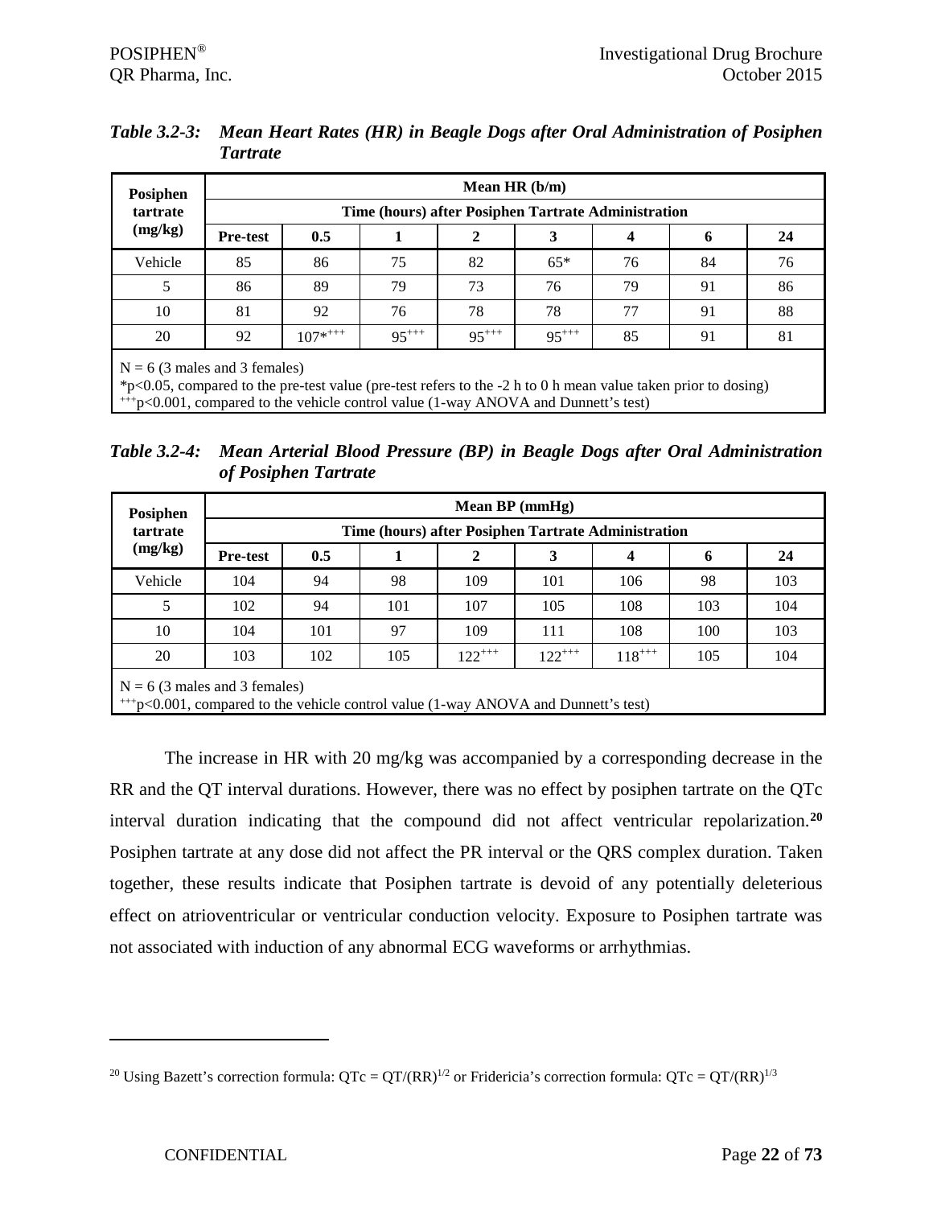*Table 3.2-3: Mean Heart Rates (HR) in Beagle Dogs after Oral Administration of Posiphen Tartrate*

| Posiphen tartrate (mg/kg) | Mean HR (b/m) | | | | | | | |
|---|---|---|---|---|---|---|---|---|
| | Time (hours) after Posiphen Tartrate Administration | | | | | | | |
| | Pre-test | 0.5 | 1 | 2 | 3 | 4 | 6 | 24 |
| Vehicle | 85 | 86 | 75 | 82 | 65* | 76 | 84 | 76 |
| 5 | 86 | 89 | 79 | 73 | 76 | 79 | 91 | 86 |
| 10 | 81 | 92 | 76 | 78 | 78 | 77 | 91 | 88 |
| 20 | 92 | 107*+++ | 95+++ | 95+++ | 95+++ | 85 | 91 | 81 |

N = 6 (3 males and 3 females)
*$p<0.05$, compared to the pre-test value (pre-test refers to the -2 h to 0 h mean value taken prior to dosing)
+++$p<0.001$, compared to the vehicle control value (1-way ANOVA and Dunnett's test)

*Table 3.2-4: Mean Arterial Blood Pressure (BP) in Beagle Dogs after Oral Administration of Posiphen Tartrate*

| Posiphen tartrate (mg/kg) | Mean BP (mmHg) | | | | | | | |
|---|---|---|---|---|---|---|---|---|
| | Time (hours) after Posiphen Tartrate Administration | | | | | | | |
| | Pre-test | 0.5 | 1 | 2 | 3 | 4 | 6 | 24 |
| Vehicle | 104 | 94 | 98 | 109 | 101 | 106 | 98 | 103 |
| 5 | 102 | 94 | 101 | 107 | 105 | 108 | 103 | 104 |
| 10 | 104 | 101 | 97 | 109 | 111 | 108 | 100 | 103 |
| 20 | 103 | 102 | 105 | 122+++ | 122+++ | 118+++ | 105 | 104 |

N = 6 (3 males and 3 females)
+++$p<0.001$, compared to the vehicle control value (1-way ANOVA and Dunnett's test)

The increase in HR with 20 mg/kg was accompanied by a corresponding decrease in the RR and the QT interval durations. However, there was no effect by posiphen tartrate on the QTc interval duration indicating that the compound did not affect ventricular repolarization.[20] Posiphen tartrate at any dose did not affect the PR interval or the QRS complex duration. Taken together, these results indicate that Posiphen tartrate is devoid of any potentially deleterious effect on atrioventricular or ventricular conduction velocity. Exposure to Posiphen tartrate was not associated with induction of any abnormal ECG waveforms or arrhythmias.

[20] Using Bazett's correction formula: $QTc = QT/(RR)^{1/2}$ or Fridericia's correction formula: $QTc = QT/(RR)^{1/3}$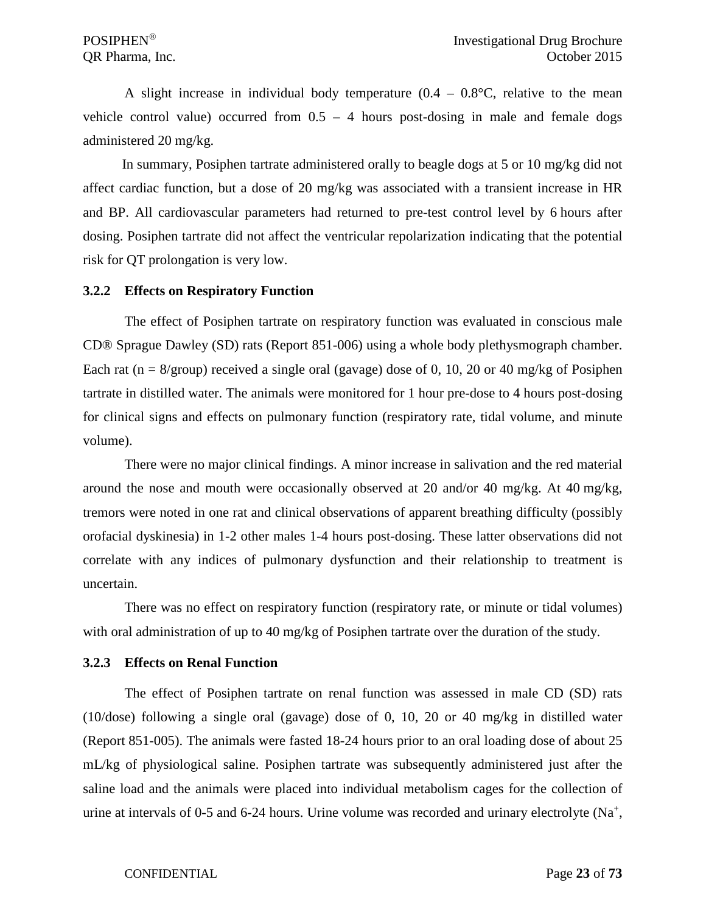A slight increase in individual body temperature (0.4 – 0.8°C, relative to the mean vehicle control value) occurred from 0.5 – 4 hours post-dosing in male and female dogs administered 20 mg/kg.

In summary, Posiphen tartrate administered orally to beagle dogs at 5 or 10 mg/kg did not affect cardiac function, but a dose of 20 mg/kg was associated with a transient increase in HR and BP. All cardiovascular parameters had returned to pre-test control level by 6 hours after dosing. Posiphen tartrate did not affect the ventricular repolarization indicating that the potential risk for QT prolongation is very low.

### 3.2.2 Effects on Respiratory Function

The effect of Posiphen tartrate on respiratory function was evaluated in conscious male CD® Sprague Dawley (SD) rats (Report 851-006) using a whole body plethysmograph chamber. Each rat (n = 8/group) received a single oral (gavage) dose of 0, 10, 20 or 40 mg/kg of Posiphen tartrate in distilled water. The animals were monitored for 1 hour pre-dose to 4 hours post-dosing for clinical signs and effects on pulmonary function (respiratory rate, tidal volume, and minute volume).

There were no major clinical findings. A minor increase in salivation and the red material around the nose and mouth were occasionally observed at 20 and/or 40 mg/kg. At 40 mg/kg, tremors were noted in one rat and clinical observations of apparent breathing difficulty (possibly orofacial dyskinesia) in 1-2 other males 1-4 hours post-dosing. These latter observations did not correlate with any indices of pulmonary dysfunction and their relationship to treatment is uncertain.

There was no effect on respiratory function (respiratory rate, or minute or tidal volumes) with oral administration of up to 40 mg/kg of Posiphen tartrate over the duration of the study.

### 3.2.3 Effects on Renal Function

The effect of Posiphen tartrate on renal function was assessed in male CD (SD) rats (10/dose) following a single oral (gavage) dose of 0, 10, 20 or 40 mg/kg in distilled water (Report 851-005). The animals were fasted 18-24 hours prior to an oral loading dose of about 25 mL/kg of physiological saline. Posiphen tartrate was subsequently administered just after the saline load and the animals were placed into individual metabolism cages for the collection of urine at intervals of 0-5 and 6-24 hours. Urine volume was recorded and urinary electrolyte ($Na^+$,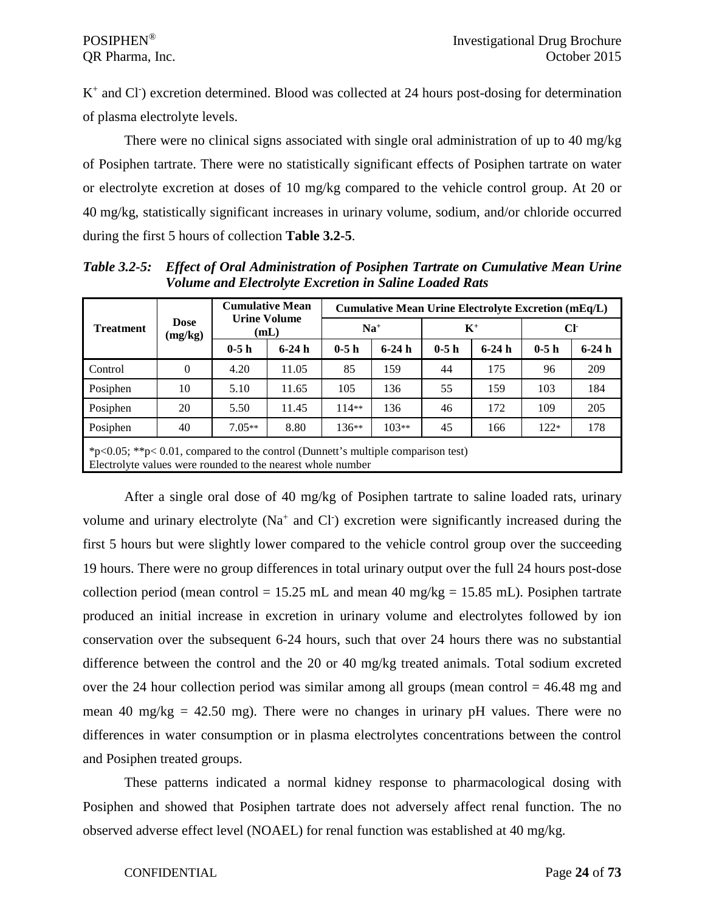$K^+$ and $Cl^-$) excretion determined. Blood was collected at 24 hours post-dosing for determination of plasma electrolyte levels.

There were no clinical signs associated with single oral administration of up to 40 mg/kg of Posiphen tartrate. There were no statistically significant effects of Posiphen tartrate on water or electrolyte excretion at doses of 10 mg/kg compared to the vehicle control group. At 20 or 40 mg/kg, statistically significant increases in urinary volume, sodium, and/or chloride occurred during the first 5 hours of collection **Table 3.2-5**.

***Table 3.2-5: Effect of Oral Administration of Posiphen Tartrate on Cumulative Mean Urine Volume and Electrolyte Excretion in Saline Loaded Rats***

| Treatment | Dose (mg/kg) | Cumulative Mean Urine Volume (mL) | | Cumulative Mean Urine Electrolyte Excretion (mEq/L) | | | | | |
|---|---|---|---|---|---|---|---|---|---|
| | | | | $Na^+$ | | $K^+$ | | $Cl^-$ | |
| | | 0-5 h | 6-24 h | 0-5 h | 6-24 h | 0-5 h | 6-24 h | 0-5 h | 6-24 h |
| Control | 0 | 4.20 | 11.05 | 85 | 159 | 44 | 175 | 96 | 209 |
| Posiphen | 10 | 5.10 | 11.65 | 105 | 136 | 55 | 159 | 103 | 184 |
| Posiphen | 20 | 5.50 | 11.45 | 114** | 136 | 46 | 172 | 109 | 205 |
| Posiphen | 40 | 7.05** | 8.80 | 136** | 103** | 45 | 166 | 122* | 178 |

*$p<0.05$; **$p< 0.01$, compared to the control (Dunnett's multiple comparison test)
Electrolyte values were rounded to the nearest whole number

After a single oral dose of 40 mg/kg of Posiphen tartrate to saline loaded rats, urinary volume and urinary electrolyte ($Na^+$ and $Cl^-$) excretion were significantly increased during the first 5 hours but were slightly lower compared to the vehicle control group over the succeeding 19 hours. There were no group differences in total urinary output over the full 24 hours post-dose collection period (mean control = 15.25 mL and mean 40 mg/kg = 15.85 mL). Posiphen tartrate produced an initial increase in excretion in urinary volume and electrolytes followed by ion conservation over the subsequent 6-24 hours, such that over 24 hours there was no substantial difference between the control and the 20 or 40 mg/kg treated animals. Total sodium excreted over the 24 hour collection period was similar among all groups (mean control = 46.48 mg and mean 40 mg/kg = 42.50 mg). There were no changes in urinary pH values. There were no differences in water consumption or in plasma electrolytes concentrations between the control and Posiphen treated groups.

These patterns indicated a normal kidney response to pharmacological dosing with Posiphen and showed that Posiphen tartrate does not adversely affect renal function. The no observed adverse effect level (NOAEL) for renal function was established at 40 mg/kg.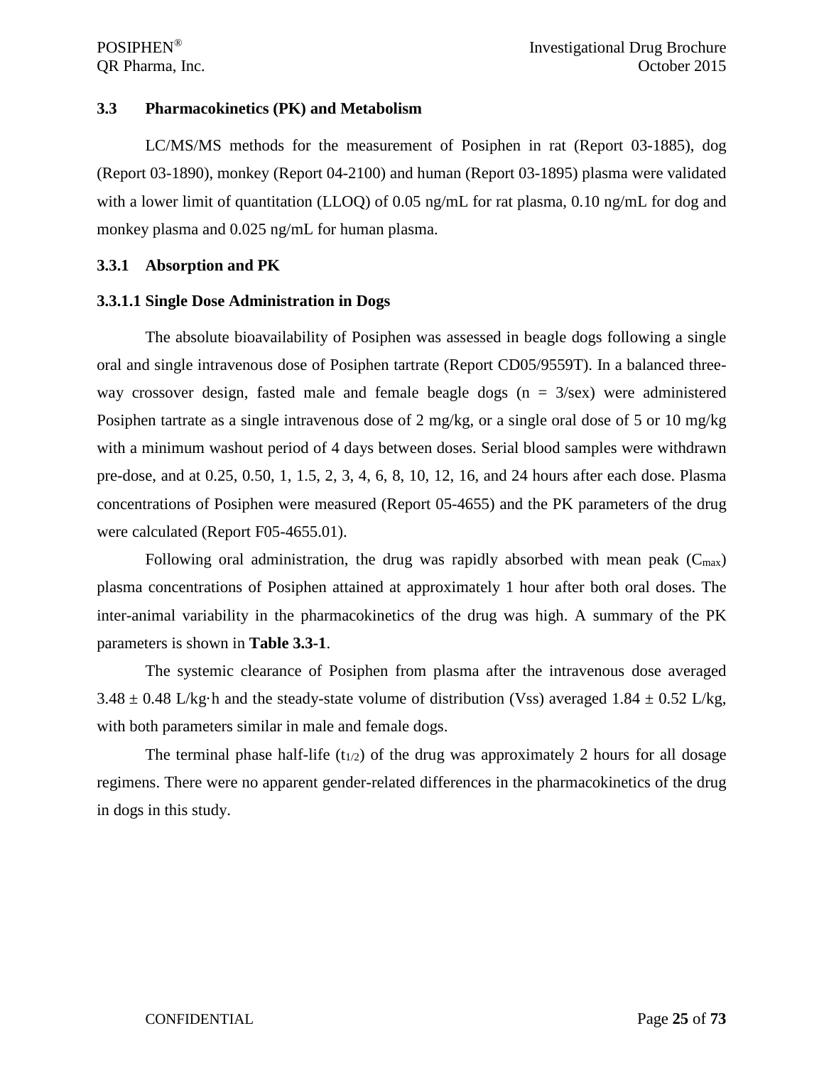## 3.3 Pharmacokinetics (PK) and Metabolism

LC/MS/MS methods for the measurement of Posiphen in rat (Report 03-1885), dog (Report 03-1890), monkey (Report 04-2100) and human (Report 03-1895) plasma were validated with a lower limit of quantitation (LLOQ) of 0.05 ng/mL for rat plasma, 0.10 ng/mL for dog and monkey plasma and 0.025 ng/mL for human plasma.

### 3.3.1 Absorption and PK

#### 3.3.1.1 Single Dose Administration in Dogs

The absolute bioavailability of Posiphen was assessed in beagle dogs following a single oral and single intravenous dose of Posiphen tartrate (Report CD05/9559T). In a balanced three-way crossover design, fasted male and female beagle dogs (n = 3/sex) were administered Posiphen tartrate as a single intravenous dose of 2 mg/kg, or a single oral dose of 5 or 10 mg/kg with a minimum washout period of 4 days between doses. Serial blood samples were withdrawn pre-dose, and at 0.25, 0.50, 1, 1.5, 2, 3, 4, 6, 8, 10, 12, 16, and 24 hours after each dose. Plasma concentrations of Posiphen were measured (Report 05-4655) and the PK parameters of the drug were calculated (Report F05-4655.01).

Following oral administration, the drug was rapidly absorbed with mean peak ($C_{max}$) plasma concentrations of Posiphen attained at approximately 1 hour after both oral doses. The inter-animal variability in the pharmacokinetics of the drug was high. A summary of the PK parameters is shown in **Table 3.3-1**.

The systemic clearance of Posiphen from plasma after the intravenous dose averaged $3.48 \pm 0.48$ L/kg·h and the steady-state volume of distribution (Vss) averaged $1.84 \pm 0.52$ L/kg, with both parameters similar in male and female dogs.

The terminal phase half-life ($t_{1/2}$) of the drug was approximately 2 hours for all dosage regimens. There were no apparent gender-related differences in the pharmacokinetics of the drug in dogs in this study.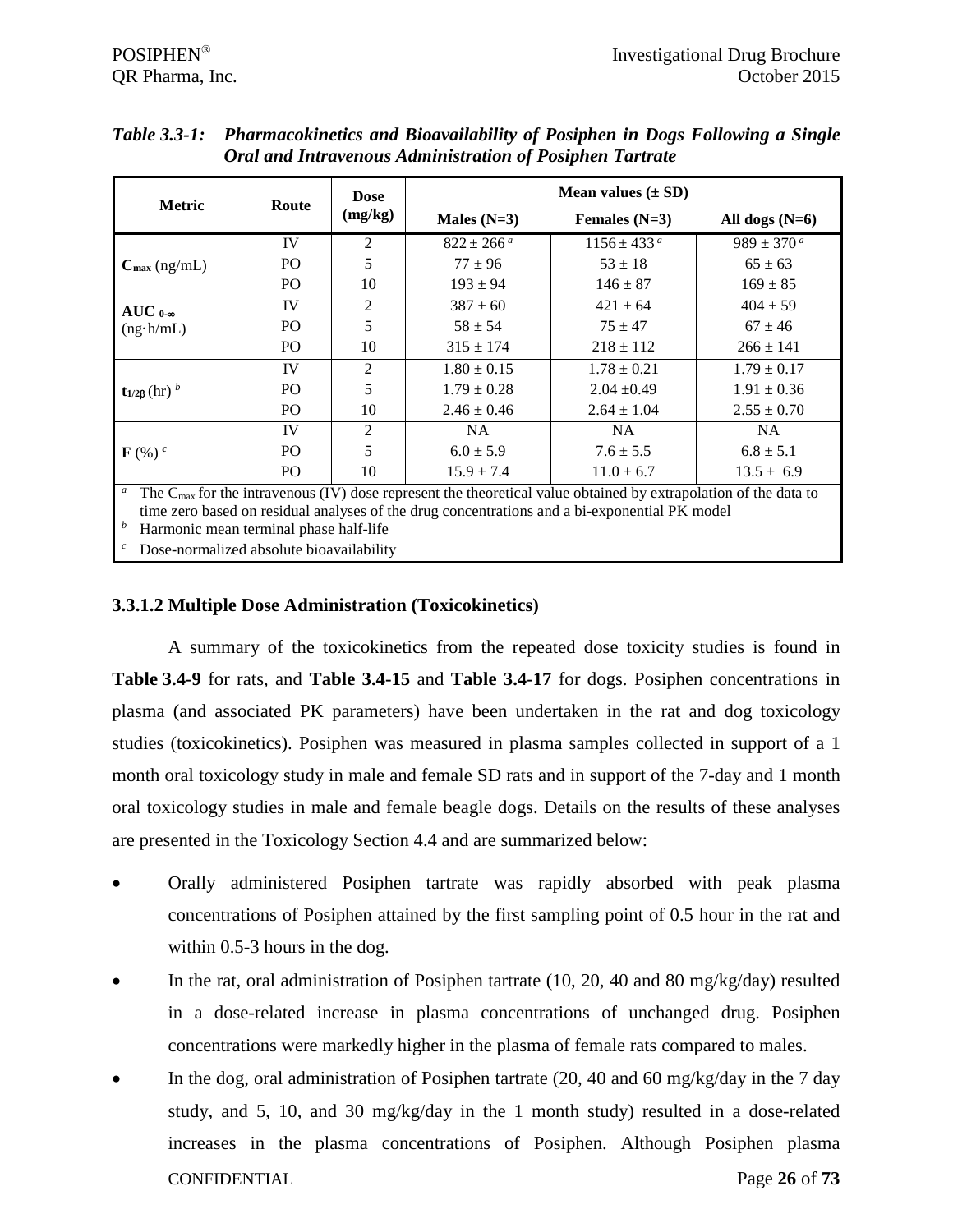*Table 3.3-1: Pharmacokinetics and Bioavailability of Posiphen in Dogs Following a Single Oral and Intravenous Administration of Posiphen Tartrate*

| Metric | Route | Dose (mg/kg) | Mean values (± SD) | | |
|---|---|---|---|---|---|
| | | | Males (N=3) | Females (N=3) | All dogs (N=6) |
| $C_{max}$ (ng/mL) | IV | 2 | 822 ± 266 [a] | 1156 ± 433 [a] | 989 ± 370 [a] |
| | PO | 5 | 77 ± 96 | 53 ± 18 | 65 ± 63 |
| | PO | 10 | 193 ± 94 | 146 ± 87 | 169 ± 85 |
| $AUC_{0\text{-}\infty}$ (ng·h/mL) | IV | 2 | 387 ± 60 | 421 ± 64 | 404 ± 59 |
| | PO | 5 | 58 ± 54 | 75 ± 47 | 67 ± 46 |
| | PO | 10 | 315 ± 174 | 218 ± 112 | 266 ± 141 |
| $t_{1/2\beta}$ (hr) [b] | IV | 2 | 1.80 ± 0.15 | 1.78 ± 0.21 | 1.79 ± 0.17 |
| | PO | 5 | 1.79 ± 0.28 | 2.04 ±0.49 | 1.91 ± 0.36 |
| | PO | 10 | 2.46 ± 0.46 | 2.64 ± 1.04 | 2.55 ± 0.70 |
| **F** (%) [c] | IV | 2 | NA | NA | NA |
| | PO | 5 | 6.0 ± 5.9 | 7.6 ± 5.5 | 6.8 ± 5.1 |
| | PO | 10 | 15.9 ± 7.4 | 11.0 ± 6.7 | 13.5 ± 6.9 |

[a] The $C_{max}$ for the intravenous (IV) dose represent the theoretical value obtained by extrapolation of the data to time zero based on residual analyses of the drug concentrations and a bi-exponential PK model

[b] Harmonic mean terminal phase half-life

[c] Dose-normalized absolute bioavailability

### 3.3.1.2 Multiple Dose Administration (Toxicokinetics)

A summary of the toxicokinetics from the repeated dose toxicity studies is found in **Table 3.4-9** for rats, and **Table 3.4-15** and **Table 3.4-17** for dogs. Posiphen concentrations in plasma (and associated PK parameters) have been undertaken in the rat and dog toxicology studies (toxicokinetics). Posiphen was measured in plasma samples collected in support of a 1 month oral toxicology study in male and female SD rats and in support of the 7-day and 1 month oral toxicology studies in male and female beagle dogs. Details on the results of these analyses are presented in the Toxicology Section 4.4 and are summarized below:

- Orally administered Posiphen tartrate was rapidly absorbed with peak plasma concentrations of Posiphen attained by the first sampling point of 0.5 hour in the rat and within 0.5-3 hours in the dog.
- In the rat, oral administration of Posiphen tartrate (10, 20, 40 and 80 mg/kg/day) resulted in a dose-related increase in plasma concentrations of unchanged drug. Posiphen concentrations were markedly higher in the plasma of female rats compared to males.
- In the dog, oral administration of Posiphen tartrate (20, 40 and 60 mg/kg/day in the 7 day study, and 5, 10, and 30 mg/kg/day in the 1 month study) resulted in a dose-related increases in the plasma concentrations of Posiphen. Although Posiphen plasma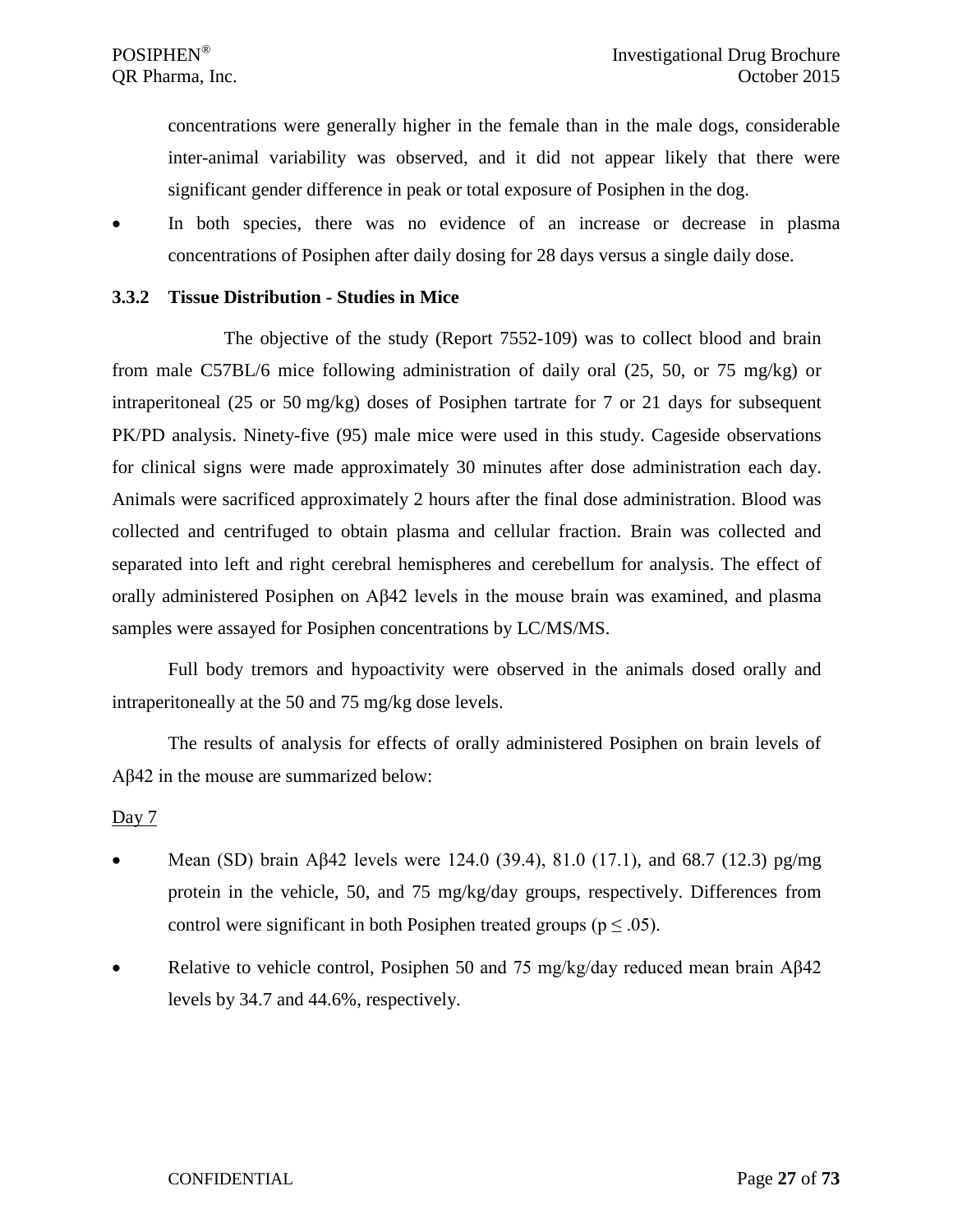concentrations were generally higher in the female than in the male dogs, considerable inter-animal variability was observed, and it did not appear likely that there were significant gender difference in peak or total exposure of Posiphen in the dog.

- In both species, there was no evidence of an increase or decrease in plasma concentrations of Posiphen after daily dosing for 28 days versus a single daily dose.

### 3.3.2 Tissue Distribution - Studies in Mice

The objective of the study (Report 7552-109) was to collect blood and brain from male C57BL/6 mice following administration of daily oral (25, 50, or 75 mg/kg) or intraperitoneal (25 or 50 mg/kg) doses of Posiphen tartrate for 7 or 21 days for subsequent PK/PD analysis. Ninety-five (95) male mice were used in this study. Cageside observations for clinical signs were made approximately 30 minutes after dose administration each day. Animals were sacrificed approximately 2 hours after the final dose administration. Blood was collected and centrifuged to obtain plasma and cellular fraction. Brain was collected and separated into left and right cerebral hemispheres and cerebellum for analysis. The effect of orally administered Posiphen on Aβ42 levels in the mouse brain was examined, and plasma samples were assayed for Posiphen concentrations by LC/MS/MS.

Full body tremors and hypoactivity were observed in the animals dosed orally and intraperitoneally at the 50 and 75 mg/kg dose levels.

The results of analysis for effects of orally administered Posiphen on brain levels of Aβ42 in the mouse are summarized below:

<u>Day 7</u>

- Mean (SD) brain Aβ42 levels were 124.0 (39.4), 81.0 (17.1), and 68.7 (12.3) pg/mg protein in the vehicle, 50, and 75 mg/kg/day groups, respectively. Differences from control were significant in both Posiphen treated groups ($p \leq .05$).
- Relative to vehicle control, Posiphen 50 and 75 mg/kg/day reduced mean brain Aβ42 levels by 34.7 and 44.6%, respectively.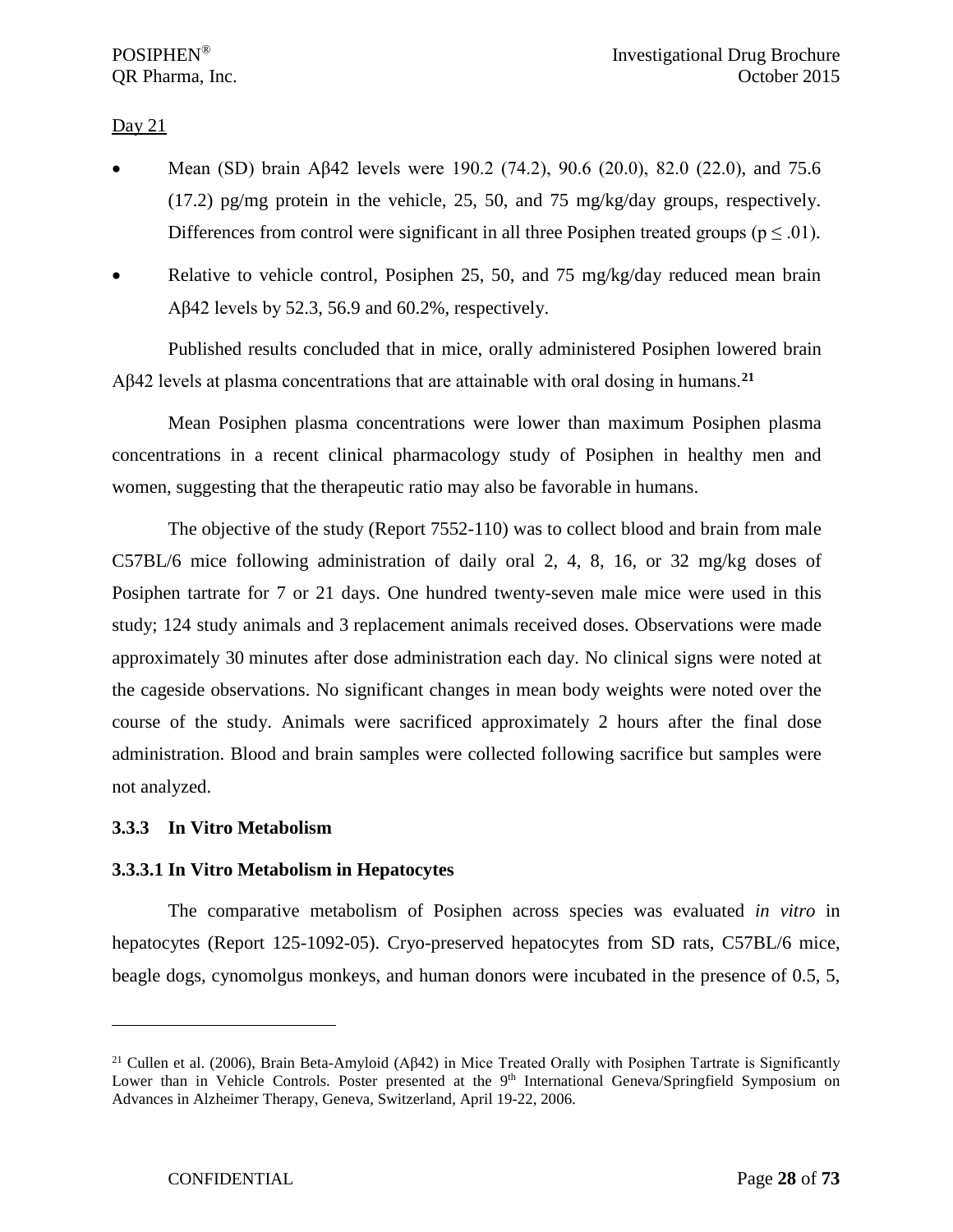Day 21

- Mean (SD) brain Aβ42 levels were 190.2 (74.2), 90.6 (20.0), 82.0 (22.0), and 75.6 (17.2) pg/mg protein in the vehicle, 25, 50, and 75 mg/kg/day groups, respectively. Differences from control were significant in all three Posiphen treated groups ($p \leq .01$).
- Relative to vehicle control, Posiphen 25, 50, and 75 mg/kg/day reduced mean brain Aβ42 levels by 52.3, 56.9 and 60.2%, respectively.

Published results concluded that in mice, orally administered Posiphen lowered brain Aβ42 levels at plasma concentrations that are attainable with oral dosing in humans.[21]

Mean Posiphen plasma concentrations were lower than maximum Posiphen plasma concentrations in a recent clinical pharmacology study of Posiphen in healthy men and women, suggesting that the therapeutic ratio may also be favorable in humans.

The objective of the study (Report 7552-110) was to collect blood and brain from male C57BL/6 mice following administration of daily oral 2, 4, 8, 16, or 32 mg/kg doses of Posiphen tartrate for 7 or 21 days. One hundred twenty-seven male mice were used in this study; 124 study animals and 3 replacement animals received doses. Observations were made approximately 30 minutes after dose administration each day. No clinical signs were noted at the cageside observations. No significant changes in mean body weights were noted over the course of the study. Animals were sacrificed approximately 2 hours after the final dose administration. Blood and brain samples were collected following sacrifice but samples were not analyzed.

### 3.3.3 In Vitro Metabolism

#### 3.3.3.1 In Vitro Metabolism in Hepatocytes

The comparative metabolism of Posiphen across species was evaluated *in vitro* in hepatocytes (Report 125-1092-05). Cryo-preserved hepatocytes from SD rats, C57BL/6 mice, beagle dogs, cynomolgus monkeys, and human donors were incubated in the presence of 0.5, 5,

---

[21] Cullen et al. (2006), Brain Beta-Amyloid (Aβ42) in Mice Treated Orally with Posiphen Tartrate is Significantly Lower than in Vehicle Controls. Poster presented at the 9th International Geneva/Springfield Symposium on Advances in Alzheimer Therapy, Geneva, Switzerland, April 19-22, 2006.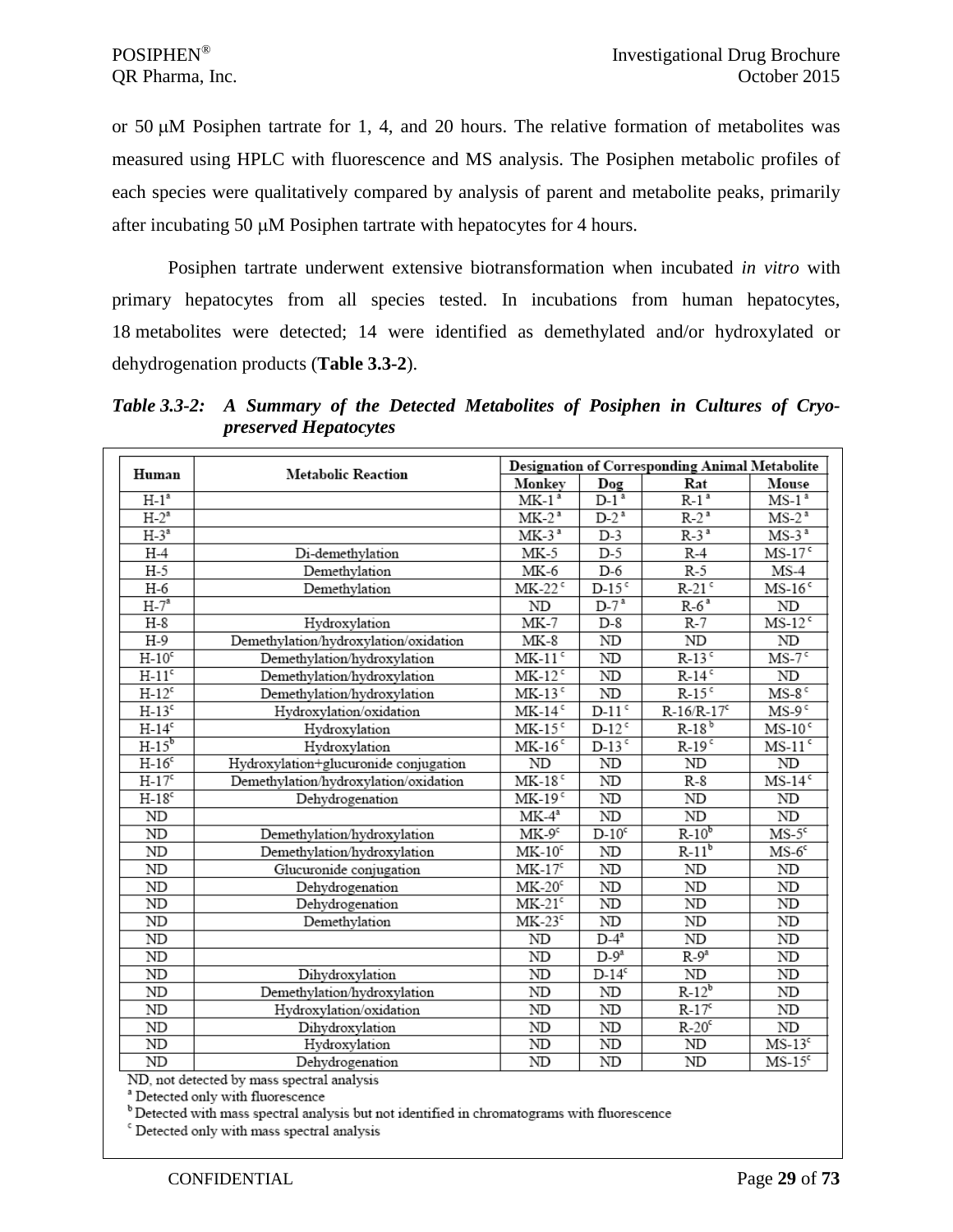or 50 μM Posiphen tartrate for 1, 4, and 20 hours. The relative formation of metabolites was measured using HPLC with fluorescence and MS analysis. The Posiphen metabolic profiles of each species were qualitatively compared by analysis of parent and metabolite peaks, primarily after incubating 50 μM Posiphen tartrate with hepatocytes for 4 hours.

Posiphen tartrate underwent extensive biotransformation when incubated *in vitro* with primary hepatocytes from all species tested. In incubations from human hepatocytes, 18 metabolites were detected; 14 were identified as demethylated and/or hydroxylated or dehydrogenation products (**Table 3.3-2**).

***Table 3.3-2: A Summary of the Detected Metabolites of Posiphen in Cultures of Cryo-preserved Hepatocytes***

| Human | Metabolic Reaction | Designation of Corresponding Animal Metabolite | | | |
|---|---|---|---|---|---|
| | | Monkey | Dog | Rat | Mouse |
| H-1[a] | | MK-1[a] | D-1[a] | R-1[a] | MS-1[a] |
| H-2[a] | | MK-2[a] | D-2[a] | R-2[a] | MS-2[a] |
| H-3[a] | | MK-3[a] | D-3 | R-3[a] | MS-3[a] |
| H-4 | Di-demethylation | MK-5 | D-5 | R-4 | MS-17[c] |
| H-5 | Demethylation | MK-6 | D-6 | R-5 | MS-4 |
| H-6 | Demethylation | MK-22[c] | D-15[c] | R-21[c] | MS-16[c] |
| H-7[a] | | ND | D-7[a] | R-6[a] | ND |
| H-8 | Hydroxylation | MK-7 | D-8 | R-7 | MS-12[c] |
| H-9 | Demethylation/hydroxylation/oxidation | MK-8 | ND | ND | ND |
| H-10[c] | Demethylation/hydroxylation | MK-11[c] | ND | R-13[c] | MS-7[c] |
| H-11[c] | Demethylation/hydroxylation | MK-12[c] | ND | R-14[c] | ND |
| H-12[c] | Demethylation/hydroxylation | MK-13[c] | ND | R-15[c] | MS-8[c] |
| H-13[c] | Hydroxylation/oxidation | MK-14[c] | D-11[c] | R-16/R-17[c] | MS-9[c] |
| H-14[c] | Hydroxylation | MK-15[c] | D-12[c] | R-18[b] | MS-10[c] |
| H-15[b] | Hydroxylation | MK-16[c] | D-13[c] | R-19[c] | MS-11[c] |
| H-16[c] | Hydroxylation+glucuronide conjugation | ND | ND | ND | ND |
| H-17[c] | Demethylation/hydroxylation/oxidation | MK-18[c] | ND | R-8 | MS-14[c] |
| H-18[c] | Dehydrogenation | MK-19[c] | ND | ND | ND |
| ND | | MK-4[a] | ND | ND | ND |
| ND | Demethylation/hydroxylation | MK-9[c] | D-10[c] | R-10[b] | MS-5[c] |
| ND | Demethylation/hydroxylation | MK-10[c] | ND | R-11[b] | MS-6[c] |
| ND | Glucuronide conjugation | MK-17[c] | ND | ND | ND |
| ND | Dehydrogenation | MK-20[c] | ND | ND | ND |
| ND | Dehydrogenation | MK-21[c] | ND | ND | ND |
| ND | Demethylation | MK-23[c] | ND | ND | ND |
| ND | | ND | D-4[a] | ND | ND |
| ND | | ND | D-9[a] | R-9[a] | ND |
| ND | Dihydroxylation | ND | D-14[c] | ND | ND |
| ND | Demethylation/hydroxylation | ND | ND | R-12[b] | ND |
| ND | Hydroxylation/oxidation | ND | ND | R-17[c] | ND |
| ND | Dihydroxylation | ND | ND | R-20[c] | ND |
| ND | Hydroxylation | ND | ND | ND | MS-13[c] |
| ND | Dehydrogenation | ND | ND | ND | MS-15[c] |

ND, not detected by mass spectral analysis
[a] Detected only with fluorescence
[b] Detected with mass spectral analysis but not identified in chromatograms with fluorescence
[c] Detected only with mass spectral analysis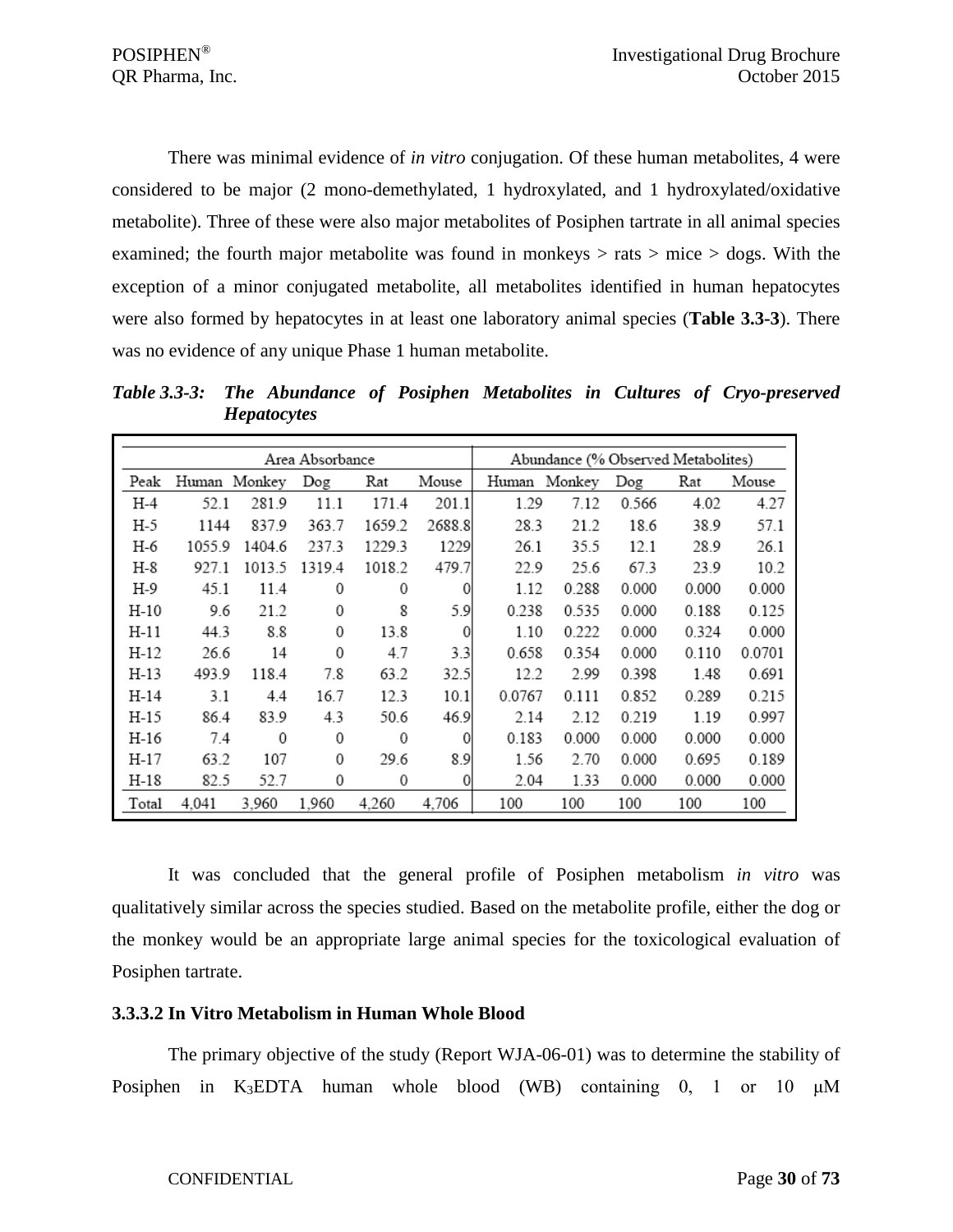There was minimal evidence of *in vitro* conjugation. Of these human metabolites, 4 were considered to be major (2 mono-demethylated, 1 hydroxylated, and 1 hydroxylated/oxidative metabolite). Three of these were also major metabolites of Posiphen tartrate in all animal species examined; the fourth major metabolite was found in monkeys > rats > mice > dogs. With the exception of a minor conjugated metabolite, all metabolites identified in human hepatocytes were also formed by hepatocytes in at least one laboratory animal species (**Table 3.3-3**). There was no evidence of any unique Phase 1 human metabolite.

***Table 3.3-3: The Abundance of Posiphen Metabolites in Cultures of Cryo-preserved Hepatocytes***

| | Area Absorbance | | | | | Abundance (% Observed Metabolites) | | | | |
|---|---|---|---|---|---|---|---|---|---|---|
| Peak | Human | Monkey | Dog | Rat | Mouse | Human | Monkey | Dog | Rat | Mouse |
| H-4 | 52.1 | 281.9 | 11.1 | 171.4 | 201.1 | 1.29 | 7.12 | 0.566 | 4.02 | 4.27 |
| H-5 | 1144 | 837.9 | 363.7 | 1659.2 | 2688.8 | 28.3 | 21.2 | 18.6 | 38.9 | 57.1 |
| H-6 | 1055.9 | 1404.6 | 237.3 | 1229.3 | 1229 | 26.1 | 35.5 | 12.1 | 28.9 | 26.1 |
| H-8 | 927.1 | 1013.5 | 1319.4 | 1018.2 | 479.7 | 22.9 | 25.6 | 67.3 | 23.9 | 10.2 |
| H-9 | 45.1 | 11.4 | 0 | 0 | 0 | 1.12 | 0.288 | 0.000 | 0.000 | 0.000 |
| H-10 | 9.6 | 21.2 | 0 | 8 | 5.9 | 0.238 | 0.535 | 0.000 | 0.188 | 0.125 |
| H-11 | 44.3 | 8.8 | 0 | 13.8 | 0 | 1.10 | 0.222 | 0.000 | 0.324 | 0.000 |
| H-12 | 26.6 | 14 | 0 | 4.7 | 3.3 | 0.658 | 0.354 | 0.000 | 0.110 | 0.0701 |
| H-13 | 493.9 | 118.4 | 7.8 | 63.2 | 32.5 | 12.2 | 2.99 | 0.398 | 1.48 | 0.691 |
| H-14 | 3.1 | 4.4 | 16.7 | 12.3 | 10.1 | 0.0767 | 0.111 | 0.852 | 0.289 | 0.215 |
| H-15 | 86.4 | 83.9 | 4.3 | 50.6 | 46.9 | 2.14 | 2.12 | 0.219 | 1.19 | 0.997 |
| H-16 | 7.4 | 0 | 0 | 0 | 0 | 0.183 | 0.000 | 0.000 | 0.000 | 0.000 |
| H-17 | 63.2 | 107 | 0 | 29.6 | 8.9 | 1.56 | 2.70 | 0.000 | 0.695 | 0.189 |
| H-18 | 82.5 | 52.7 | 0 | 0 | 0 | 2.04 | 1.33 | 0.000 | 0.000 | 0.000 |
| Total | 4,041 | 3,960 | 1,960 | 4,260 | 4,706 | 100 | 100 | 100 | 100 | 100 |

It was concluded that the general profile of Posiphen metabolism *in vitro* was qualitatively similar across the species studied. Based on the metabolite profile, either the dog or the monkey would be an appropriate large animal species for the toxicological evaluation of Posiphen tartrate.

### 3.3.3.2 In Vitro Metabolism in Human Whole Blood

The primary objective of the study (Report WJA-06-01) was to determine the stability of Posiphen in $K_3EDTA$ human whole blood (WB) containing 0, 1 or 10 μM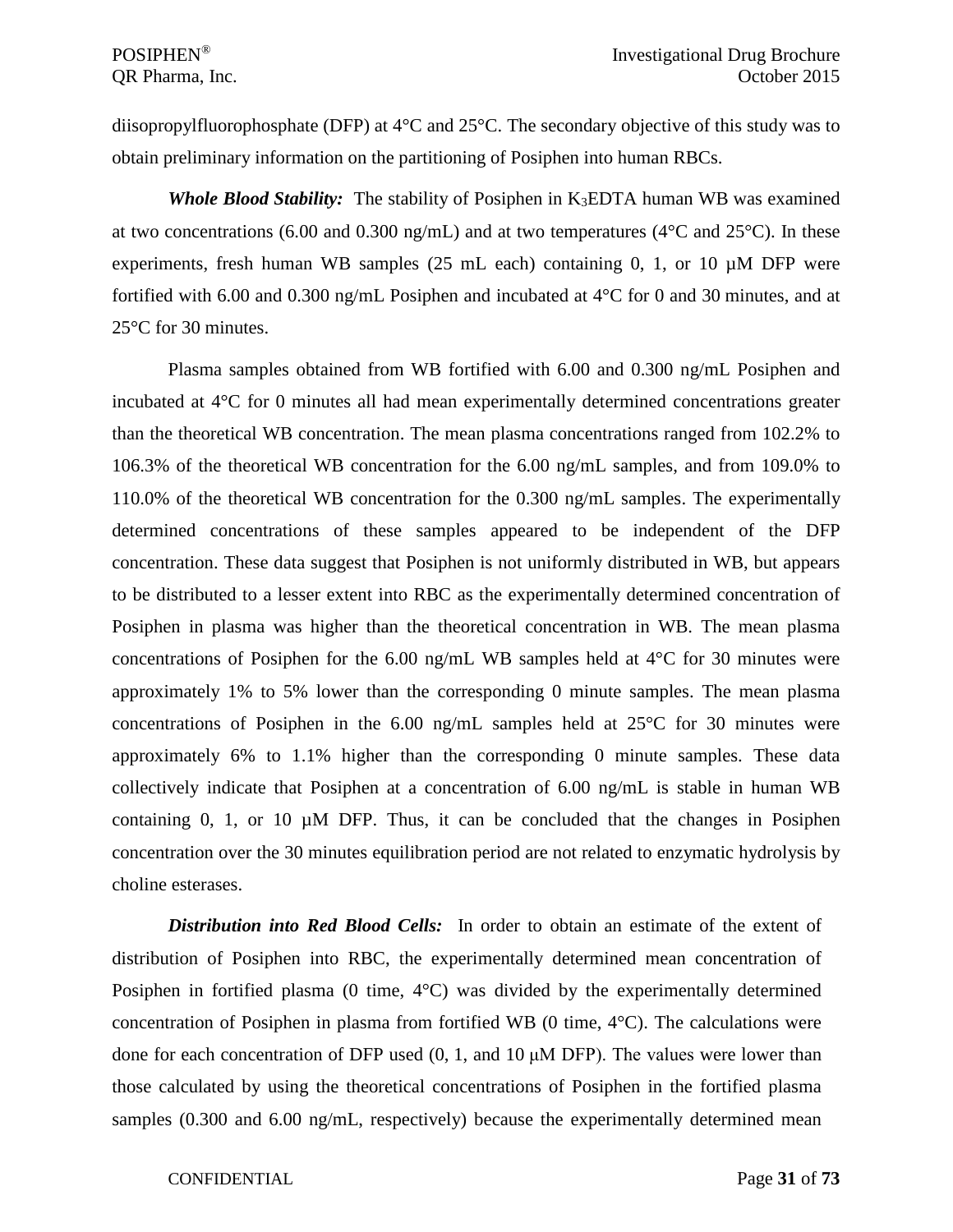diisopropylfluorophosphate (DFP) at 4°C and 25°C. The secondary objective of this study was to obtain preliminary information on the partitioning of Posiphen into human RBCs.

***Whole Blood Stability:*** The stability of Posiphen in $K_3$EDTA human WB was examined at two concentrations (6.00 and 0.300 ng/mL) and at two temperatures (4°C and 25°C). In these experiments, fresh human WB samples (25 mL each) containing 0, 1, or 10 µM DFP were fortified with 6.00 and 0.300 ng/mL Posiphen and incubated at 4°C for 0 and 30 minutes, and at 25°C for 30 minutes.

Plasma samples obtained from WB fortified with 6.00 and 0.300 ng/mL Posiphen and incubated at 4°C for 0 minutes all had mean experimentally determined concentrations greater than the theoretical WB concentration. The mean plasma concentrations ranged from 102.2% to 106.3% of the theoretical WB concentration for the 6.00 ng/mL samples, and from 109.0% to 110.0% of the theoretical WB concentration for the 0.300 ng/mL samples. The experimentally determined concentrations of these samples appeared to be independent of the DFP concentration. These data suggest that Posiphen is not uniformly distributed in WB, but appears to be distributed to a lesser extent into RBC as the experimentally determined concentration of Posiphen in plasma was higher than the theoretical concentration in WB. The mean plasma concentrations of Posiphen for the 6.00 ng/mL WB samples held at 4°C for 30 minutes were approximately 1% to 5% lower than the corresponding 0 minute samples. The mean plasma concentrations of Posiphen in the 6.00 ng/mL samples held at 25°C for 30 minutes were approximately 6% to 1.1% higher than the corresponding 0 minute samples. These data collectively indicate that Posiphen at a concentration of 6.00 ng/mL is stable in human WB containing 0, 1, or 10 µM DFP. Thus, it can be concluded that the changes in Posiphen concentration over the 30 minutes equilibration period are not related to enzymatic hydrolysis by choline esterases.

***Distribution into Red Blood Cells:*** In order to obtain an estimate of the extent of distribution of Posiphen into RBC, the experimentally determined mean concentration of Posiphen in fortified plasma (0 time, 4°C) was divided by the experimentally determined concentration of Posiphen in plasma from fortified WB (0 time, 4°C). The calculations were done for each concentration of DFP used (0, 1, and 10 µM DFP). The values were lower than those calculated by using the theoretical concentrations of Posiphen in the fortified plasma samples (0.300 and 6.00 ng/mL, respectively) because the experimentally determined mean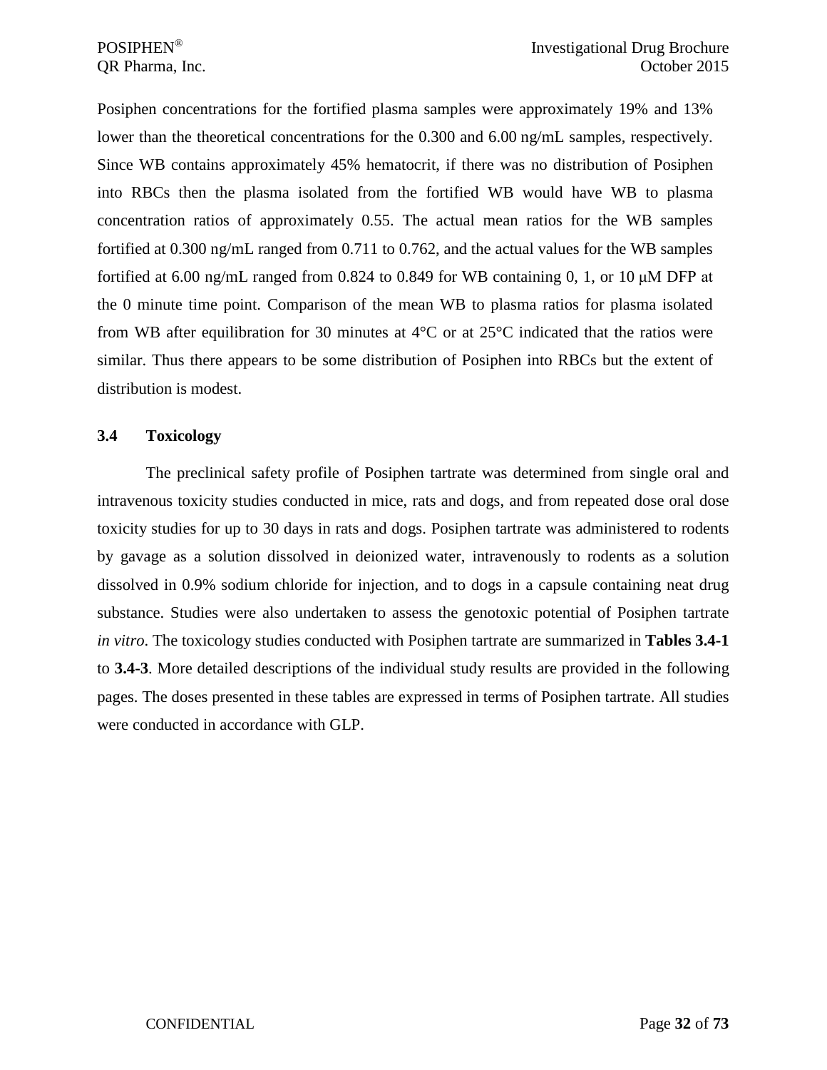Posiphen concentrations for the fortified plasma samples were approximately 19% and 13% lower than the theoretical concentrations for the 0.300 and 6.00 ng/mL samples, respectively. Since WB contains approximately 45% hematocrit, if there was no distribution of Posiphen into RBCs then the plasma isolated from the fortified WB would have WB to plasma concentration ratios of approximately 0.55. The actual mean ratios for the WB samples fortified at 0.300 ng/mL ranged from 0.711 to 0.762, and the actual values for the WB samples fortified at 6.00 ng/mL ranged from 0.824 to 0.849 for WB containing 0, 1, or 10 μM DFP at the 0 minute time point. Comparison of the mean WB to plasma ratios for plasma isolated from WB after equilibration for 30 minutes at 4°C or at 25°C indicated that the ratios were similar. Thus there appears to be some distribution of Posiphen into RBCs but the extent of distribution is modest.

### 3.4 Toxicology

The preclinical safety profile of Posiphen tartrate was determined from single oral and intravenous toxicity studies conducted in mice, rats and dogs, and from repeated dose oral dose toxicity studies for up to 30 days in rats and dogs. Posiphen tartrate was administered to rodents by gavage as a solution dissolved in deionized water, intravenously to rodents as a solution dissolved in 0.9% sodium chloride for injection, and to dogs in a capsule containing neat drug substance. Studies were also undertaken to assess the genotoxic potential of Posiphen tartrate *in vitro*. The toxicology studies conducted with Posiphen tartrate are summarized in **Tables 3.4-1** to **3.4-3**. More detailed descriptions of the individual study results are provided in the following pages. The doses presented in these tables are expressed in terms of Posiphen tartrate. All studies were conducted in accordance with GLP.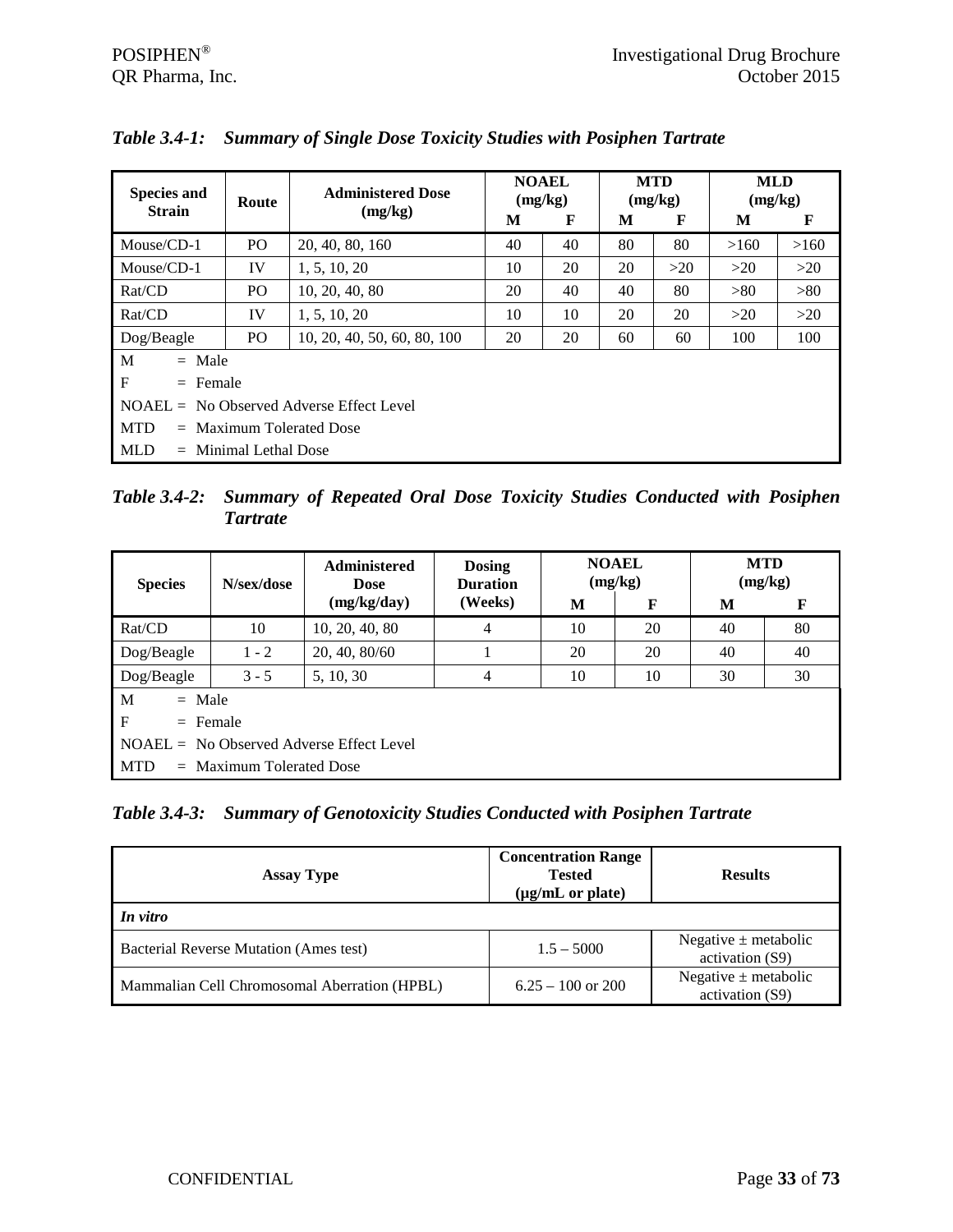*Table 3.4-1: Summary of Single Dose Toxicity Studies with Posiphen Tartrate*

| Species and Strain | Route | Administered Dose (mg/kg) | NOAEL (mg/kg) | | MTD (mg/kg) | | MLD (mg/kg) | |
|---|---|---|---|---|---|---|---|---|
| | | | M | F | M | F | M | F |
| Mouse/CD-1 | PO | 20, 40, 80, 160 | 40 | 40 | 80 | 80 | >160 | >160 |
| Mouse/CD-1 | IV | 1, 5, 10, 20 | 10 | 20 | 20 | >20 | >20 | >20 |
| Rat/CD | PO | 10, 20, 40, 80 | 20 | 40 | 40 | 80 | >80 | >80 |
| Rat/CD | IV | 1, 5, 10, 20 | 10 | 10 | 20 | 20 | >20 | >20 |
| Dog/Beagle | PO | 10, 20, 40, 50, 60, 80, 100 | 20 | 20 | 60 | 60 | 100 | 100 |

M = Male
F = Female
NOAEL = No Observed Adverse Effect Level
MTD = Maximum Tolerated Dose
MLD = Minimal Lethal Dose

*Table 3.4-2: Summary of Repeated Oral Dose Toxicity Studies Conducted with Posiphen Tartrate*

| Species | N/sex/dose | Administered Dose (mg/kg/day) | Dosing Duration (Weeks) | NOAEL (mg/kg) | | MTD (mg/kg) | |
|---|---|---|---|---|---|---|---|
| | | | | M | F | M | F |
| Rat/CD | 10 | 10, 20, 40, 80 | 4 | 10 | 20 | 40 | 80 |
| Dog/Beagle | 1 - 2 | 20, 40, 80/60 | 1 | 20 | 20 | 40 | 40 |
| Dog/Beagle | 3 - 5 | 5, 10, 30 | 4 | 10 | 10 | 30 | 30 |

M = Male
F = Female
NOAEL = No Observed Adverse Effect Level
MTD = Maximum Tolerated Dose

*Table 3.4-3: Summary of Genotoxicity Studies Conducted with Posiphen Tartrate*

| Assay Type | Concentration Range Tested (μg/mL or plate) | Results |
|---|---|---|
| *In vitro* | | |
| Bacterial Reverse Mutation (Ames test) | 1.5 – 5000 | Negative ± metabolic activation (S9) |
| Mammalian Cell Chromosomal Aberration (HPBL) | 6.25 – 100 or 200 | Negative ± metabolic activation (S9) |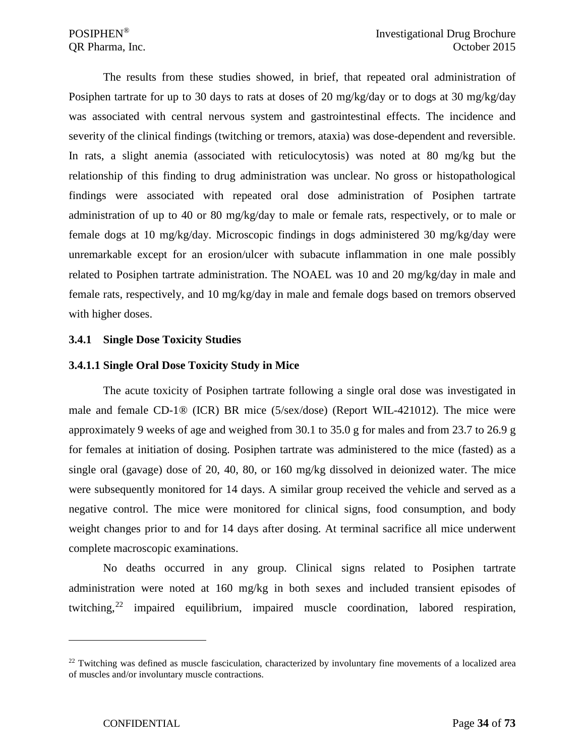The results from these studies showed, in brief, that repeated oral administration of Posiphen tartrate for up to 30 days to rats at doses of 20 mg/kg/day or to dogs at 30 mg/kg/day was associated with central nervous system and gastrointestinal effects. The incidence and severity of the clinical findings (twitching or tremors, ataxia) was dose-dependent and reversible. In rats, a slight anemia (associated with reticulocytosis) was noted at 80 mg/kg but the relationship of this finding to drug administration was unclear. No gross or histopathological findings were associated with repeated oral dose administration of Posiphen tartrate administration of up to 40 or 80 mg/kg/day to male or female rats, respectively, or to male or female dogs at 10 mg/kg/day. Microscopic findings in dogs administered 30 mg/kg/day were unremarkable except for an erosion/ulcer with subacute inflammation in one male possibly related to Posiphen tartrate administration. The NOAEL was 10 and 20 mg/kg/day in male and female rats, respectively, and 10 mg/kg/day in male and female dogs based on tremors observed with higher doses.

### 3.4.1 Single Dose Toxicity Studies

#### 3.4.1.1 Single Oral Dose Toxicity Study in Mice

The acute toxicity of Posiphen tartrate following a single oral dose was investigated in male and female CD-1® (ICR) BR mice (5/sex/dose) (Report WIL-421012). The mice were approximately 9 weeks of age and weighed from 30.1 to 35.0 g for males and from 23.7 to 26.9 g for females at initiation of dosing. Posiphen tartrate was administered to the mice (fasted) as a single oral (gavage) dose of 20, 40, 80, or 160 mg/kg dissolved in deionized water. The mice were subsequently monitored for 14 days. A similar group received the vehicle and served as a negative control. The mice were monitored for clinical signs, food consumption, and body weight changes prior to and for 14 days after dosing. At terminal sacrifice all mice underwent complete macroscopic examinations.

No deaths occurred in any group. Clinical signs related to Posiphen tartrate administration were noted at 160 mg/kg in both sexes and included transient episodes of twitching,[22] impaired equilibrium, impaired muscle coordination, labored respiration,

---

[22] Twitching was defined as muscle fasciculation, characterized by involuntary fine movements of a localized area of muscles and/or involuntary muscle contractions.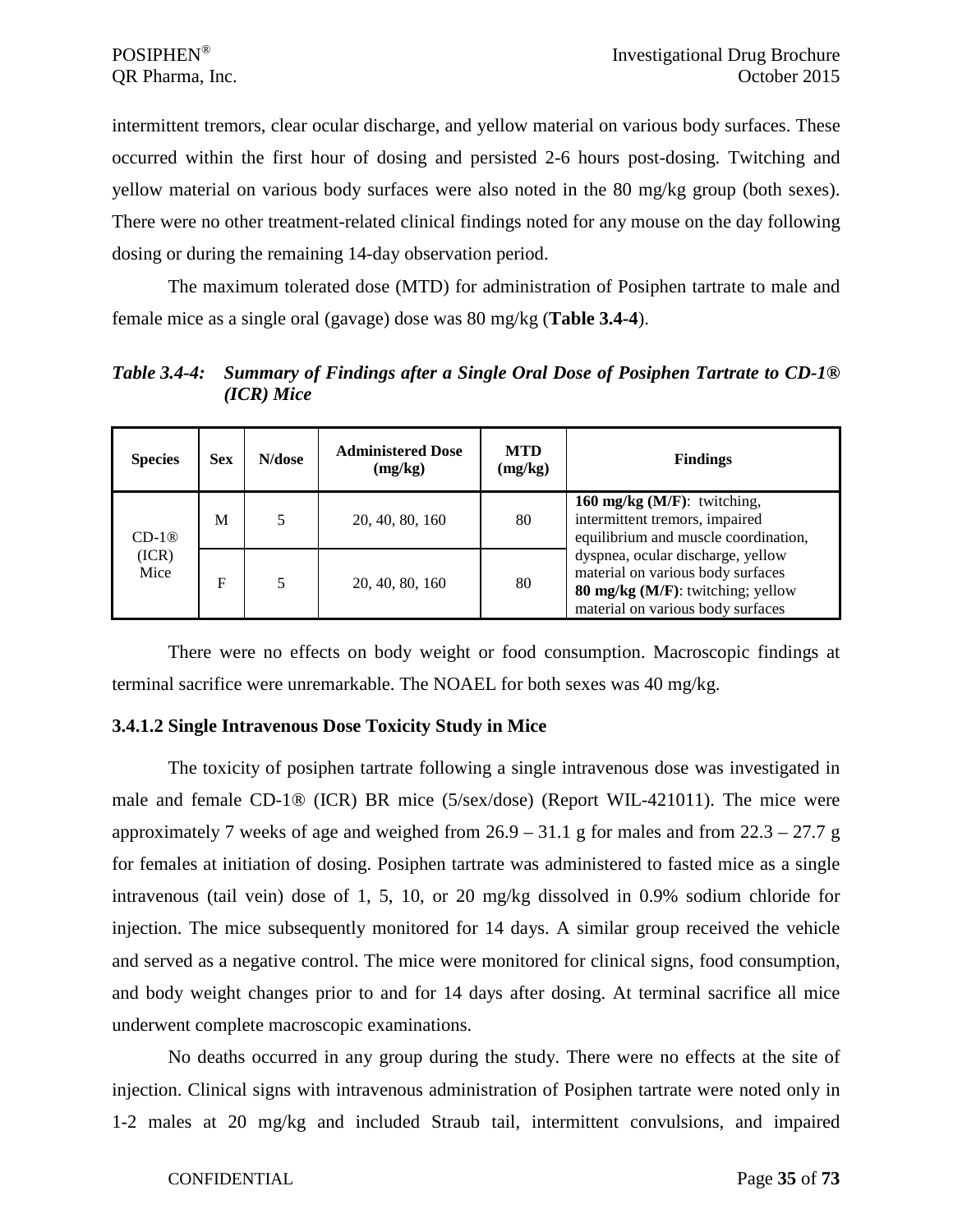intermittent tremors, clear ocular discharge, and yellow material on various body surfaces. These occurred within the first hour of dosing and persisted 2-6 hours post-dosing. Twitching and yellow material on various body surfaces were also noted in the 80 mg/kg group (both sexes). There were no other treatment-related clinical findings noted for any mouse on the day following dosing or during the remaining 14-day observation period.

The maximum tolerated dose (MTD) for administration of Posiphen tartrate to male and female mice as a single oral (gavage) dose was 80 mg/kg (**Table 3.4-4**).

***Table 3.4-4: Summary of Findings after a Single Oral Dose of Posiphen Tartrate to CD-1® (ICR) Mice***

| Species | Sex | N/dose | Administered Dose (mg/kg) | MTD (mg/kg) | Findings |
|---|---|---|---|---|---|
| CD-1® (ICR) Mice | M | 5 | 20, 40, 80, 160 | 80 | **160 mg/kg (M/F)**: twitching, intermittent tremors, impaired equilibrium and muscle coordination, dyspnea, ocular discharge, yellow material on various body surfaces **80 mg/kg (M/F)**: twitching; yellow material on various body surfaces |
| | F | 5 | 20, 40, 80, 160 | 80 | |

There were no effects on body weight or food consumption. Macroscopic findings at terminal sacrifice were unremarkable. The NOAEL for both sexes was 40 mg/kg.

### 3.4.1.2 Single Intravenous Dose Toxicity Study in Mice

The toxicity of posiphen tartrate following a single intravenous dose was investigated in male and female CD-1® (ICR) BR mice (5/sex/dose) (Report WIL-421011). The mice were approximately 7 weeks of age and weighed from 26.9 – 31.1 g for males and from 22.3 – 27.7 g for females at initiation of dosing. Posiphen tartrate was administered to fasted mice as a single intravenous (tail vein) dose of 1, 5, 10, or 20 mg/kg dissolved in 0.9% sodium chloride for injection. The mice subsequently monitored for 14 days. A similar group received the vehicle and served as a negative control. The mice were monitored for clinical signs, food consumption, and body weight changes prior to and for 14 days after dosing. At terminal sacrifice all mice underwent complete macroscopic examinations.

No deaths occurred in any group during the study. There were no effects at the site of injection. Clinical signs with intravenous administration of Posiphen tartrate were noted only in 1-2 males at 20 mg/kg and included Straub tail, intermittent convulsions, and impaired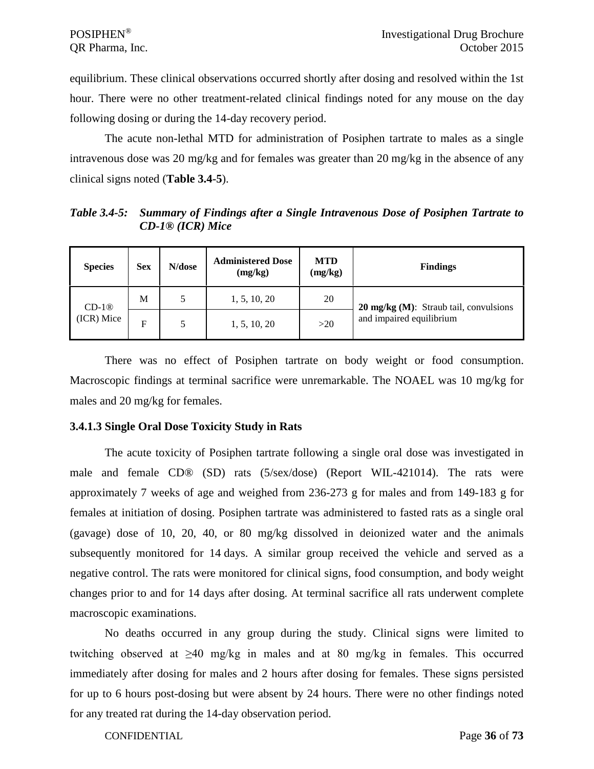equilibrium. These clinical observations occurred shortly after dosing and resolved within the 1st hour. There were no other treatment-related clinical findings noted for any mouse on the day following dosing or during the 14-day recovery period.

The acute non-lethal MTD for administration of Posiphen tartrate to males as a single intravenous dose was 20 mg/kg and for females was greater than 20 mg/kg in the absence of any clinical signs noted (**Table 3.4-5**).

***Table 3.4-5: Summary of Findings after a Single Intravenous Dose of Posiphen Tartrate to CD-1® (ICR) Mice***

| Species | Sex | N/dose | Administered Dose (mg/kg) | MTD (mg/kg) | Findings |
|---|---|---|---|---|---|
| CD-1® (ICR) Mice | M | 5 | 1, 5, 10, 20 | 20 | **20 mg/kg (M)**: Straub tail, convulsions and impaired equilibrium |
| | F | 5 | 1, 5, 10, 20 | >20 | |

There was no effect of Posiphen tartrate on body weight or food consumption. Macroscopic findings at terminal sacrifice were unremarkable. The NOAEL was 10 mg/kg for males and 20 mg/kg for females.

### 3.4.1.3 Single Oral Dose Toxicity Study in Rats

The acute toxicity of Posiphen tartrate following a single oral dose was investigated in male and female CD® (SD) rats (5/sex/dose) (Report WIL-421014). The rats were approximately 7 weeks of age and weighed from 236-273 g for males and from 149-183 g for females at initiation of dosing. Posiphen tartrate was administered to fasted rats as a single oral (gavage) dose of 10, 20, 40, or 80 mg/kg dissolved in deionized water and the animals subsequently monitored for 14 days. A similar group received the vehicle and served as a negative control. The rats were monitored for clinical signs, food consumption, and body weight changes prior to and for 14 days after dosing. At terminal sacrifice all rats underwent complete macroscopic examinations.

No deaths occurred in any group during the study. Clinical signs were limited to twitching observed at ≥40 mg/kg in males and at 80 mg/kg in females. This occurred immediately after dosing for males and 2 hours after dosing for females. These signs persisted for up to 6 hours post-dosing but were absent by 24 hours. There were no other findings noted for any treated rat during the 14-day observation period.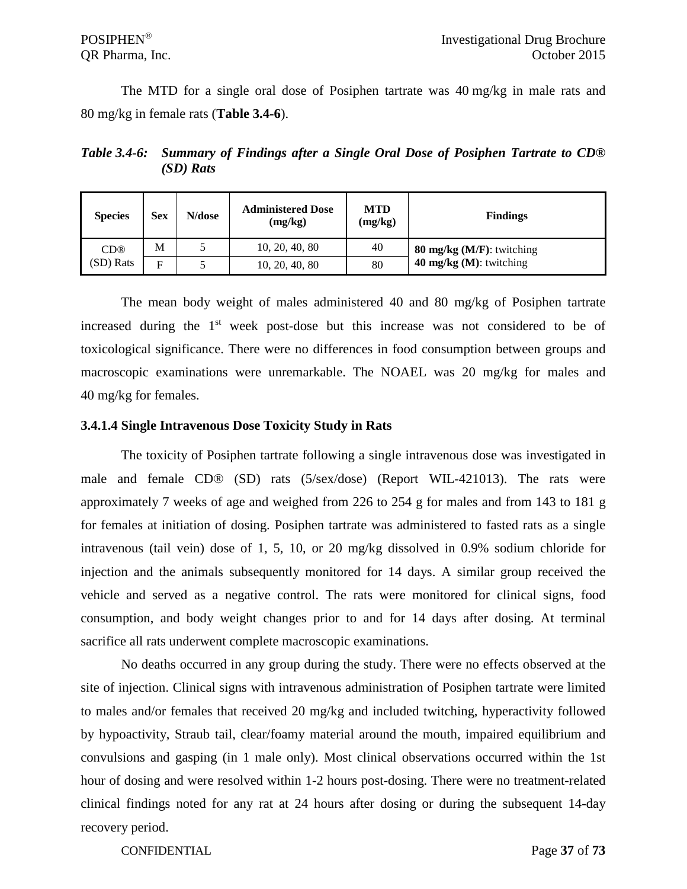The MTD for a single oral dose of Posiphen tartrate was 40 mg/kg in male rats and 80 mg/kg in female rats (**Table 3.4-6**).

***Table 3.4-6: Summary of Findings after a Single Oral Dose of Posiphen Tartrate to CD® (SD) Rats***

| Species | Sex | N/dose | Administered Dose (mg/kg) | MTD (mg/kg) | Findings |
|---|---|---|---|---|---|
| CD® (SD) Rats | M | 5 | 10, 20, 40, 80 | 40 | **80 mg/kg (M/F)**: twitching<br>**40 mg/kg (M)**: twitching |
| | F | 5 | 10, 20, 40, 80 | 80 | |

The mean body weight of males administered 40 and 80 mg/kg of Posiphen tartrate increased during the 1st week post-dose but this increase was not considered to be of toxicological significance. There were no differences in food consumption between groups and macroscopic examinations were unremarkable. The NOAEL was 20 mg/kg for males and 40 mg/kg for females.

#### 3.4.1.4 Single Intravenous Dose Toxicity Study in Rats

The toxicity of Posiphen tartrate following a single intravenous dose was investigated in male and female CD® (SD) rats (5/sex/dose) (Report WIL-421013). The rats were approximately 7 weeks of age and weighed from 226 to 254 g for males and from 143 to 181 g for females at initiation of dosing. Posiphen tartrate was administered to fasted rats as a single intravenous (tail vein) dose of 1, 5, 10, or 20 mg/kg dissolved in 0.9% sodium chloride for injection and the animals subsequently monitored for 14 days. A similar group received the vehicle and served as a negative control. The rats were monitored for clinical signs, food consumption, and body weight changes prior to and for 14 days after dosing. At terminal sacrifice all rats underwent complete macroscopic examinations.

No deaths occurred in any group during the study. There were no effects observed at the site of injection. Clinical signs with intravenous administration of Posiphen tartrate were limited to males and/or females that received 20 mg/kg and included twitching, hyperactivity followed by hypoactivity, Straub tail, clear/foamy material around the mouth, impaired equilibrium and convulsions and gasping (in 1 male only). Most clinical observations occurred within the 1st hour of dosing and were resolved within 1-2 hours post-dosing. There were no treatment-related clinical findings noted for any rat at 24 hours after dosing or during the subsequent 14-day recovery period.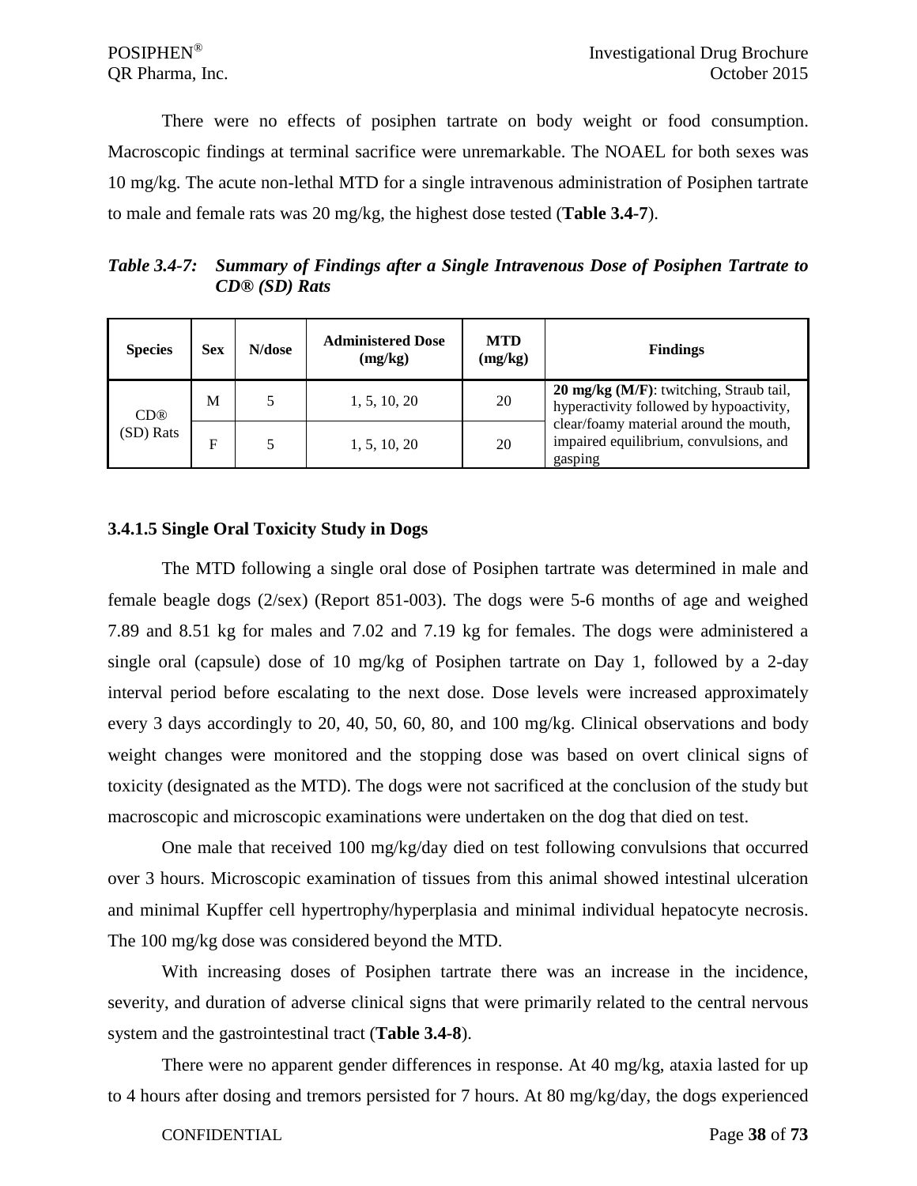There were no effects of posiphen tartrate on body weight or food consumption. Macroscopic findings at terminal sacrifice were unremarkable. The NOAEL for both sexes was 10 mg/kg. The acute non-lethal MTD for a single intravenous administration of Posiphen tartrate to male and female rats was 20 mg/kg, the highest dose tested (**Table 3.4-7**).

***Table 3.4-7: Summary of Findings after a Single Intravenous Dose of Posiphen Tartrate to CD® (SD) Rats***

| Species | Sex | N/dose | Administered Dose (mg/kg) | MTD (mg/kg) | Findings |
|---|---|---|---|---|---|
| CD® (SD) Rats | M | 5 | 1, 5, 10, 20 | 20 | **20 mg/kg (M/F)**: twitching, Straub tail, hyperactivity followed by hypoactivity, clear/foamy material around the mouth, impaired equilibrium, convulsions, and gasping |
| | F | 5 | 1, 5, 10, 20 | 20 | |

### 3.4.1.5 Single Oral Toxicity Study in Dogs

The MTD following a single oral dose of Posiphen tartrate was determined in male and female beagle dogs (2/sex) (Report 851-003). The dogs were 5-6 months of age and weighed 7.89 and 8.51 kg for males and 7.02 and 7.19 kg for females. The dogs were administered a single oral (capsule) dose of 10 mg/kg of Posiphen tartrate on Day 1, followed by a 2-day interval period before escalating to the next dose. Dose levels were increased approximately every 3 days accordingly to 20, 40, 50, 60, 80, and 100 mg/kg. Clinical observations and body weight changes were monitored and the stopping dose was based on overt clinical signs of toxicity (designated as the MTD). The dogs were not sacrificed at the conclusion of the study but macroscopic and microscopic examinations were undertaken on the dog that died on test.

One male that received 100 mg/kg/day died on test following convulsions that occurred over 3 hours. Microscopic examination of tissues from this animal showed intestinal ulceration and minimal Kupffer cell hypertrophy/hyperplasia and minimal individual hepatocyte necrosis. The 100 mg/kg dose was considered beyond the MTD.

With increasing doses of Posiphen tartrate there was an increase in the incidence, severity, and duration of adverse clinical signs that were primarily related to the central nervous system and the gastrointestinal tract (**Table 3.4-8**).

There were no apparent gender differences in response. At 40 mg/kg, ataxia lasted for up to 4 hours after dosing and tremors persisted for 7 hours. At 80 mg/kg/day, the dogs experienced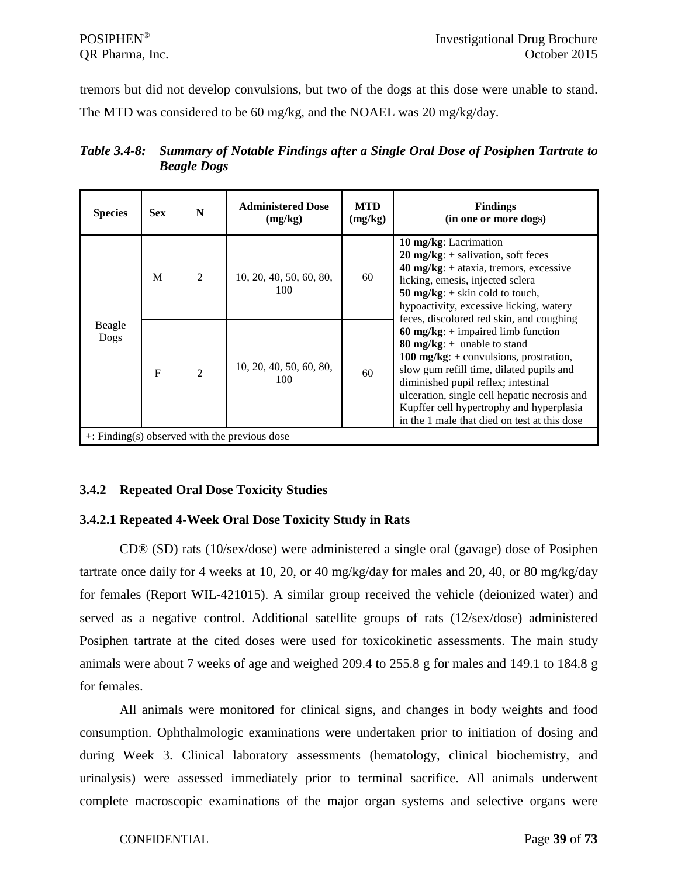tremors but did not develop convulsions, but two of the dogs at this dose were unable to stand. The MTD was considered to be 60 mg/kg, and the NOAEL was 20 mg/kg/day.

***Table 3.4-8: Summary of Notable Findings after a Single Oral Dose of Posiphen Tartrate to Beagle Dogs***

| Species | Sex | N | Administered Dose (mg/kg) | MTD (mg/kg) | Findings (in one or more dogs) |
|---|---|---|---|---|---|
| Beagle Dogs | M | 2 | 10, 20, 40, 50, 60, 80, 100 | 60 | **10 mg/kg**: Lacrimation<br>**20 mg/kg**: + salivation, soft feces<br>**40 mg/kg**: + ataxia, tremors, excessive licking, emesis, injected sclera<br>**50 mg/kg**: + skin cold to touch, hypoactivity, excessive licking, watery feces, discolored red skin, and coughing<br>**60 mg/kg**: + impaired limb function<br>**80 mg/kg**: + unable to stand<br>**100 mg/kg**: + convulsions, prostration, slow gum refill time, dilated pupils and diminished pupil reflex; intestinal ulceration, single cell hepatic necrosis and Kupffer cell hypertrophy and hyperplasia in the 1 male that died on test at this dose |
| | F | 2 | 10, 20, 40, 50, 60, 80, 100 | 60 | |
| +: Finding(s) observed with the previous dose | | | | | |

### 3.4.2 Repeated Oral Dose Toxicity Studies

#### 3.4.2.1 Repeated 4-Week Oral Dose Toxicity Study in Rats

CD® (SD) rats (10/sex/dose) were administered a single oral (gavage) dose of Posiphen tartrate once daily for 4 weeks at 10, 20, or 40 mg/kg/day for males and 20, 40, or 80 mg/kg/day for females (Report WIL-421015). A similar group received the vehicle (deionized water) and served as a negative control. Additional satellite groups of rats (12/sex/dose) administered Posiphen tartrate at the cited doses were used for toxicokinetic assessments. The main study animals were about 7 weeks of age and weighed 209.4 to 255.8 g for males and 149.1 to 184.8 g for females.

All animals were monitored for clinical signs, and changes in body weights and food consumption. Ophthalmologic examinations were undertaken prior to initiation of dosing and during Week 3. Clinical laboratory assessments (hematology, clinical biochemistry, and urinalysis) were assessed immediately prior to terminal sacrifice. All animals underwent complete macroscopic examinations of the major organ systems and selective organs were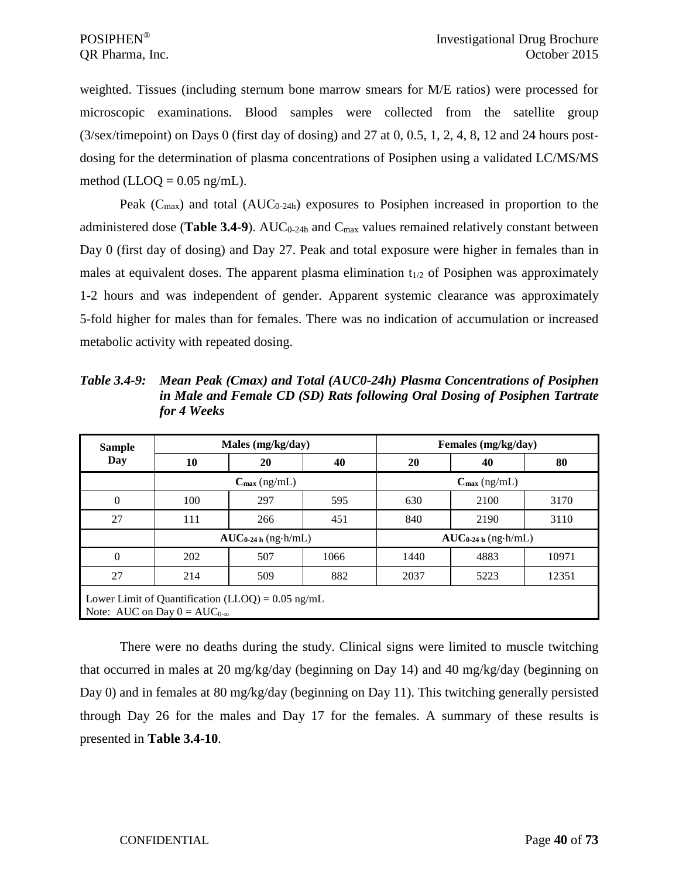weighted. Tissues (including sternum bone marrow smears for M/E ratios) were processed for microscopic examinations. Blood samples were collected from the satellite group (3/sex/timepoint) on Days 0 (first day of dosing) and 27 at 0, 0.5, 1, 2, 4, 8, 12 and 24 hours post-dosing for the determination of plasma concentrations of Posiphen using a validated LC/MS/MS method (LLOQ = 0.05 ng/mL).

Peak ($C_{max}$) and total ($AUC_{0\text{-}24h}$) exposures to Posiphen increased in proportion to the administered dose (**Table 3.4-9**). $AUC_{0\text{-}24h}$ and $C_{max}$ values remained relatively constant between Day 0 (first day of dosing) and Day 27. Peak and total exposure were higher in females than in males at equivalent doses. The apparent plasma elimination $t_{1/2}$ of Posiphen was approximately 1-2 hours and was independent of gender. Apparent systemic clearance was approximately 5-fold higher for males than for females. There was no indication of accumulation or increased metabolic activity with repeated dosing.

***Table 3.4-9: Mean Peak (Cmax) and Total (AUC0-24h) Plasma Concentrations of Posiphen in Male and Female CD (SD) Rats following Oral Dosing of Posiphen Tartrate for 4 Weeks***

| Sample Day | Males (mg/kg/day) | | | Females (mg/kg/day) | | |
|---|---|---|---|---|---|---|
| | **10** | **20** | **40** | **20** | **40** | **80** |
| | $C_{max}$ (ng/mL) | | | $C_{max}$ (ng/mL) | | |
| 0 | 100 | 297 | 595 | 630 | 2100 | 3170 |
| 27 | 111 | 266 | 451 | 840 | 2190 | 3110 |
| | $AUC_{0\text{-}24\,h}$ (ng·h/mL) | | | $AUC_{0\text{-}24\,h}$ (ng·h/mL) | | |
| 0 | 202 | 507 | 1066 | 1440 | 4883 | 10971 |
| 27 | 214 | 509 | 882 | 2037 | 5223 | 12351 |
| Lower Limit of Quantification (LLOQ) = 0.05 ng/mL<br>Note: AUC on Day 0 = $AUC_{0\text{-}\infty}$ | | | | | | |

There were no deaths during the study. Clinical signs were limited to muscle twitching that occurred in males at 20 mg/kg/day (beginning on Day 14) and 40 mg/kg/day (beginning on Day 0) and in females at 80 mg/kg/day (beginning on Day 11). This twitching generally persisted through Day 26 for the males and Day 17 for the females. A summary of these results is presented in **Table 3.4-10**.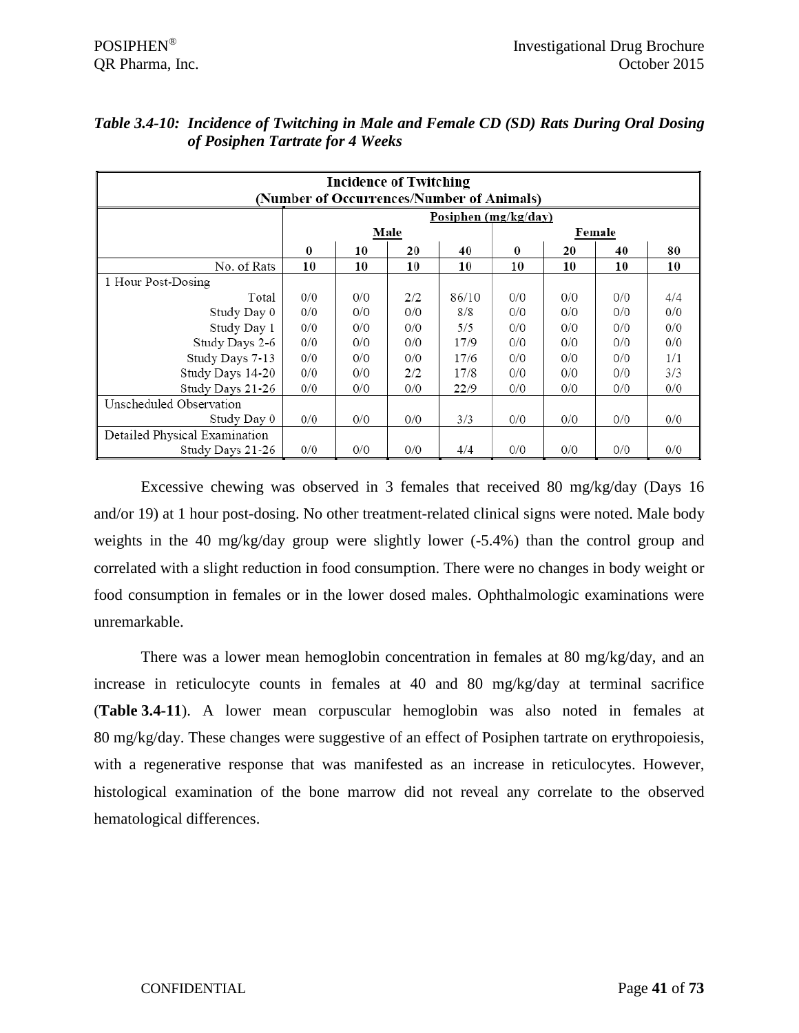***Table 3.4-10: Incidence of Twitching in Male and Female CD (SD) Rats During Oral Dosing of Posiphen Tartrate for 4 Weeks***

| Incidence of Twitching (Number of Occurrences/Number of Animals) | | | | | | | | |
|---|---|---|---|---|---|---|---|---|
| | Posiphen (mg/kg/day) | | | | | | | |
| | Male | | | | Female | | | |
| | **0** | **10** | **20** | **40** | **0** | **20** | **40** | **80** |
| No. of Rats | **10** | **10** | **10** | **10** | **10** | **10** | **10** | **10** |
| 1 Hour Post-Dosing | | | | | | | | |
| Total | 0/0 | 0/0 | 2/2 | 86/10 | 0/0 | 0/0 | 0/0 | 4/4 |
| Study Day 0 | 0/0 | 0/0 | 0/0 | 8/8 | 0/0 | 0/0 | 0/0 | 0/0 |
| Study Day 1 | 0/0 | 0/0 | 0/0 | 5/5 | 0/0 | 0/0 | 0/0 | 0/0 |
| Study Days 2-6 | 0/0 | 0/0 | 0/0 | 17/9 | 0/0 | 0/0 | 0/0 | 0/0 |
| Study Days 7-13 | 0/0 | 0/0 | 0/0 | 17/6 | 0/0 | 0/0 | 0/0 | 1/1 |
| Study Days 14-20 | 0/0 | 0/0 | 2/2 | 17/8 | 0/0 | 0/0 | 0/0 | 3/3 |
| Study Days 21-26 | 0/0 | 0/0 | 0/0 | 22/9 | 0/0 | 0/0 | 0/0 | 0/0 |
| Unscheduled Observation | | | | | | | | |
| Study Day 0 | 0/0 | 0/0 | 0/0 | 3/3 | 0/0 | 0/0 | 0/0 | 0/0 |
| Detailed Physical Examination | | | | | | | | |
| Study Days 21-26 | 0/0 | 0/0 | 0/0 | 4/4 | 0/0 | 0/0 | 0/0 | 0/0 |

Excessive chewing was observed in 3 females that received 80 mg/kg/day (Days 16 and/or 19) at 1 hour post-dosing. No other treatment-related clinical signs were noted. Male body weights in the 40 mg/kg/day group were slightly lower (-5.4%) than the control group and correlated with a slight reduction in food consumption. There were no changes in body weight or food consumption in females or in the lower dosed males. Ophthalmologic examinations were unremarkable.

There was a lower mean hemoglobin concentration in females at 80 mg/kg/day, and an increase in reticulocyte counts in females at 40 and 80 mg/kg/day at terminal sacrifice (**Table 3.4-11**). A lower mean corpuscular hemoglobin was also noted in females at 80 mg/kg/day. These changes were suggestive of an effect of Posiphen tartrate on erythropoiesis, with a regenerative response that was manifested as an increase in reticulocytes. However, histological examination of the bone marrow did not reveal any correlate to the observed hematological differences.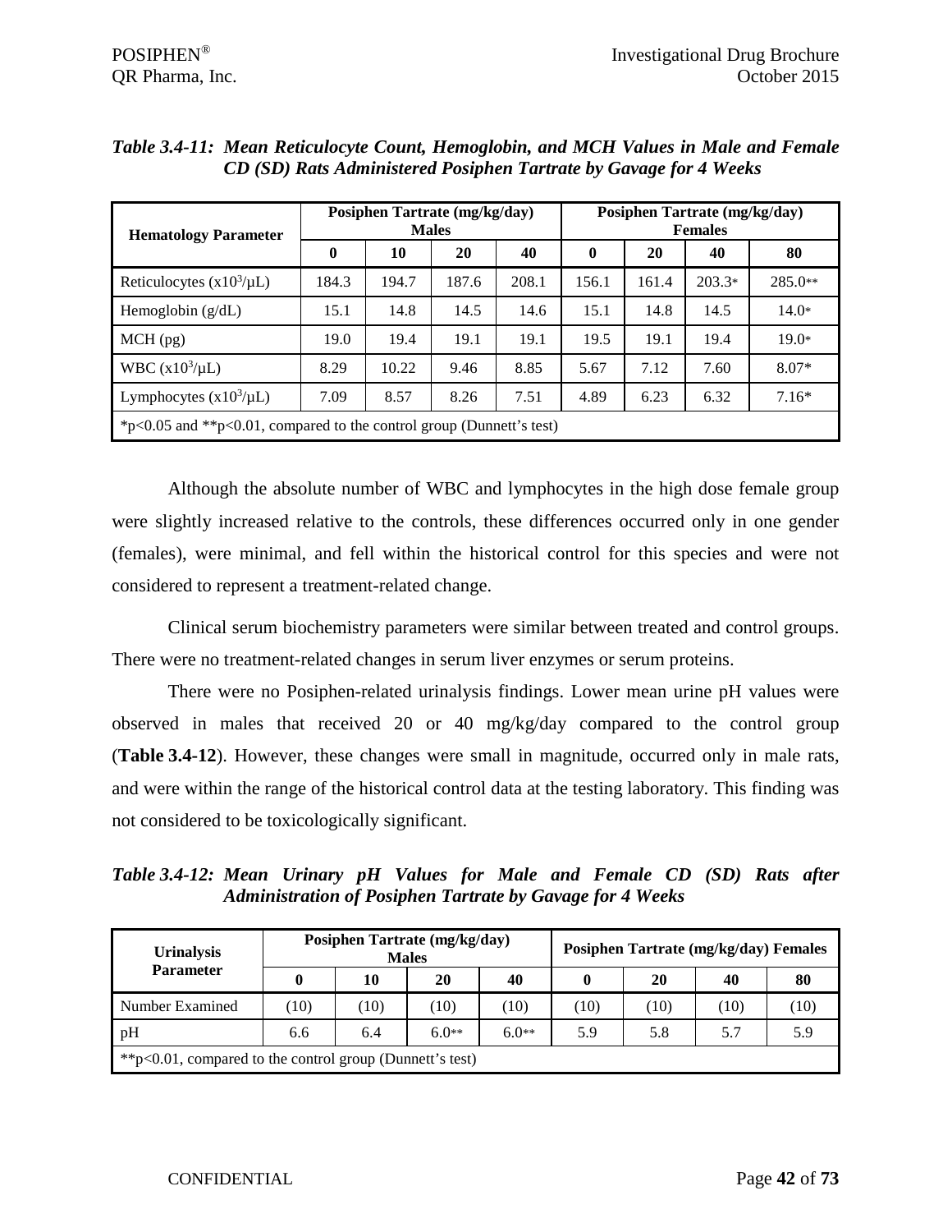*Table 3.4-11: Mean Reticulocyte Count, Hemoglobin, and MCH Values in Male and Female CD (SD) Rats Administered Posiphen Tartrate by Gavage for 4 Weeks*

| Hematology Parameter | Posiphen Tartrate (mg/kg/day) Males | | | | Posiphen Tartrate (mg/kg/day) Females | | | |
|---|---|---|---|---|---|---|---|---|
| | 0 | 10 | 20 | 40 | 0 | 20 | 40 | 80 |
| Reticulocytes ($x10^3/\mu L$) | 184.3 | 194.7 | 187.6 | 208.1 | 156.1 | 161.4 | 203.3* | 285.0** |
| Hemoglobin (g/dL) | 15.1 | 14.8 | 14.5 | 14.6 | 15.1 | 14.8 | 14.5 | 14.0* |
| MCH (pg) | 19.0 | 19.4 | 19.1 | 19.1 | 19.5 | 19.1 | 19.4 | 19.0* |
| WBC ($x10^3/\mu L$) | 8.29 | 10.22 | 9.46 | 8.85 | 5.67 | 7.12 | 7.60 | 8.07* |
| Lymphocytes ($x10^3/\mu L$) | 7.09 | 8.57 | 8.26 | 7.51 | 4.89 | 6.23 | 6.32 | 7.16* |
| *p<0.05 and **p<0.01, compared to the control group (Dunnett's test) | | | | | | | | |

Although the absolute number of WBC and lymphocytes in the high dose female group were slightly increased relative to the controls, these differences occurred only in one gender (females), were minimal, and fell within the historical control for this species and were not considered to represent a treatment-related change.

Clinical serum biochemistry parameters were similar between treated and control groups. There were no treatment-related changes in serum liver enzymes or serum proteins.

There were no Posiphen-related urinalysis findings. Lower mean urine pH values were observed in males that received 20 or 40 mg/kg/day compared to the control group (**Table 3.4-12**). However, these changes were small in magnitude, occurred only in male rats, and were within the range of the historical control data at the testing laboratory. This finding was not considered to be toxicologically significant.

*Table 3.4-12: Mean Urinary pH Values for Male and Female CD (SD) Rats after Administration of Posiphen Tartrate by Gavage for 4 Weeks*

| Urinalysis Parameter | Posiphen Tartrate (mg/kg/day) Males | | | | Posiphen Tartrate (mg/kg/day) Females | | | |
|---|---|---|---|---|---|---|---|---|
| | 0 | 10 | 20 | 40 | 0 | 20 | 40 | 80 |
| Number Examined | (10) | (10) | (10) | (10) | (10) | (10) | (10) | (10) |
| pH | 6.6 | 6.4 | 6.0** | 6.0** | 5.9 | 5.8 | 5.7 | 5.9 |
| **p<0.01, compared to the control group (Dunnett's test) | | | | | | | | |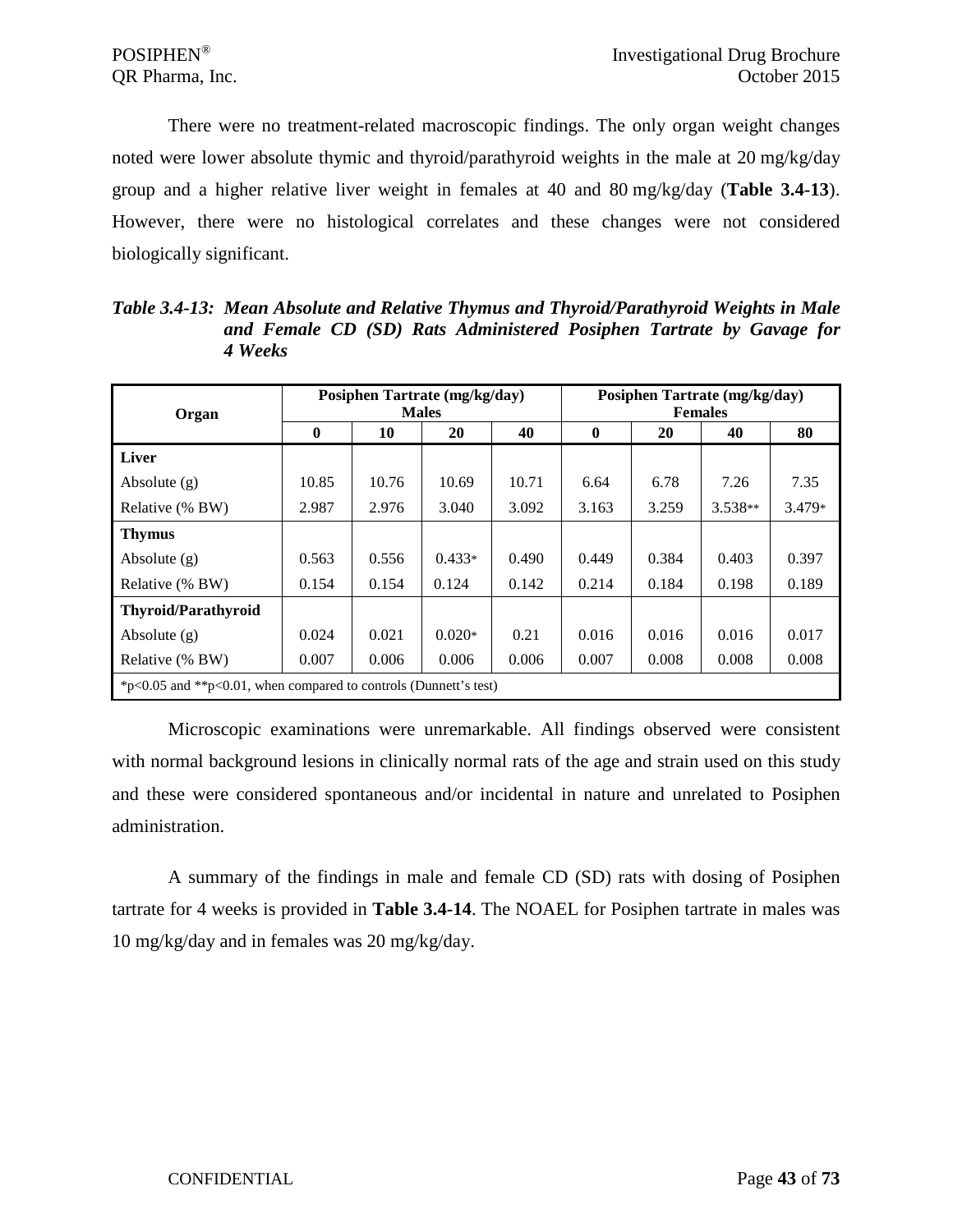There were no treatment-related macroscopic findings. The only organ weight changes noted were lower absolute thymic and thyroid/parathyroid weights in the male at 20 mg/kg/day group and a higher relative liver weight in females at 40 and 80 mg/kg/day (**Table 3.4-13**). However, there were no histological correlates and these changes were not considered biologically significant.

***Table 3.4-13: Mean Absolute and Relative Thymus and Thyroid/Parathyroid Weights in Male and Female CD (SD) Rats Administered Posiphen Tartrate by Gavage for 4 Weeks***

| Organ | Posiphen Tartrate (mg/kg/day) Males | | | | Posiphen Tartrate (mg/kg/day) Females | | | |
|---|---|---|---|---|---|---|---|---|
| | **0** | **10** | **20** | **40** | **0** | **20** | **40** | **80** |
| **Liver** | | | | | | | | |
| Absolute (g) | 10.85 | 10.76 | 10.69 | 10.71 | 6.64 | 6.78 | 7.26 | 7.35 |
| Relative (% BW) | 2.987 | 2.976 | 3.040 | 3.092 | 3.163 | 3.259 | 3.538** | 3.479* |
| **Thymus** | | | | | | | | |
| Absolute (g) | 0.563 | 0.556 | 0.433* | 0.490 | 0.449 | 0.384 | 0.403 | 0.397 |
| Relative (% BW) | 0.154 | 0.154 | 0.124 | 0.142 | 0.214 | 0.184 | 0.198 | 0.189 |
| **Thyroid/Parathyroid** | | | | | | | | |
| Absolute (g) | 0.024 | 0.021 | 0.020* | 0.21 | 0.016 | 0.016 | 0.016 | 0.017 |
| Relative (% BW) | 0.007 | 0.006 | 0.006 | 0.006 | 0.007 | 0.008 | 0.008 | 0.008 |

*p<0.05 and **p<0.01, when compared to controls (Dunnett's test)

Microscopic examinations were unremarkable. All findings observed were consistent with normal background lesions in clinically normal rats of the age and strain used on this study and these were considered spontaneous and/or incidental in nature and unrelated to Posiphen administration.

A summary of the findings in male and female CD (SD) rats with dosing of Posiphen tartrate for 4 weeks is provided in **Table 3.4-14**. The NOAEL for Posiphen tartrate in males was 10 mg/kg/day and in females was 20 mg/kg/day.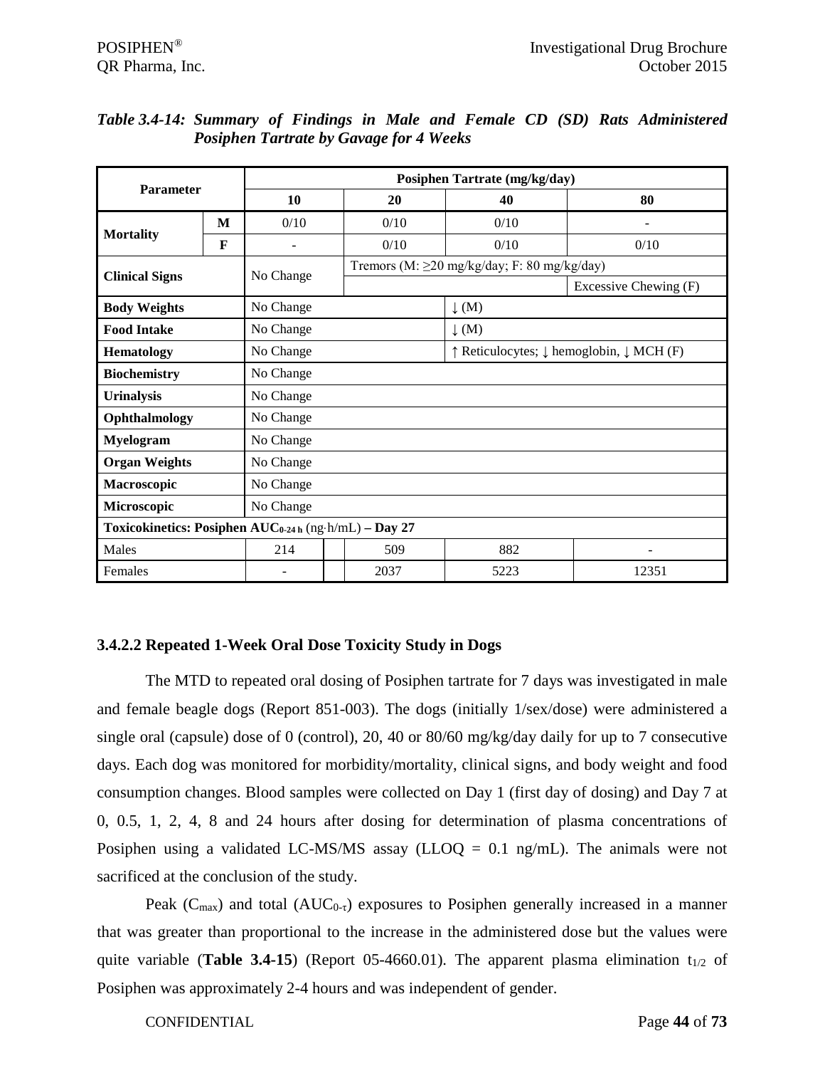*Table 3.4-14: Summary of Findings in Male and Female CD (SD) Rats Administered Posiphen Tartrate by Gavage for 4 Weeks*

| Parameter | | Posiphen Tartrate (mg/kg/day) | | | |
|---|---|---|---|---|---|
| | | 10 | 20 | 40 | 80 |
| Mortality | M | 0/10 | 0/10 | 0/10 | - |
| | F | - | 0/10 | 0/10 | 0/10 |
| Clinical Signs | | No Change | Tremors (M: ≥20 mg/kg/day; F: 80 mg/kg/day) | | |
| | | | | | Excessive Chewing (F) |
| Body Weights | | No Change | | ↓ (M) | |
| Food Intake | | No Change | | ↓ (M) | |
| Hematology | | No Change | | ↑ Reticulocytes; ↓ hemoglobin, ↓ MCH (F) | |
| Biochemistry | | No Change | | | |
| Urinalysis | | No Change | | | |
| Ophthalmology | | No Change | | | |
| Myelogram | | No Change | | | |
| Organ Weights | | No Change | | | |
| Macroscopic | | No Change | | | |
| Microscopic | | No Change | | | |
| **Toxicokinetics: Posiphen $AUC_{0-24\,h}$ (ng·h/mL) – Day 27** | | | | | |
| Males | | 214 | 509 | 882 | - |
| Females | | - | 2037 | 5223 | 12351 |

### 3.4.2.2 Repeated 1-Week Oral Dose Toxicity Study in Dogs

The MTD to repeated oral dosing of Posiphen tartrate for 7 days was investigated in male and female beagle dogs (Report 851-003). The dogs (initially 1/sex/dose) were administered a single oral (capsule) dose of 0 (control), 20, 40 or 80/60 mg/kg/day daily for up to 7 consecutive days. Each dog was monitored for morbidity/mortality, clinical signs, and body weight and food consumption changes. Blood samples were collected on Day 1 (first day of dosing) and Day 7 at 0, 0.5, 1, 2, 4, 8 and 24 hours after dosing for determination of plasma concentrations of Posiphen using a validated LC-MS/MS assay (LLOQ = 0.1 ng/mL). The animals were not sacrificed at the conclusion of the study.

Peak ($C_{max}$) and total ($AUC_{0-\tau}$) exposures to Posiphen generally increased in a manner that was greater than proportional to the increase in the administered dose but the values were quite variable (**Table 3.4-15**) (Report 05-4660.01). The apparent plasma elimination $t_{1/2}$ of Posiphen was approximately 2-4 hours and was independent of gender.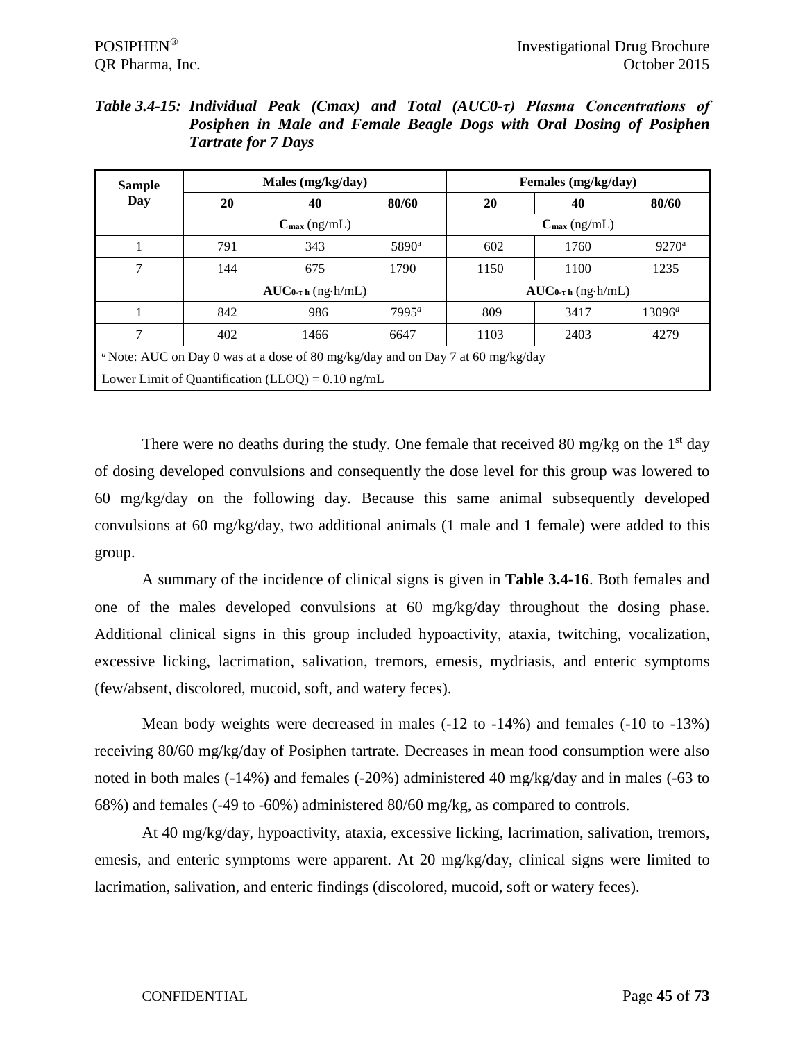***Table 3.4-15: Individual Peak (Cmax) and Total (AUC0-τ) Plasma Concentrations of Posiphen in Male and Female Beagle Dogs with Oral Dosing of Posiphen Tartrate for 7 Days***

| Sample Day | Males (mg/kg/day) | | | Females (mg/kg/day) | | |
|---|---|---|---|---|---|---|
| | 20 | 40 | 80/60 | 20 | 40 | 80/60 |
| | $C_{max}$ (ng/mL) | | | $C_{max}$ (ng/mL) | | |
| 1 | 791 | 343 | 5890[a] | 602 | 1760 | 9270[a] |
| 7 | 144 | 675 | 1790 | 1150 | 1100 | 1235 |
| | $AUC_{0\text{-}\tau\ h}$ (ng·h/mL) | | | $AUC_{0\text{-}\tau\ h}$ (ng·h/mL) | | |
| 1 | 842 | 986 | 7995[a] | 809 | 3417 | 13096[a] |
| 7 | 402 | 1466 | 6647 | 1103 | 2403 | 4279 |

[a] Note: AUC on Day 0 was at a dose of 80 mg/kg/day and on Day 7 at 60 mg/kg/day

Lower Limit of Quantification (LLOQ) = 0.10 ng/mL

There were no deaths during the study. One female that received 80 mg/kg on the 1st day of dosing developed convulsions and consequently the dose level for this group was lowered to 60 mg/kg/day on the following day. Because this same animal subsequently developed convulsions at 60 mg/kg/day, two additional animals (1 male and 1 female) were added to this group.

A summary of the incidence of clinical signs is given in **Table 3.4-16**. Both females and one of the males developed convulsions at 60 mg/kg/day throughout the dosing phase. Additional clinical signs in this group included hypoactivity, ataxia, twitching, vocalization, excessive licking, lacrimation, salivation, tremors, emesis, mydriasis, and enteric symptoms (few/absent, discolored, mucoid, soft, and watery feces).

Mean body weights were decreased in males (-12 to -14%) and females (-10 to -13%) receiving 80/60 mg/kg/day of Posiphen tartrate. Decreases in mean food consumption were also noted in both males (-14%) and females (-20%) administered 40 mg/kg/day and in males (-63 to 68%) and females (-49 to -60%) administered 80/60 mg/kg, as compared to controls.

At 40 mg/kg/day, hypoactivity, ataxia, excessive licking, lacrimation, salivation, tremors, emesis, and enteric symptoms were apparent. At 20 mg/kg/day, clinical signs were limited to lacrimation, salivation, and enteric findings (discolored, mucoid, soft or watery feces).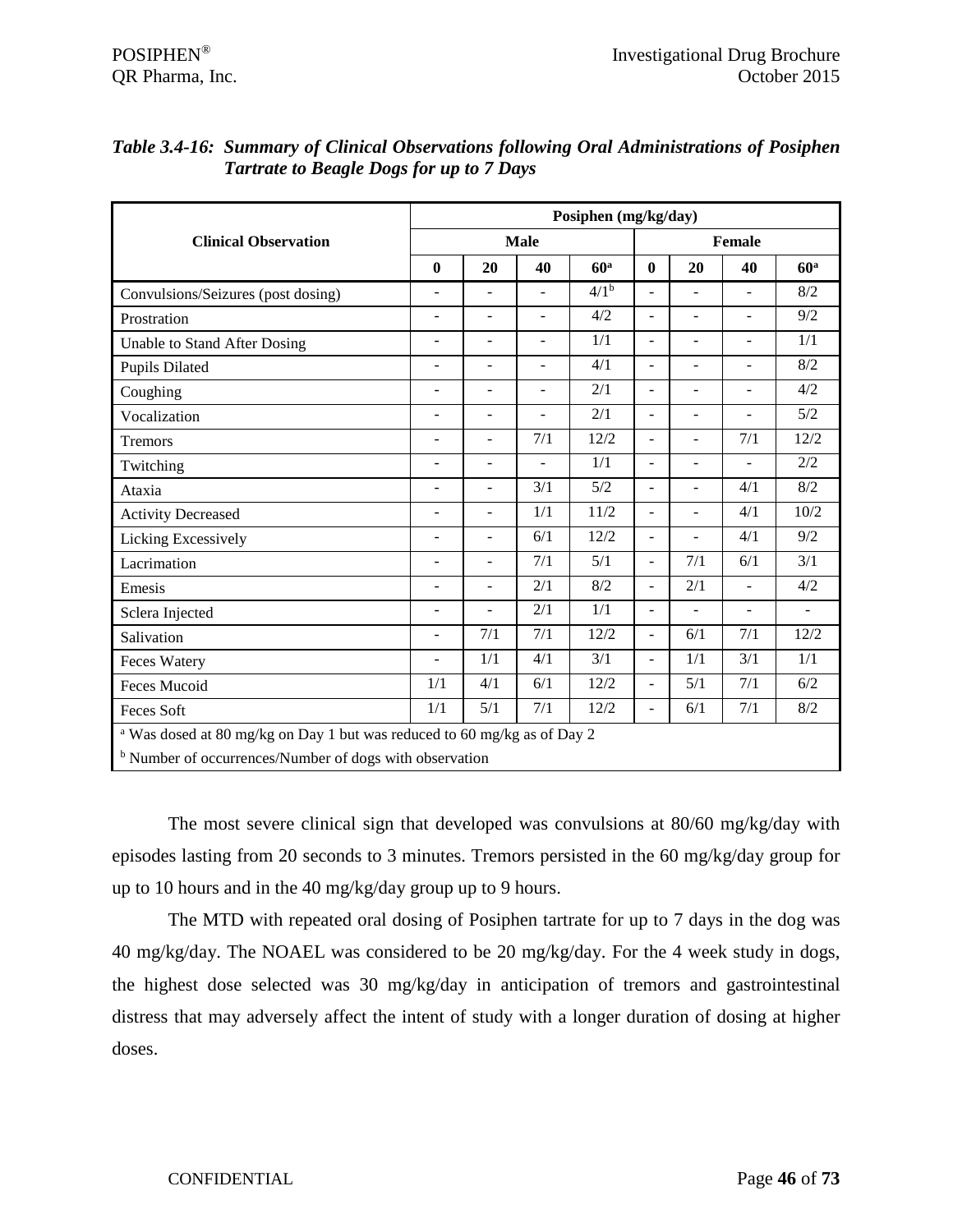*Table 3.4-16: Summary of Clinical Observations following Oral Administrations of Posiphen Tartrate to Beagle Dogs for up to 7 Days*

| Clinical Observation | Posiphen (mg/kg/day) | | | | | | | |
|---|---|---|---|---|---|---|---|---|
| | Male | | | | Female | | | |
| | 0 | 20 | 40 | 60[a] | 0 | 20 | 40 | 60[a] |
| Convulsions/Seizures (post dosing) | - | - | - | 4/1[b] | - | - | - | 8/2 |
| Prostration | - | - | - | 4/2 | - | - | - | 9/2 |
| Unable to Stand After Dosing | - | - | - | 1/1 | - | - | - | 1/1 |
| Pupils Dilated | - | - | - | 4/1 | - | - | - | 8/2 |
| Coughing | - | - | - | 2/1 | - | - | - | 4/2 |
| Vocalization | - | - | - | 2/1 | - | - | - | 5/2 |
| Tremors | - | - | 7/1 | 12/2 | - | - | 7/1 | 12/2 |
| Twitching | - | - | - | 1/1 | - | - | - | 2/2 |
| Ataxia | - | - | 3/1 | 5/2 | - | - | 4/1 | 8/2 |
| Activity Decreased | - | - | 1/1 | 11/2 | - | - | 4/1 | 10/2 |
| Licking Excessively | - | - | 6/1 | 12/2 | - | - | 4/1 | 9/2 |
| Lacrimation | - | - | 7/1 | 5/1 | - | 7/1 | 6/1 | 3/1 |
| Emesis | - | - | 2/1 | 8/2 | - | 2/1 | - | 4/2 |
| Sclera Injected | - | - | 2/1 | 1/1 | - | - | - | - |
| Salivation | - | 7/1 | 7/1 | 12/2 | - | 6/1 | 7/1 | 12/2 |
| Feces Watery | - | 1/1 | 4/1 | 3/1 | - | 1/1 | 3/1 | 1/1 |
| Feces Mucoid | 1/1 | 4/1 | 6/1 | 12/2 | - | 5/1 | 7/1 | 6/2 |
| Feces Soft | 1/1 | 5/1 | 7/1 | 12/2 | - | 6/1 | 7/1 | 8/2 |

[a] Was dosed at 80 mg/kg on Day 1 but was reduced to 60 mg/kg as of Day 2

[b] Number of occurrences/Number of dogs with observation

The most severe clinical sign that developed was convulsions at 80/60 mg/kg/day with episodes lasting from 20 seconds to 3 minutes. Tremors persisted in the 60 mg/kg/day group for up to 10 hours and in the 40 mg/kg/day group up to 9 hours.

The MTD with repeated oral dosing of Posiphen tartrate for up to 7 days in the dog was 40 mg/kg/day. The NOAEL was considered to be 20 mg/kg/day. For the 4 week study in dogs, the highest dose selected was 30 mg/kg/day in anticipation of tremors and gastrointestinal distress that may adversely affect the intent of study with a longer duration of dosing at higher doses.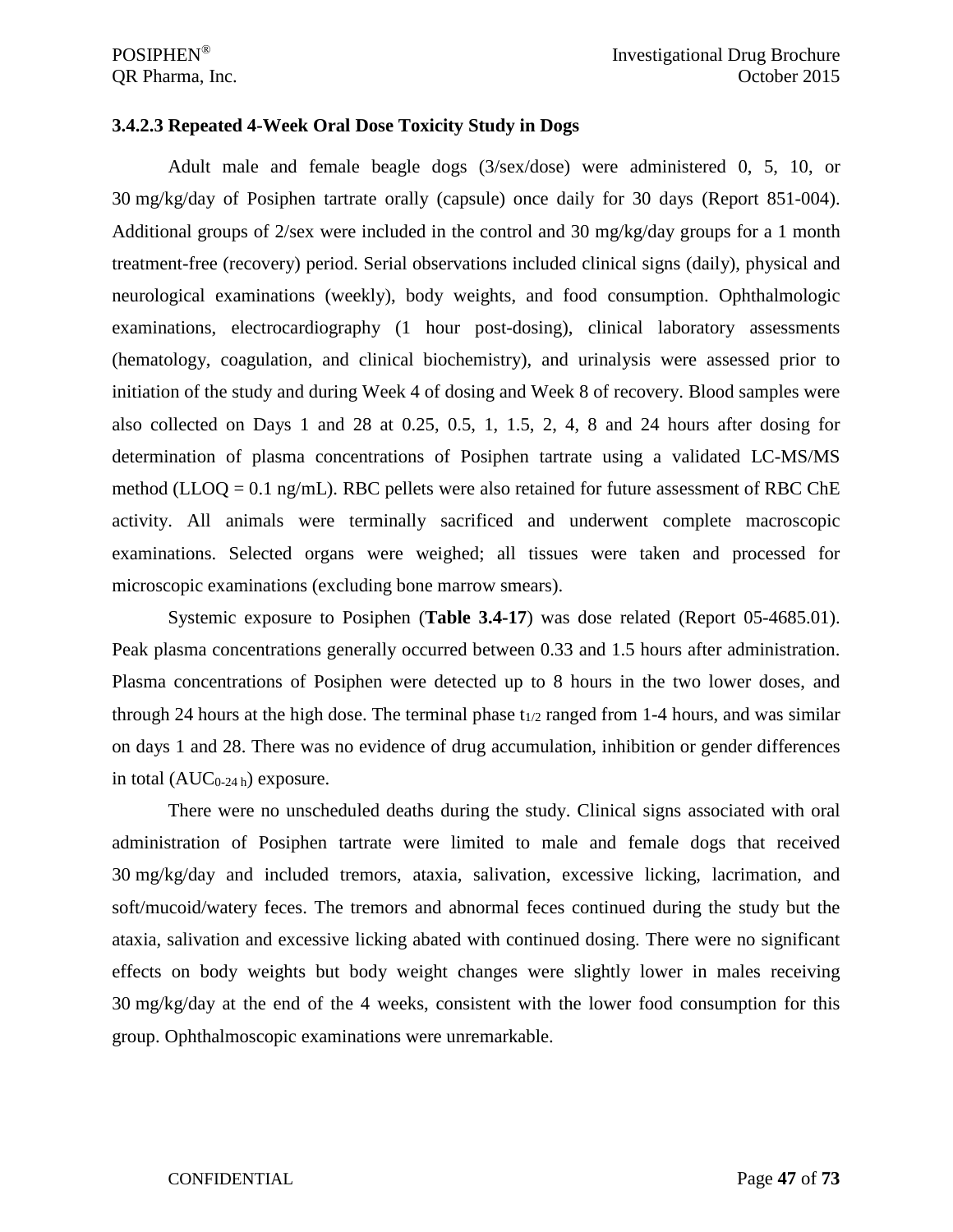### 3.4.2.3 Repeated 4-Week Oral Dose Toxicity Study in Dogs

Adult male and female beagle dogs (3/sex/dose) were administered 0, 5, 10, or 30 mg/kg/day of Posiphen tartrate orally (capsule) once daily for 30 days (Report 851-004). Additional groups of 2/sex were included in the control and 30 mg/kg/day groups for a 1 month treatment-free (recovery) period. Serial observations included clinical signs (daily), physical and neurological examinations (weekly), body weights, and food consumption. Ophthalmologic examinations, electrocardiography (1 hour post-dosing), clinical laboratory assessments (hematology, coagulation, and clinical biochemistry), and urinalysis were assessed prior to initiation of the study and during Week 4 of dosing and Week 8 of recovery. Blood samples were also collected on Days 1 and 28 at 0.25, 0.5, 1, 1.5, 2, 4, 8 and 24 hours after dosing for determination of plasma concentrations of Posiphen tartrate using a validated LC-MS/MS method (LLOQ = 0.1 ng/mL). RBC pellets were also retained for future assessment of RBC ChE activity. All animals were terminally sacrificed and underwent complete macroscopic examinations. Selected organs were weighed; all tissues were taken and processed for microscopic examinations (excluding bone marrow smears).

Systemic exposure to Posiphen (**Table 3.4-17**) was dose related (Report 05-4685.01). Peak plasma concentrations generally occurred between 0.33 and 1.5 hours after administration. Plasma concentrations of Posiphen were detected up to 8 hours in the two lower doses, and through 24 hours at the high dose. The terminal phase $t_{1/2}$ ranged from 1-4 hours, and was similar on days 1 and 28. There was no evidence of drug accumulation, inhibition or gender differences in total ($AUC_{0\text{-}24\,h}$) exposure.

There were no unscheduled deaths during the study. Clinical signs associated with oral administration of Posiphen tartrate were limited to male and female dogs that received 30 mg/kg/day and included tremors, ataxia, salivation, excessive licking, lacrimation, and soft/mucoid/watery feces. The tremors and abnormal feces continued during the study but the ataxia, salivation and excessive licking abated with continued dosing. There were no significant effects on body weights but body weight changes were slightly lower in males receiving 30 mg/kg/day at the end of the 4 weeks, consistent with the lower food consumption for this group. Ophthalmoscopic examinations were unremarkable.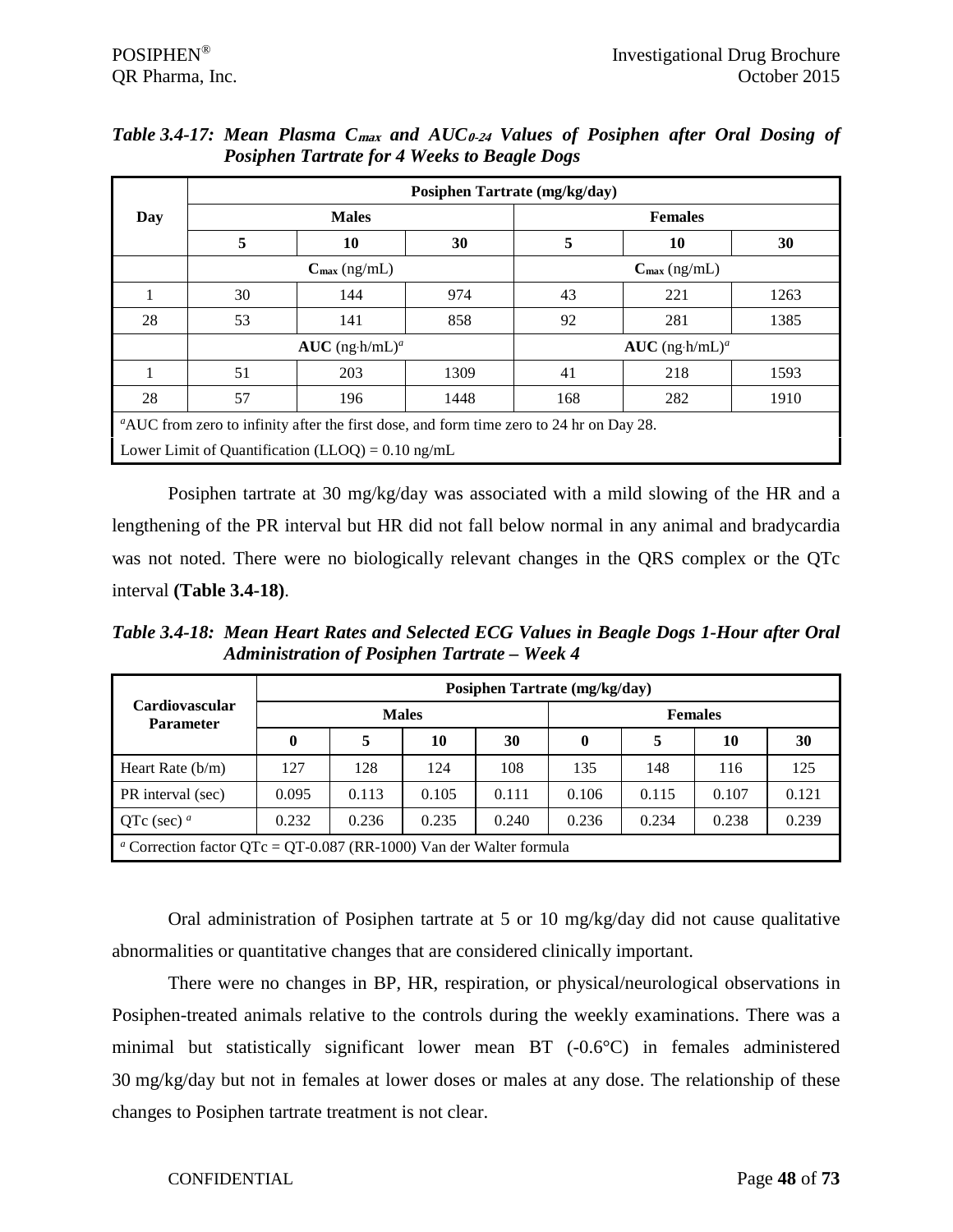*Table 3.4-17: Mean Plasma $C_{max}$ and $AUC_{0-24}$ Values of Posiphen after Oral Dosing of Posiphen Tartrate for 4 Weeks to Beagle Dogs*

| Day | Posiphen Tartrate (mg/kg/day) | | | | | |
|---|---|---|---|---|---|---|
| | Males | | | Females | | |
| | 5 | 10 | 30 | 5 | 10 | 30 |
| | $C_{max}$ (ng/mL) | | | $C_{max}$ (ng/mL) | | |
| 1 | 30 | 144 | 974 | 43 | 221 | 1263 |
| 28 | 53 | 141 | 858 | 92 | 281 | 1385 |
| | **AUC** (ng·h/mL)[a] | | | **AUC** (ng·h/mL)[a] | | |
| 1 | 51 | 203 | 1309 | 41 | 218 | 1593 |
| 28 | 57 | 196 | 1448 | 168 | 282 | 1910 |

[a]AUC from zero to infinity after the first dose, and form time zero to 24 hr on Day 28.

Lower Limit of Quantification (LLOQ) = 0.10 ng/mL

Posiphen tartrate at 30 mg/kg/day was associated with a mild slowing of the HR and a lengthening of the PR interval but HR did not fall below normal in any animal and bradycardia was not noted. There were no biologically relevant changes in the QRS complex or the QTc interval **(Table 3.4-18)**.

*Table 3.4-18: Mean Heart Rates and Selected ECG Values in Beagle Dogs 1-Hour after Oral Administration of Posiphen Tartrate – Week 4*

| Cardiovascular Parameter | Posiphen Tartrate (mg/kg/day) | | | | | | | |
|---|---|---|---|---|---|---|---|---|
| | Males | | | | Females | | | |
| | 0 | 5 | 10 | 30 | 0 | 5 | 10 | 30 |
| Heart Rate (b/m) | 127 | 128 | 124 | 108 | 135 | 148 | 116 | 125 |
| PR interval (sec) | 0.095 | 0.113 | 0.105 | 0.111 | 0.106 | 0.115 | 0.107 | 0.121 |
| QTc (sec) [a] | 0.232 | 0.236 | 0.235 | 0.240 | 0.236 | 0.234 | 0.238 | 0.239 |

[a] Correction factor QTc = QT-0.087 (RR-1000) Van der Walter formula

Oral administration of Posiphen tartrate at 5 or 10 mg/kg/day did not cause qualitative abnormalities or quantitative changes that are considered clinically important.

There were no changes in BP, HR, respiration, or physical/neurological observations in Posiphen-treated animals relative to the controls during the weekly examinations. There was a minimal but statistically significant lower mean BT (-0.6°C) in females administered 30 mg/kg/day but not in females at lower doses or males at any dose. The relationship of these changes to Posiphen tartrate treatment is not clear.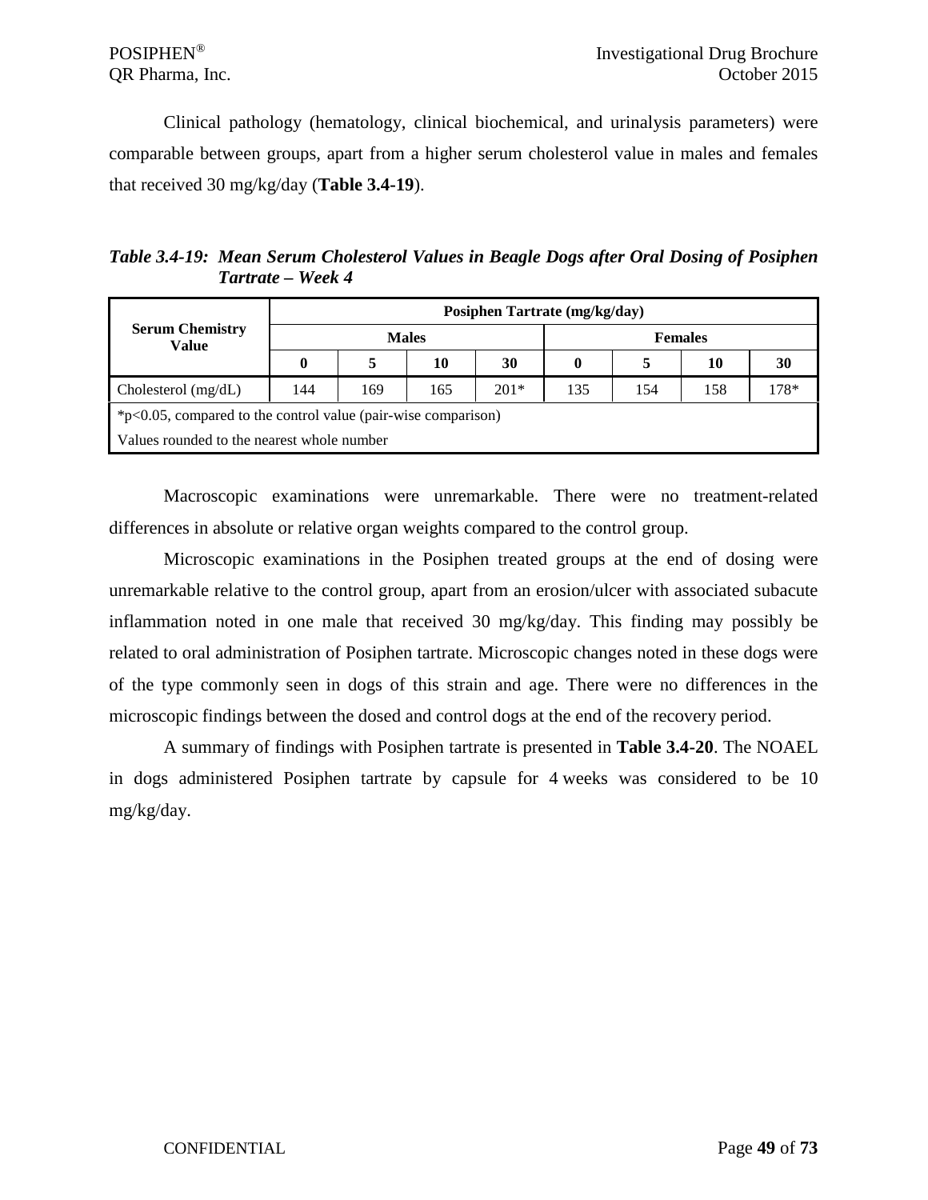Clinical pathology (hematology, clinical biochemical, and urinalysis parameters) were comparable between groups, apart from a higher serum cholesterol value in males and females that received 30 mg/kg/day (**Table 3.4-19**).

***Table 3.4-19: Mean Serum Cholesterol Values in Beagle Dogs after Oral Dosing of Posiphen Tartrate – Week 4***

| Serum Chemistry Value | Posiphen Tartrate (mg/kg/day) | | | | | | | |
|---|---|---|---|---|---|---|---|---|
| | Males | | | | Females | | | |
| | 0 | 5 | 10 | 30 | 0 | 5 | 10 | 30 |
| Cholesterol (mg/dL) | 144 | 169 | 165 | 201* | 135 | 154 | 158 | 178* |
| *p<0.05, compared to the control value (pair-wise comparison) | | | | | | | | |
| Values rounded to the nearest whole number | | | | | | | | |

Macroscopic examinations were unremarkable. There were no treatment-related differences in absolute or relative organ weights compared to the control group.

Microscopic examinations in the Posiphen treated groups at the end of dosing were unremarkable relative to the control group, apart from an erosion/ulcer with associated subacute inflammation noted in one male that received 30 mg/kg/day. This finding may possibly be related to oral administration of Posiphen tartrate. Microscopic changes noted in these dogs were of the type commonly seen in dogs of this strain and age. There were no differences in the microscopic findings between the dosed and control dogs at the end of the recovery period.

A summary of findings with Posiphen tartrate is presented in **Table 3.4-20**. The NOAEL in dogs administered Posiphen tartrate by capsule for 4 weeks was considered to be 10 mg/kg/day.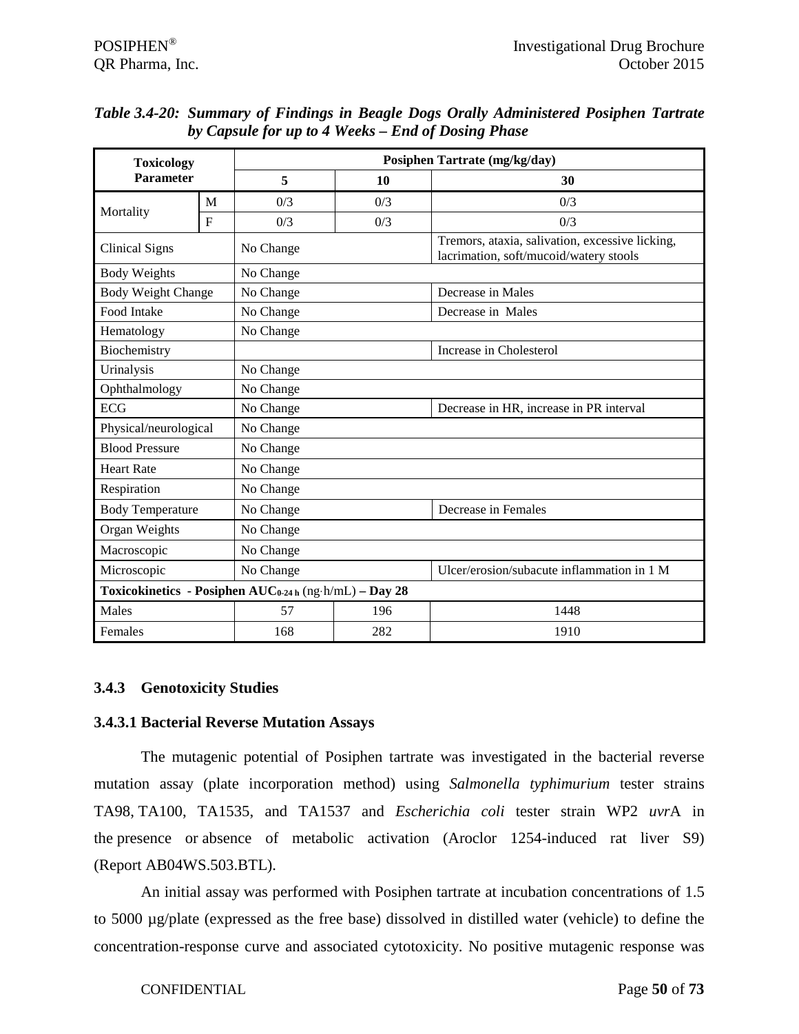*Table 3.4-20: Summary of Findings in Beagle Dogs Orally Administered Posiphen Tartrate by Capsule for up to 4 Weeks – End of Dosing Phase*

| Toxicology Parameter | | Posiphen Tartrate (mg/kg/day) | | |
|---|---|---|---|---|
| | | 5 | 10 | 30 |
| Mortality | M | 0/3 | 0/3 | 0/3 |
| | F | 0/3 | 0/3 | 0/3 |
| Clinical Signs | | No Change | | Tremors, ataxia, salivation, excessive licking, lacrimation, soft/mucoid/watery stools |
| Body Weights | | No Change | | |
| Body Weight Change | | No Change | | Decrease in Males |
| Food Intake | | No Change | | Decrease in Males |
| Hematology | | No Change | | |
| Biochemistry | | | | Increase in Cholesterol |
| Urinalysis | | No Change | | |
| Ophthalmology | | No Change | | |
| ECG | | No Change | | Decrease in HR, increase in PR interval |
| Physical/neurological | | No Change | | |
| Blood Pressure | | No Change | | |
| Heart Rate | | No Change | | |
| Respiration | | No Change | | |
| Body Temperature | | No Change | | Decrease in Females |
| Organ Weights | | No Change | | |
| Macroscopic | | No Change | | |
| Microscopic | | No Change | | Ulcer/erosion/subacute inflammation in 1 M |
| **Toxicokinetics - Posiphen $AUC_{0\text{-}24\,h}$** (ng·h/mL) **– Day 28** | | | | |
| Males | | 57 | 196 | 1448 |
| Females | | 168 | 282 | 1910 |

### 3.4.3 Genotoxicity Studies

#### 3.4.3.1 Bacterial Reverse Mutation Assays

The mutagenic potential of Posiphen tartrate was investigated in the bacterial reverse mutation assay (plate incorporation method) using *Salmonella typhimurium* tester strains TA98, TA100, TA1535, and TA1537 and *Escherichia coli* tester strain WP2 *uvr*A in the presence or absence of metabolic activation (Aroclor 1254-induced rat liver S9) (Report AB04WS.503.BTL).

An initial assay was performed with Posiphen tartrate at incubation concentrations of 1.5 to 5000 µg/plate (expressed as the free base) dissolved in distilled water (vehicle) to define the concentration-response curve and associated cytotoxicity. No positive mutagenic response was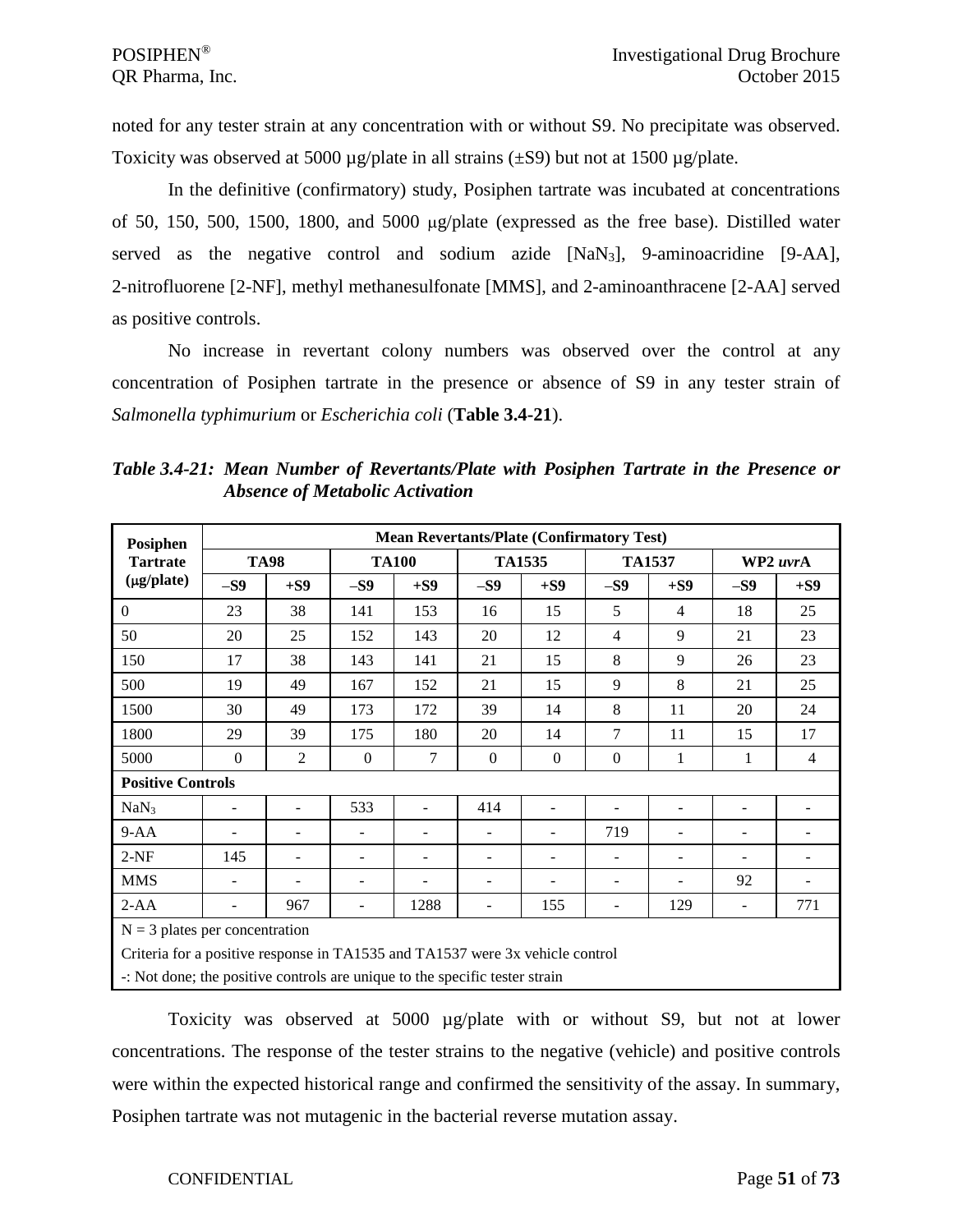noted for any tester strain at any concentration with or without S9. No precipitate was observed. Toxicity was observed at 5000 µg/plate in all strains (±S9) but not at 1500 µg/plate.

In the definitive (confirmatory) study, Posiphen tartrate was incubated at concentrations of 50, 150, 500, 1500, 1800, and 5000 μg/plate (expressed as the free base). Distilled water served as the negative control and sodium azide [$NaN_3$], 9-aminoacridine [9-AA], 2-nitrofluorene [2-NF], methyl methanesulfonate [MMS], and 2-aminoanthracene [2-AA] served as positive controls.

No increase in revertant colony numbers was observed over the control at any concentration of Posiphen tartrate in the presence or absence of S9 in any tester strain of *Salmonella typhimurium* or *Escherichia coli* (**Table 3.4-21**).

***Table 3.4-21: Mean Number of Revertants/Plate with Posiphen Tartrate in the Presence or Absence of Metabolic Activation***

| Posiphen Tartrate (μg/plate) | Mean Revertants/Plate (Confirmatory Test) | | | | | | | | | |
|---|---|---|---|---|---|---|---|---|---|---|
| | TA98 | | TA100 | | TA1535 | | TA1537 | | WP2 *uvr*A | |
| | –S9 | +S9 | –S9 | +S9 | –S9 | +S9 | –S9 | +S9 | –S9 | +S9 |
| 0 | 23 | 38 | 141 | 153 | 16 | 15 | 5 | 4 | 18 | 25 |
| 50 | 20 | 25 | 152 | 143 | 20 | 12 | 4 | 9 | 21 | 23 |
| 150 | 17 | 38 | 143 | 141 | 21 | 15 | 8 | 9 | 26 | 23 |
| 500 | 19 | 49 | 167 | 152 | 21 | 15 | 9 | 8 | 21 | 25 |
| 1500 | 30 | 49 | 173 | 172 | 39 | 14 | 8 | 11 | 20 | 24 |
| 1800 | 29 | 39 | 175 | 180 | 20 | 14 | 7 | 11 | 15 | 17 |
| 5000 | 0 | 2 | 0 | 7 | 0 | 0 | 0 | 1 | 1 | 4 |
| **Positive Controls** | | | | | | | | | | |
| $NaN_3$ | - | - | 533 | - | 414 | - | - | - | - | - |
| 9-AA | - | - | - | - | - | - | 719 | - | - | - |
| 2-NF | 145 | - | - | - | - | - | - | - | - | - |
| MMS | - | - | - | - | - | - | - | - | 92 | - |
| 2-AA | - | 967 | - | 1288 | - | 155 | - | 129 | - | 771 |

N = 3 plates per concentration

Criteria for a positive response in TA1535 and TA1537 were 3x vehicle control

-: Not done; the positive controls are unique to the specific tester strain

Toxicity was observed at 5000 µg/plate with or without S9, but not at lower concentrations. The response of the tester strains to the negative (vehicle) and positive controls were within the expected historical range and confirmed the sensitivity of the assay. In summary, Posiphen tartrate was not mutagenic in the bacterial reverse mutation assay.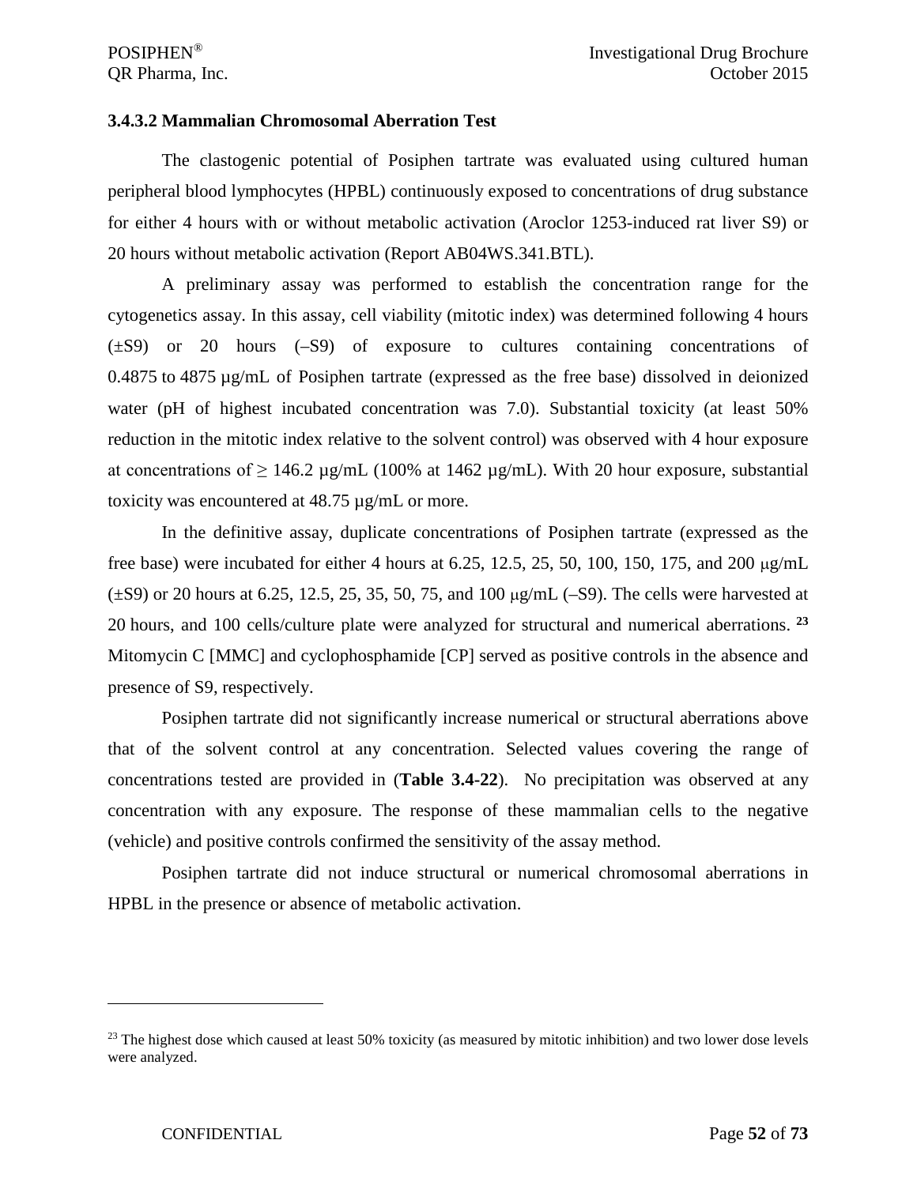### 3.4.3.2 Mammalian Chromosomal Aberration Test

The clastogenic potential of Posiphen tartrate was evaluated using cultured human peripheral blood lymphocytes (HPBL) continuously exposed to concentrations of drug substance for either 4 hours with or without metabolic activation (Aroclor 1253-induced rat liver S9) or 20 hours without metabolic activation (Report AB04WS.341.BTL).

A preliminary assay was performed to establish the concentration range for the cytogenetics assay. In this assay, cell viability (mitotic index) was determined following 4 hours (±S9) or 20 hours (–S9) of exposure to cultures containing concentrations of 0.4875 to 4875 µg/mL of Posiphen tartrate (expressed as the free base) dissolved in deionized water (pH of highest incubated concentration was 7.0). Substantial toxicity (at least 50% reduction in the mitotic index relative to the solvent control) was observed with 4 hour exposure at concentrations of ≥ 146.2 µg/mL (100% at 1462 µg/mL). With 20 hour exposure, substantial toxicity was encountered at 48.75 µg/mL or more.

In the definitive assay, duplicate concentrations of Posiphen tartrate (expressed as the free base) were incubated for either 4 hours at 6.25, 12.5, 25, 50, 100, 150, 175, and 200 µg/mL (±S9) or 20 hours at 6.25, 12.5, 25, 35, 50, 75, and 100 µg/mL (–S9). The cells were harvested at 20 hours, and 100 cells/culture plate were analyzed for structural and numerical aberrations.[23] Mitomycin C [MMC] and cyclophosphamide [CP] served as positive controls in the absence and presence of S9, respectively.

Posiphen tartrate did not significantly increase numerical or structural aberrations above that of the solvent control at any concentration. Selected values covering the range of concentrations tested are provided in (**Table 3.4-22**). No precipitation was observed at any concentration with any exposure. The response of these mammalian cells to the negative (vehicle) and positive controls confirmed the sensitivity of the assay method.

Posiphen tartrate did not induce structural or numerical chromosomal aberrations in HPBL in the presence or absence of metabolic activation.

---

[23] The highest dose which caused at least 50% toxicity (as measured by mitotic inhibition) and two lower dose levels were analyzed.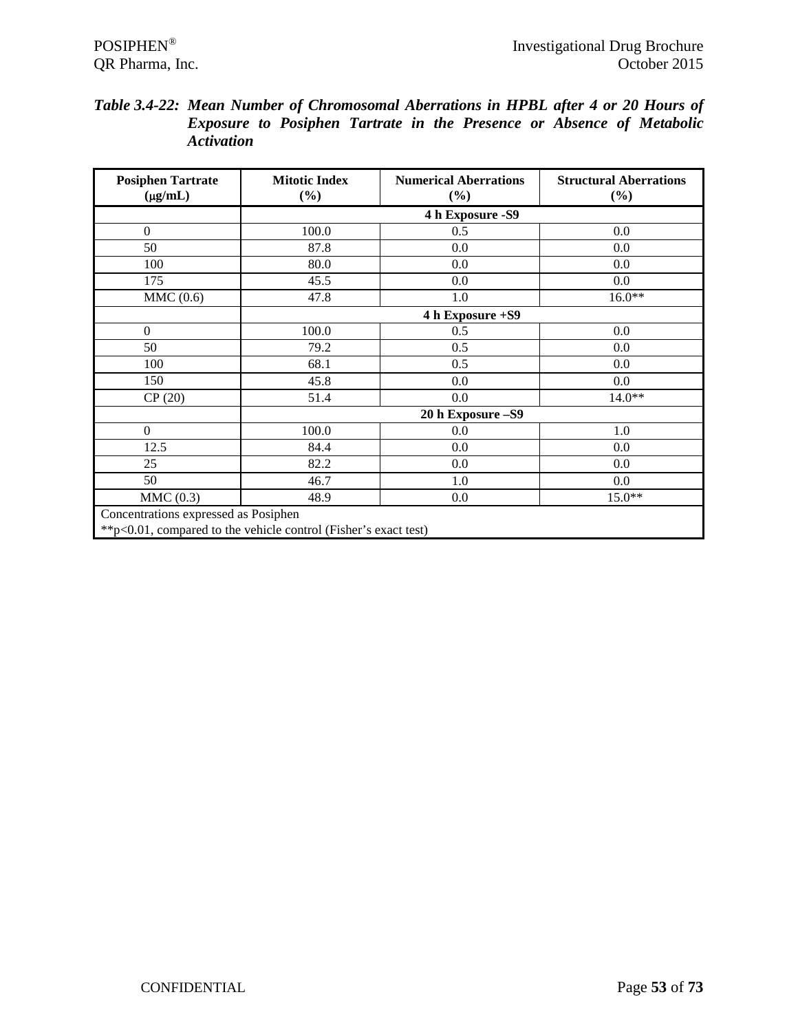***Table 3.4-22: Mean Number of Chromosomal Aberrations in HPBL after 4 or 20 Hours of Exposure to Posiphen Tartrate in the Presence or Absence of Metabolic Activation***

| Posiphen Tartrate (μg/mL) | Mitotic Index (%) | Numerical Aberrations (%) | Structural Aberrations (%) |
|---|---|---|---|
| | **4 h Exposure -S9** | | |
| 0 | 100.0 | 0.5 | 0.0 |
| 50 | 87.8 | 0.0 | 0.0 |
| 100 | 80.0 | 0.0 | 0.0 |
| 175 | 45.5 | 0.0 | 0.0 |
| MMC (0.6) | 47.8 | 1.0 | 16.0** |
| | **4 h Exposure +S9** | | |
| 0 | 100.0 | 0.5 | 0.0 |
| 50 | 79.2 | 0.5 | 0.0 |
| 100 | 68.1 | 0.5 | 0.0 |
| 150 | 45.8 | 0.0 | 0.0 |
| CP (20) | 51.4 | 0.0 | 14.0** |
| | **20 h Exposure –S9** | | |
| 0 | 100.0 | 0.0 | 1.0 |
| 12.5 | 84.4 | 0.0 | 0.0 |
| 25 | 82.2 | 0.0 | 0.0 |
| 50 | 46.7 | 1.0 | 0.0 |
| MMC (0.3) | 48.9 | 0.0 | 15.0** |

Concentrations expressed as Posiphen
**p<0.01, compared to the vehicle control (Fisher's exact test)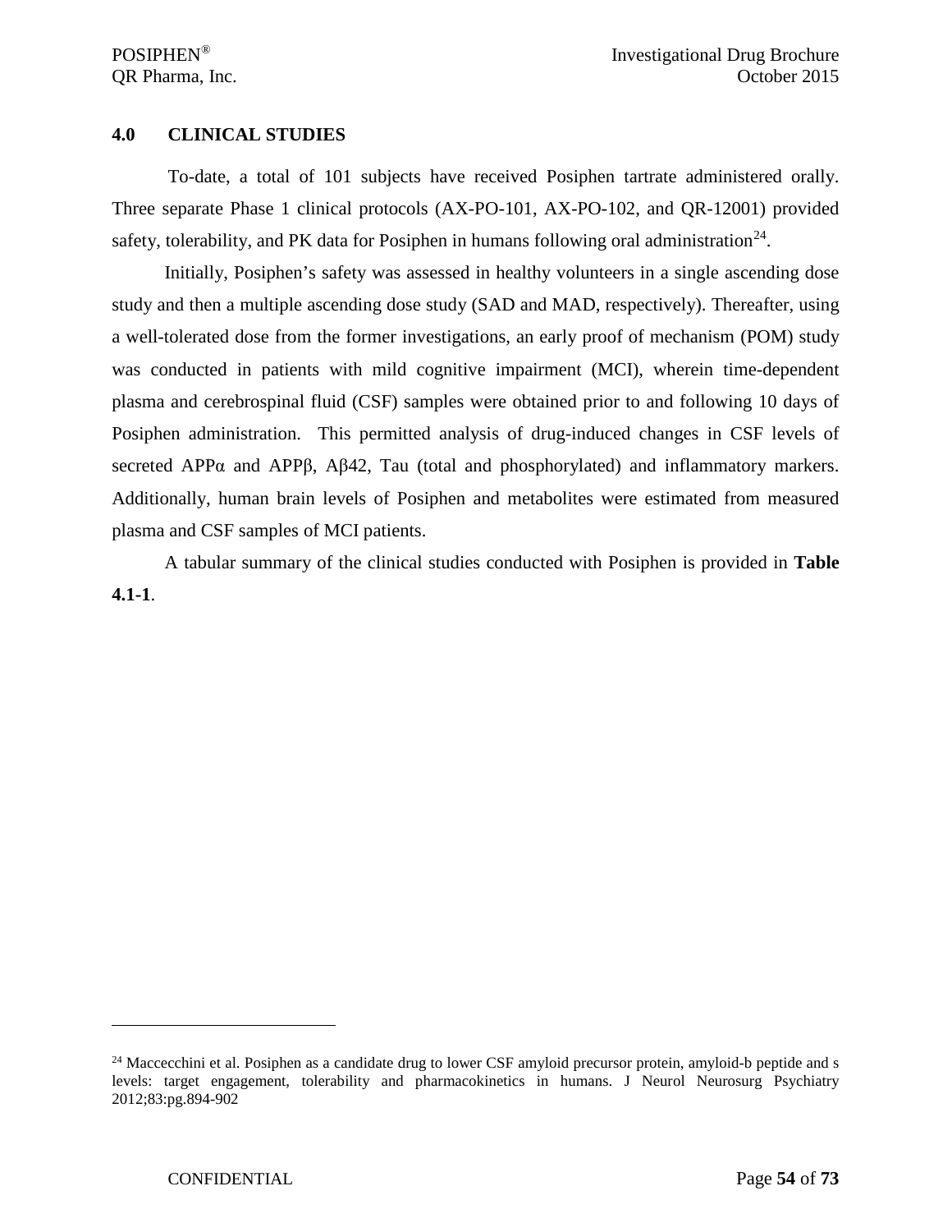## 4.0 CLINICAL STUDIES

To-date, a total of 101 subjects have received Posiphen tartrate administered orally. Three separate Phase 1 clinical protocols (AX-PO-101, AX-PO-102, and QR-12001) provided safety, tolerability, and PK data for Posiphen in humans following oral administration[24].

Initially, Posiphen's safety was assessed in healthy volunteers in a single ascending dose study and then a multiple ascending dose study (SAD and MAD, respectively). Thereafter, using a well-tolerated dose from the former investigations, an early proof of mechanism (POM) study was conducted in patients with mild cognitive impairment (MCI), wherein time-dependent plasma and cerebrospinal fluid (CSF) samples were obtained prior to and following 10 days of Posiphen administration. This permitted analysis of drug-induced changes in CSF levels of secreted APPα and APPβ, Aβ42, Tau (total and phosphorylated) and inflammatory markers. Additionally, human brain levels of Posiphen and metabolites were estimated from measured plasma and CSF samples of MCI patients.

A tabular summary of the clinical studies conducted with Posiphen is provided in **Table 4.1-1**.

---

[24] Maccecchini et al. Posiphen as a candidate drug to lower CSF amyloid precursor protein, amyloid-b peptide and s levels: target engagement, tolerability and pharmacokinetics in humans. J Neurol Neurosurg Psychiatry 2012;83:pg.894-902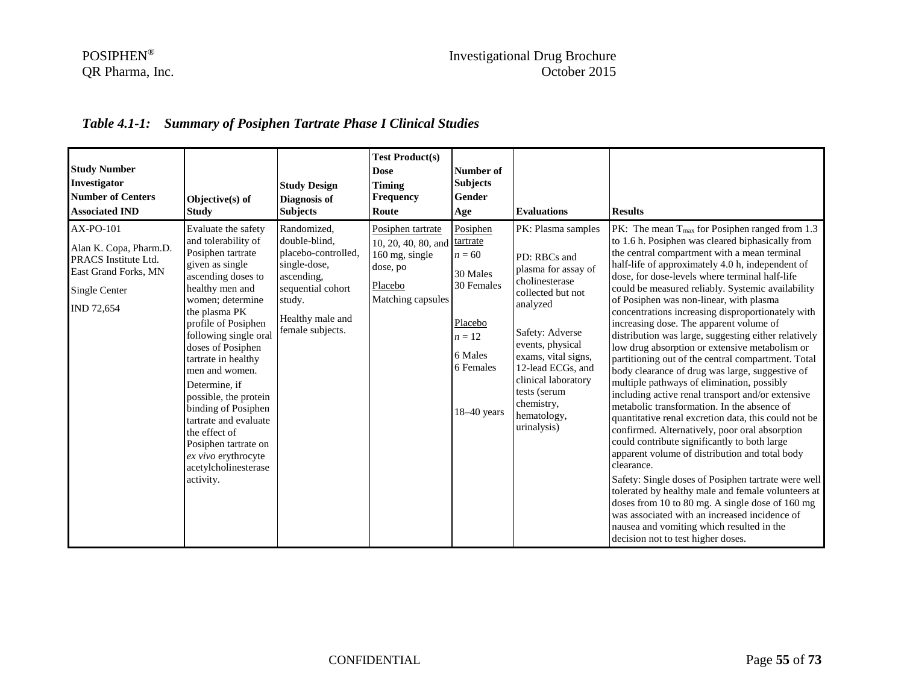*Table 4.1-1: Summary of Posiphen Tartrate Phase I Clinical Studies*

| Study Number<br>Investigator<br>Number of Centers<br>Associated IND | Objective(s) of Study | Study Design<br>Diagnosis of Subjects | Test Product(s)<br>Dose<br>Timing<br>Frequency<br>Route | Number of Subjects<br>Gender<br>Age | Evaluations | Results |
|---|---|---|---|---|---|---|
| AX-PO-101<br><br>Alan K. Copa, Pharm.D.<br>PRACS Institute Ltd.<br>East Grand Forks, MN<br><br>Single Center<br><br>IND 72,654 | Evaluate the safety and tolerability of Posiphen tartrate given as single ascending doses to healthy men and women; determine the plasma PK profile of Posiphen following single oral doses of Posiphen tartrate in healthy men and women.<br><br>Determine, if possible, the protein binding of Posiphen tartrate and evaluate the effect of Posiphen tartrate on *ex vivo* erythrocyte acetylcholinesterase activity. | Randomized, double-blind, placebo-controlled, single-dose, ascending, sequential cohort study.<br><br>Healthy male and female subjects. | Posiphen tartrate<br>10, 20, 40, 80, and 160 mg, single dose, po<br><br>Placebo<br>Matching capsules | Posiphen tartrate<br>*n* = 60<br><br>30 Males<br>30 Females<br><br>Placebo<br>*n* = 12<br><br>6 Males<br>6 Females<br><br>18–40 years | PK: Plasma samples<br><br>PD: RBCs and plasma for assay of cholinesterase collected but not analyzed<br><br>Safety: Adverse events, physical exams, vital signs, 12-lead ECGs, and clinical laboratory tests (serum chemistry, hematology, urinalysis) | PK: The mean $T_{max}$ for Posiphen ranged from 1.3 to 1.6 h. Posiphen was cleared biphasically from the central compartment with a mean terminal half-life of approximately 4.0 h, independent of dose, for dose-levels where terminal half-life could be measured reliably. Systemic availability of Posiphen was non-linear, with plasma concentrations increasing disproportionately with increasing dose. The apparent volume of distribution was large, suggesting either relatively low drug absorption or extensive metabolism or partitioning out of the central compartment. Total body clearance of drug was large, suggestive of multiple pathways of elimination, possibly including active renal transport and/or extensive metabolic transformation. In the absence of quantitative renal excretion data, this could not be confirmed. Alternatively, poor oral absorption could contribute significantly to both large apparent volume of distribution and total body clearance.<br><br>Safety: Single doses of Posiphen tartrate were well tolerated by healthy male and female volunteers at doses from 10 to 80 mg. A single dose of 160 mg was associated with an increased incidence of nausea and vomiting which resulted in the decision not to test higher doses. |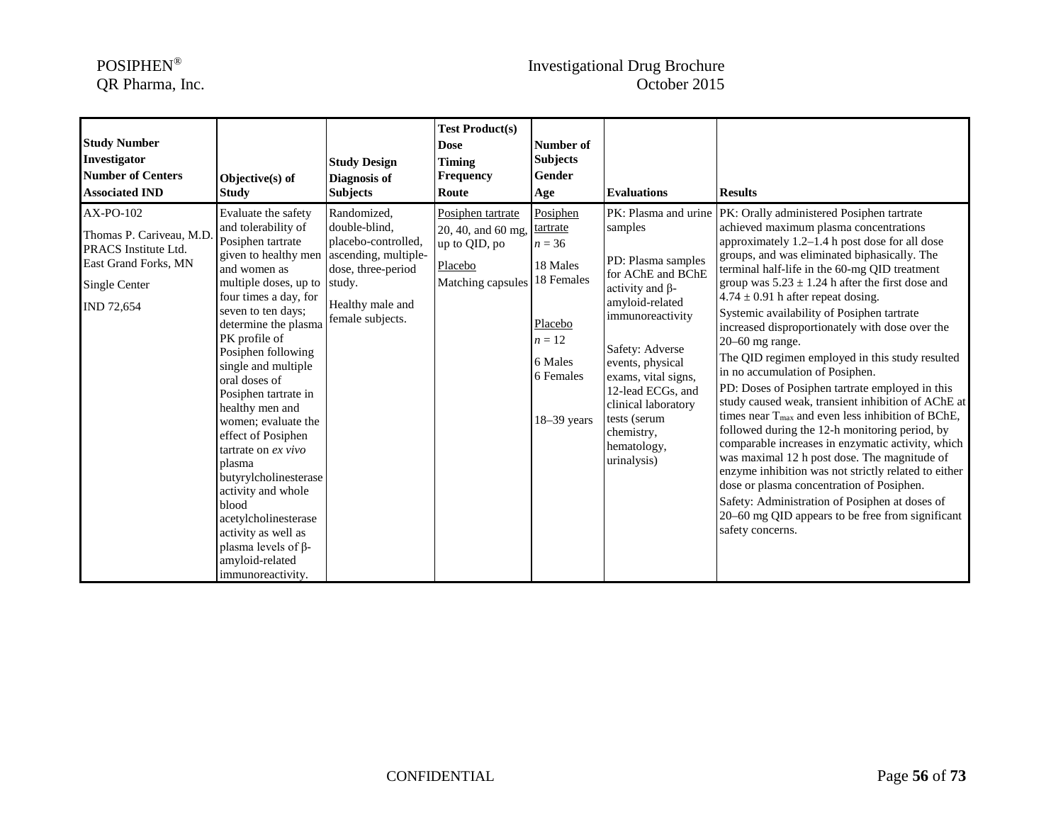| Study Number<br>Investigator<br>Number of Centers<br>Associated IND | Objective(s) of Study | Study Design<br>Diagnosis of Subjects | Test Product(s)<br>Dose<br>Timing<br>Frequency<br>Route | Number of Subjects<br>Gender<br>Age | Evaluations | Results |
|---|---|---|---|---|---|---|
| AX-PO-102<br><br>Thomas P. Cariveau, M.D.<br>PRACS Institute Ltd.<br>East Grand Forks, MN<br><br>Single Center<br><br>IND 72,654 | Evaluate the safety and tolerability of Posiphen tartrate given to healthy men and women as multiple doses, up to four times a day, for seven to ten days; determine the plasma PK profile of Posiphen following single and multiple oral doses of Posiphen tartrate in healthy men and women; evaluate the effect of Posiphen tartrate on *ex vivo* plasma butyrylcholinesterase activity and whole blood acetylcholinesterase activity as well as plasma levels of β-amyloid-related immunoreactivity. | Randomized, double-blind, placebo-controlled, ascending, multiple-dose, three-period study.<br><br>Healthy male and female subjects. | Posiphen tartrate<br>20, 40, and 60 mg, up to QID, po<br><br>Placebo<br>Matching capsules | Posiphen tartrate<br>$n = 36$<br><br>18 Males<br>18 Females<br><br>Placebo<br>$n = 12$<br><br>6 Males<br>6 Females<br><br>18–39 years | PK: Plasma and urine samples<br><br>PD: Plasma samples for AChE and BChE activity and β-amyloid-related immunoreactivity<br><br>Safety: Adverse events, physical exams, vital signs, 12-lead ECGs, and clinical laboratory tests (serum chemistry, hematology, urinalysis) | PK: Orally administered Posiphen tartrate achieved maximum plasma concentrations approximately 1.2–1.4 h post dose for all dose groups, and was eliminated biphasically. The terminal half-life in the 60-mg QID treatment group was $5.23 \pm 1.24$ h after the first dose and $4.74 \pm 0.91$ h after repeat dosing.<br>Systemic availability of Posiphen tartrate increased disproportionately with dose over the 20–60 mg range.<br>The QID regimen employed in this study resulted in no accumulation of Posiphen.<br>PD: Doses of Posiphen tartrate employed in this study caused weak, transient inhibition of AChE at times near $T_{max}$ and even less inhibition of BChE, followed during the 12-h monitoring period, by comparable increases in enzymatic activity, which was maximal 12 h post dose. The magnitude of enzyme inhibition was not strictly related to either dose or plasma concentration of Posiphen.<br>Safety: Administration of Posiphen at doses of 20–60 mg QID appears to be free from significant safety concerns. |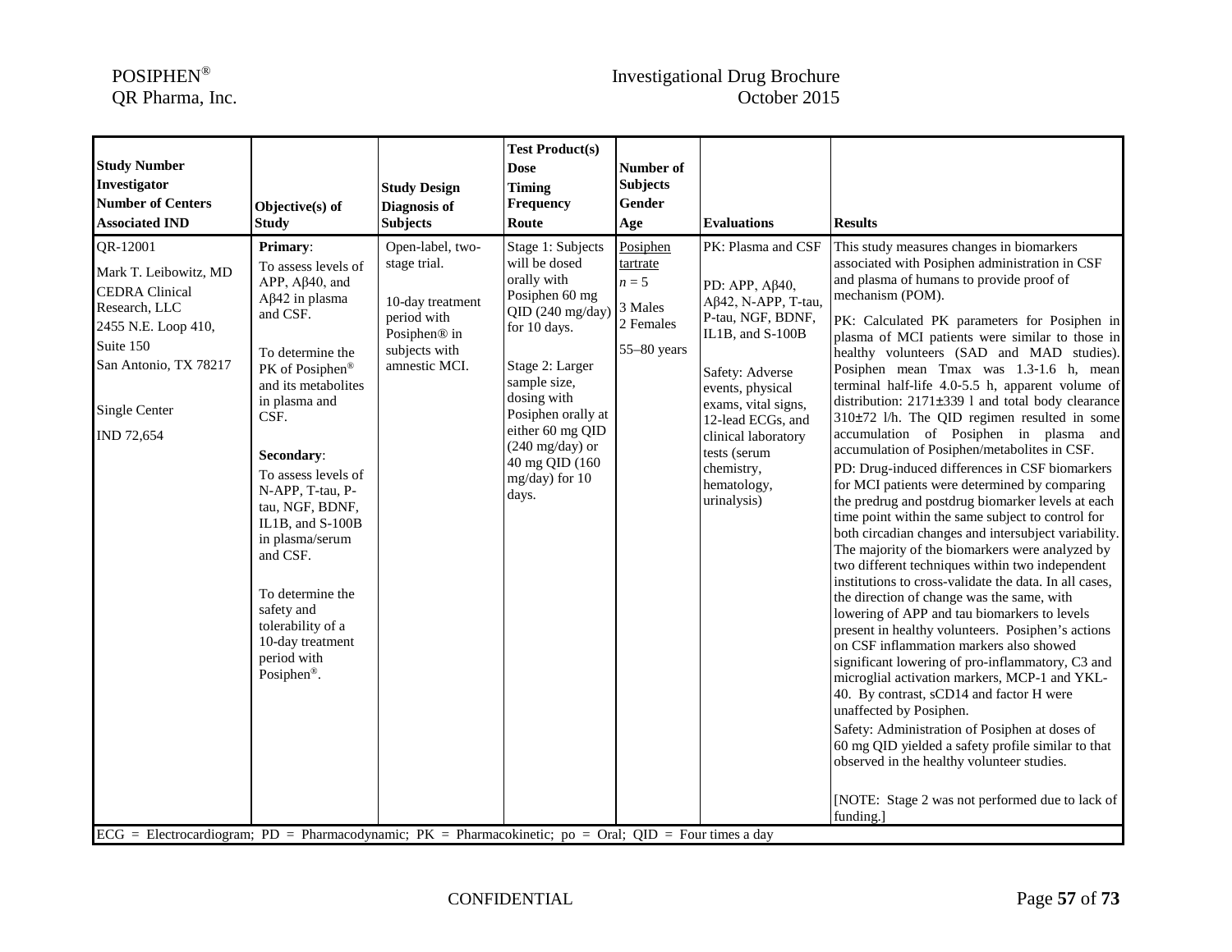| Study Number<br>Investigator<br>Number of Centers<br>Associated IND | Objective(s) of Study | Study Design<br>Diagnosis of Subjects | Test Product(s)<br>Dose<br>Timing<br>Frequency<br>Route | Number of Subjects<br>Gender<br>Age | Evaluations | Results |
|---|---|---|---|---|---|---|
| QR-12001<br><br>Mark T. Leibowitz, MD<br>CEDRA Clinical Research, LLC<br>2455 N.E. Loop 410, Suite 150<br>San Antonio, TX 78217<br><br>Single Center<br><br>IND 72,654 | **Primary**:<br>To assess levels of APP, Aβ40, and Aβ42 in plasma and CSF.<br><br>To determine the PK of Posiphen® and its metabolites in plasma and CSF.<br><br>**Secondary**:<br>To assess levels of N-APP, T-tau, P-tau, NGF, BDNF, IL1B, and S-100B in plasma/serum and CSF.<br><br>To determine the safety and tolerability of a 10-day treatment period with Posiphen®. | Open-label, two-stage trial.<br><br>10-day treatment period with Posiphen® in subjects with amnestic MCI. | Stage 1: Subjects will be dosed orally with Posiphen 60 mg QID (240 mg/day) for 10 days.<br><br>Stage 2: Larger sample size, dosing with Posiphen orally at either 60 mg QID (240 mg/day) or 40 mg QID (160 mg/day) for 10 days. | Posiphen tartrate<br>*n* = 5<br><br>3 Males<br>2 Females<br><br>55–80 years | PK: Plasma and CSF<br><br>PD: APP, Aβ40, Aβ42, N-APP, T-tau, P-tau, NGF, BDNF, IL1B, and S-100B<br><br>Safety: Adverse events, physical exams, vital signs, 12-lead ECGs, and clinical laboratory tests (serum chemistry, hematology, urinalysis) | This study measures changes in biomarkers associated with Posiphen administration in CSF and plasma of humans to provide proof of mechanism (POM).<br><br>PK: Calculated PK parameters for Posiphen in plasma of MCI patients were similar to those in healthy volunteers (SAD and MAD studies). Posiphen mean Tmax was 1.3-1.6 h, mean terminal half-life 4.0-5.5 h, apparent volume of distribution: 2171±339 l and total body clearance 310±72 l/h. The QID regimen resulted in some accumulation of Posiphen in plasma and accumulation of Posiphen/metabolites in CSF.<br><br>PD: Drug-induced differences in CSF biomarkers for MCI patients were determined by comparing the predrug and postdrug biomarker levels at each time point within the same subject to control for both circadian changes and intersubject variability. The majority of the biomarkers were analyzed by two different techniques within two independent institutions to cross-validate the data. In all cases, the direction of change was the same, with lowering of APP and tau biomarkers to levels present in healthy volunteers. Posiphen's actions on CSF inflammation markers also showed significant lowering of pro-inflammatory, C3 and microglial activation markers, MCP-1 and YKL-40. By contrast, sCD14 and factor H were unaffected by Posiphen.<br><br>Safety: Administration of Posiphen at doses of 60 mg QID yielded a safety profile similar to that observed in the healthy volunteer studies.<br><br>[NOTE: Stage 2 was not performed due to lack of funding.] |

ECG = Electrocardiogram; PD = Pharmacodynamic; PK = Pharmacokinetic; po = Oral; QID = Four times a day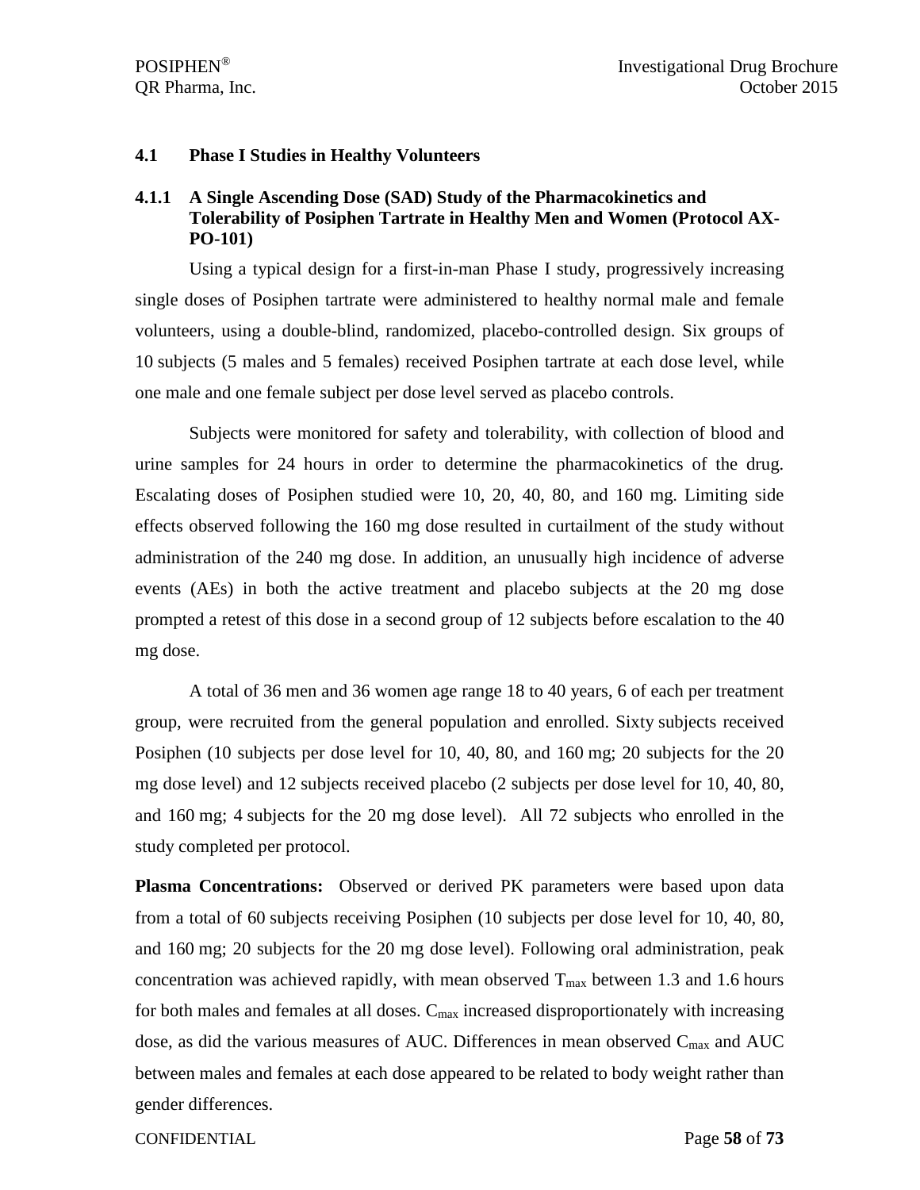## 4.1 Phase I Studies in Healthy Volunteers

### 4.1.1 A Single Ascending Dose (SAD) Study of the Pharmacokinetics and Tolerability of Posiphen Tartrate in Healthy Men and Women (Protocol AX-PO-101)

Using a typical design for a first-in-man Phase I study, progressively increasing single doses of Posiphen tartrate were administered to healthy normal male and female volunteers, using a double-blind, randomized, placebo-controlled design. Six groups of 10 subjects (5 males and 5 females) received Posiphen tartrate at each dose level, while one male and one female subject per dose level served as placebo controls.

Subjects were monitored for safety and tolerability, with collection of blood and urine samples for 24 hours in order to determine the pharmacokinetics of the drug. Escalating doses of Posiphen studied were 10, 20, 40, 80, and 160 mg. Limiting side effects observed following the 160 mg dose resulted in curtailment of the study without administration of the 240 mg dose. In addition, an unusually high incidence of adverse events (AEs) in both the active treatment and placebo subjects at the 20 mg dose prompted a retest of this dose in a second group of 12 subjects before escalation to the 40 mg dose.

A total of 36 men and 36 women age range 18 to 40 years, 6 of each per treatment group, were recruited from the general population and enrolled. Sixty subjects received Posiphen (10 subjects per dose level for 10, 40, 80, and 160 mg; 20 subjects for the 20 mg dose level) and 12 subjects received placebo (2 subjects per dose level for 10, 40, 80, and 160 mg; 4 subjects for the 20 mg dose level). All 72 subjects who enrolled in the study completed per protocol.

**Plasma Concentrations:** Observed or derived PK parameters were based upon data from a total of 60 subjects receiving Posiphen (10 subjects per dose level for 10, 40, 80, and 160 mg; 20 subjects for the 20 mg dose level). Following oral administration, peak concentration was achieved rapidly, with mean observed $T_{max}$ between 1.3 and 1.6 hours for both males and females at all doses. $C_{max}$ increased disproportionately with increasing dose, as did the various measures of AUC. Differences in mean observed $C_{max}$ and AUC between males and females at each dose appeared to be related to body weight rather than gender differences.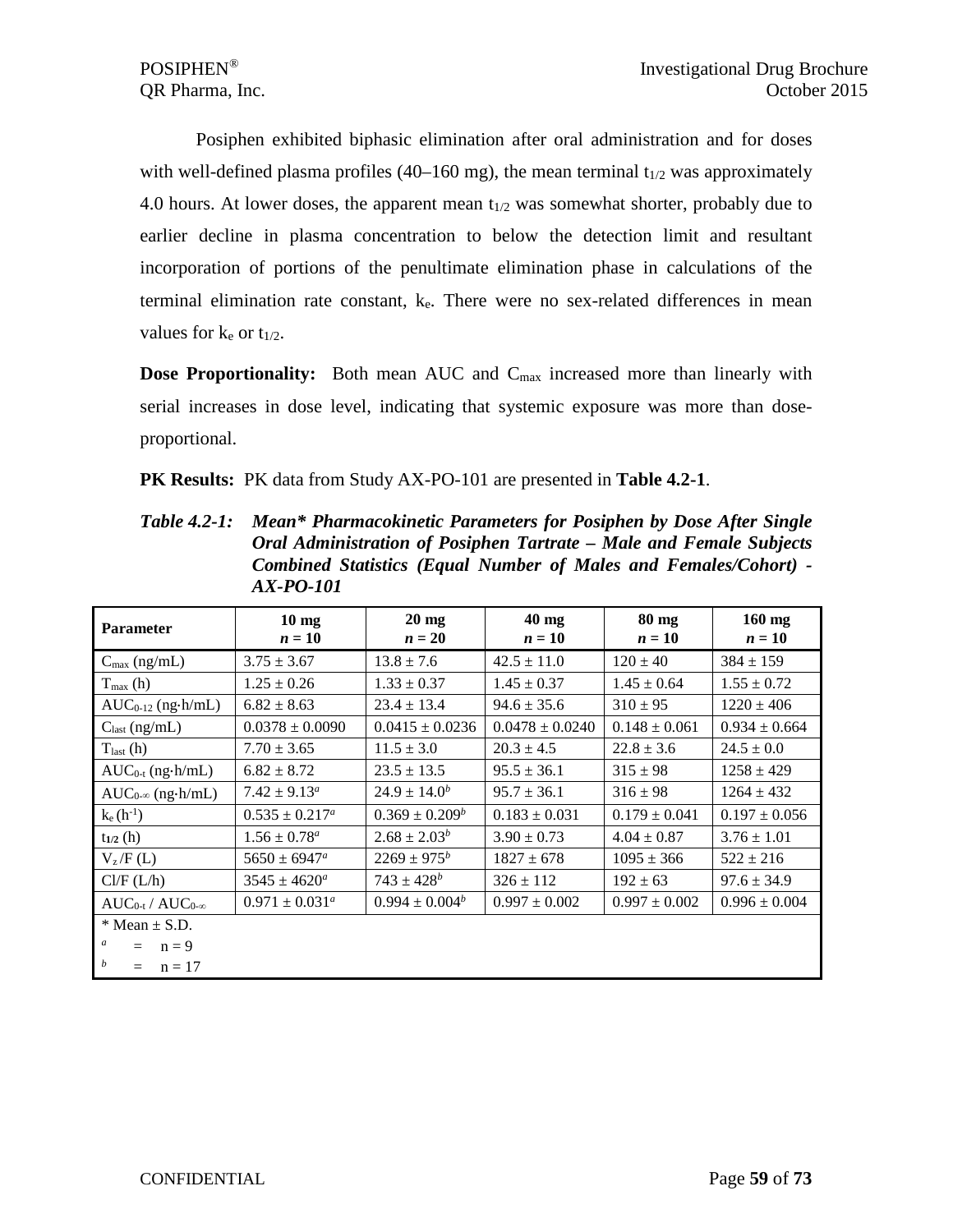Posiphen exhibited biphasic elimination after oral administration and for doses with well-defined plasma profiles (40–160 mg), the mean terminal $t_{1/2}$ was approximately 4.0 hours. At lower doses, the apparent mean $t_{1/2}$ was somewhat shorter, probably due to earlier decline in plasma concentration to below the detection limit and resultant incorporation of portions of the penultimate elimination phase in calculations of the terminal elimination rate constant, $k_e$. There were no sex-related differences in mean values for $k_e$ or $t_{1/2}$.

**Dose Proportionality:** Both mean AUC and $C_{max}$ increased more than linearly with serial increases in dose level, indicating that systemic exposure was more than dose-proportional.

**PK Results:** PK data from Study AX-PO-101 are presented in **Table 4.2-1**.

***Table 4.2-1: Mean\* Pharmacokinetic Parameters for Posiphen by Dose After Single Oral Administration of Posiphen Tartrate – Male and Female Subjects Combined Statistics (Equal Number of Males and Females/Cohort) - AX-PO-101***

| Parameter | 10 mg *n* = 10 | 20 mg *n* = 20 | 40 mg *n* = 10 | 80 mg *n* = 10 | 160 mg *n* = 10 |
|---|---|---|---|---|---|
| $C_{max}$ (ng/mL) | 3.75 ± 3.67 | 13.8 ± 7.6 | 42.5 ± 11.0 | 120 ± 40 | 384 ± 159 |
| $T_{max}$ (h) | 1.25 ± 0.26 | 1.33 ± 0.37 | 1.45 ± 0.37 | 1.45 ± 0.64 | 1.55 ± 0.72 |
| $AUC_{0-12}$ (ng·h/mL) | 6.82 ± 8.63 | 23.4 ± 13.4 | 94.6 ± 35.6 | 310 ± 95 | 1220 ± 406 |
| $C_{last}$ (ng/mL) | 0.0378 ± 0.0090 | 0.0415 ± 0.0236 | 0.0478 ± 0.0240 | 0.148 ± 0.061 | 0.934 ± 0.664 |
| $T_{last}$ (h) | 7.70 ± 3.65 | 11.5 ± 3.0 | 20.3 ± 4.5 | 22.8 ± 3.6 | 24.5 ± 0.0 |
| $AUC_{0-t}$ (ng·h/mL) | 6.82 ± 8.72 | 23.5 ± 13.5 | 95.5 ± 36.1 | 315 ± 98 | 1258 ± 429 |
| $AUC_{0-\infty}$ (ng·h/mL) | 7.42 ± 9.13[a] | 24.9 ± 14.0[b] | 95.7 ± 36.1 | 316 ± 98 | 1264 ± 432 |
| $k_e$ ($h^{-1}$) | 0.535 ± 0.217[a] | 0.369 ± 0.209[b] | 0.183 ± 0.031 | 0.179 ± 0.041 | 0.197 ± 0.056 |
| $t_{1/2}$ (h) | 1.56 ± 0.78[a] | 2.68 ± 2.03[b] | 3.90 ± 0.73 | 4.04 ± 0.87 | 3.76 ± 1.01 |
| $V_z$/F (L) | 5650 ± 6947[a] | 2269 ± 975[b] | 1827 ± 678 | 1095 ± 366 | 522 ± 216 |
| Cl/F (L/h) | 3545 ± 4620[a] | 743 ± 428[b] | 326 ± 112 | 192 ± 63 | 97.6 ± 34.9 |
| $AUC_{0-t}$ / $AUC_{0-\infty}$ | 0.971 ± 0.031[a] | 0.994 ± 0.004[b] | 0.997 ± 0.002 | 0.997 ± 0.002 | 0.996 ± 0.004 |

\* Mean ± S.D.

[a] = n = 9

[b] = n = 17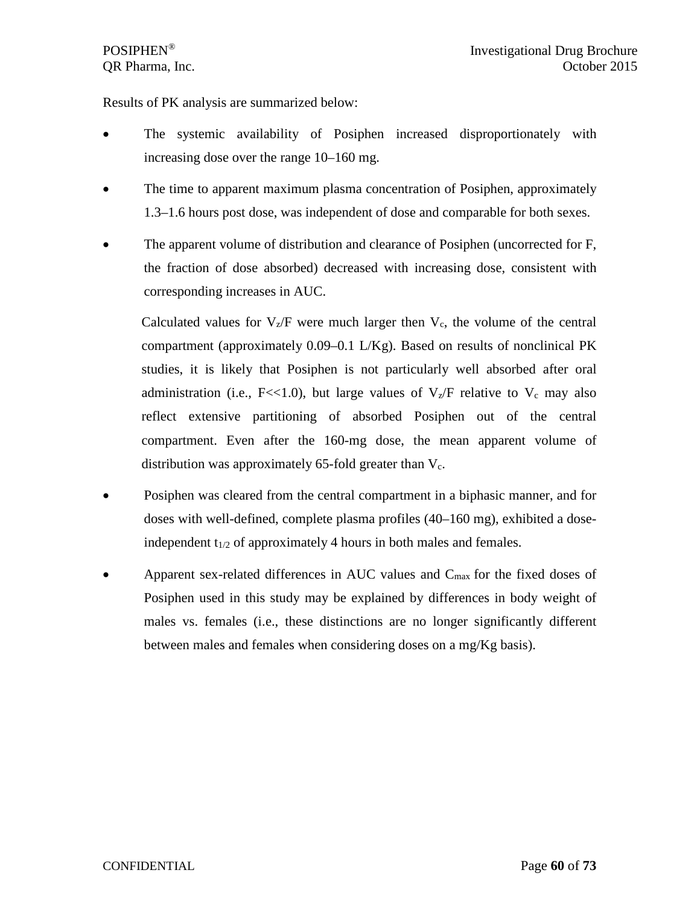Results of PK analysis are summarized below:

- The systemic availability of Posiphen increased disproportionately with increasing dose over the range 10–160 mg.
- The time to apparent maximum plasma concentration of Posiphen, approximately 1.3–1.6 hours post dose, was independent of dose and comparable for both sexes.
- The apparent volume of distribution and clearance of Posiphen (uncorrected for F, the fraction of dose absorbed) decreased with increasing dose, consistent with corresponding increases in AUC.

  Calculated values for $V_z/F$ were much larger then $V_c$, the volume of the central compartment (approximately 0.09–0.1 L/Kg). Based on results of nonclinical PK studies, it is likely that Posiphen is not particularly well absorbed after oral administration (i.e., F<<1.0), but large values of $V_z/F$ relative to $V_c$ may also reflect extensive partitioning of absorbed Posiphen out of the central compartment. Even after the 160-mg dose, the mean apparent volume of distribution was approximately 65-fold greater than $V_c$.

- Posiphen was cleared from the central compartment in a biphasic manner, and for doses with well-defined, complete plasma profiles (40–160 mg), exhibited a dose-independent $t_{1/2}$ of approximately 4 hours in both males and females.
- Apparent sex-related differences in AUC values and $C_{max}$ for the fixed doses of Posiphen used in this study may be explained by differences in body weight of males vs. females (i.e., these distinctions are no longer significantly different between males and females when considering doses on a mg/Kg basis).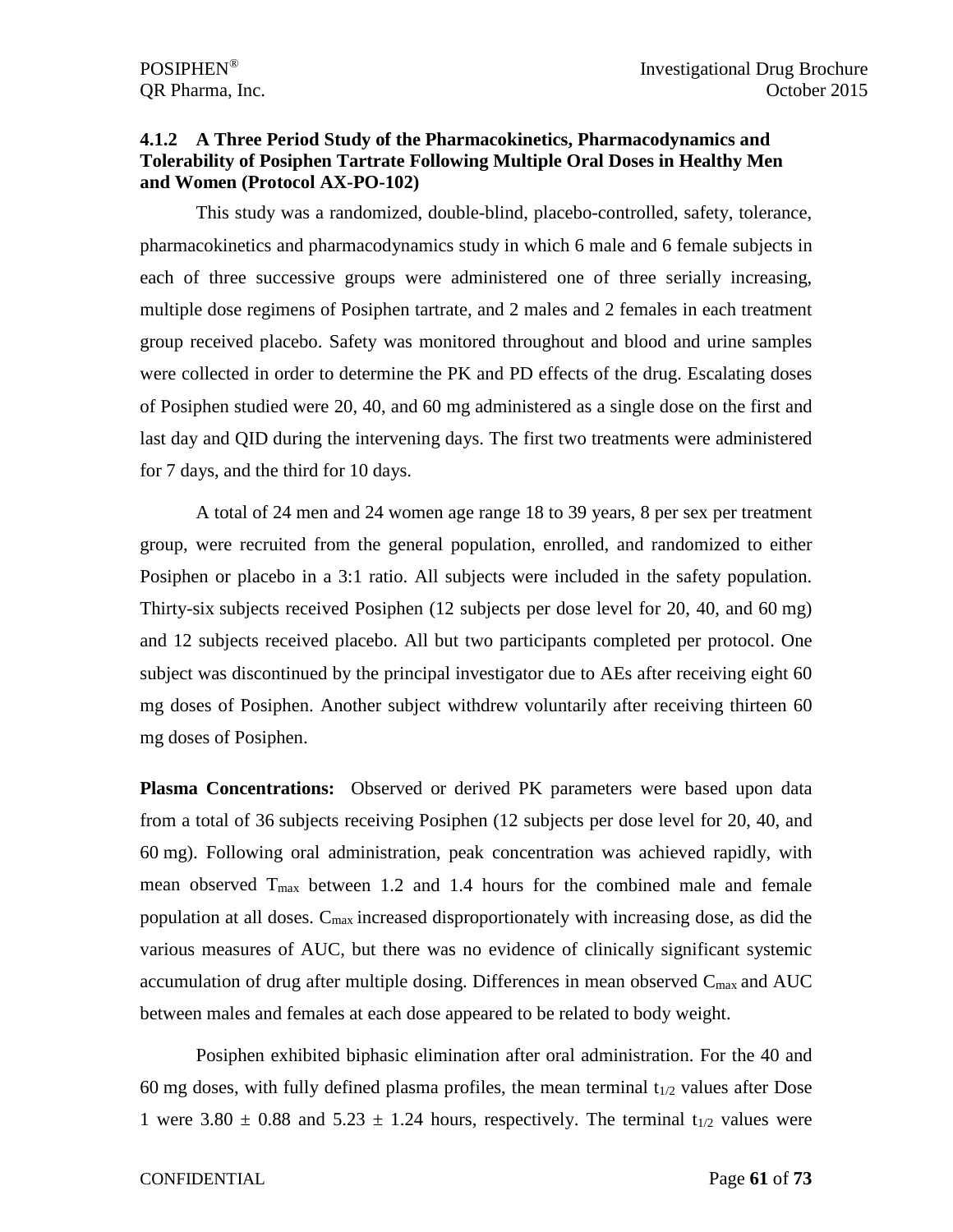### 4.1.2 A Three Period Study of the Pharmacokinetics, Pharmacodynamics and Tolerability of Posiphen Tartrate Following Multiple Oral Doses in Healthy Men and Women (Protocol AX-PO-102)

This study was a randomized, double-blind, placebo-controlled, safety, tolerance, pharmacokinetics and pharmacodynamics study in which 6 male and 6 female subjects in each of three successive groups were administered one of three serially increasing, multiple dose regimens of Posiphen tartrate, and 2 males and 2 females in each treatment group received placebo. Safety was monitored throughout and blood and urine samples were collected in order to determine the PK and PD effects of the drug. Escalating doses of Posiphen studied were 20, 40, and 60 mg administered as a single dose on the first and last day and QID during the intervening days. The first two treatments were administered for 7 days, and the third for 10 days.

A total of 24 men and 24 women age range 18 to 39 years, 8 per sex per treatment group, were recruited from the general population, enrolled, and randomized to either Posiphen or placebo in a 3:1 ratio. All subjects were included in the safety population. Thirty-six subjects received Posiphen (12 subjects per dose level for 20, 40, and 60 mg) and 12 subjects received placebo. All but two participants completed per protocol. One subject was discontinued by the principal investigator due to AEs after receiving eight 60 mg doses of Posiphen. Another subject withdrew voluntarily after receiving thirteen 60 mg doses of Posiphen.

**Plasma Concentrations:** Observed or derived PK parameters were based upon data from a total of 36 subjects receiving Posiphen (12 subjects per dose level for 20, 40, and 60 mg). Following oral administration, peak concentration was achieved rapidly, with mean observed $T_{max}$ between 1.2 and 1.4 hours for the combined male and female population at all doses. $C_{max}$ increased disproportionately with increasing dose, as did the various measures of AUC, but there was no evidence of clinically significant systemic accumulation of drug after multiple dosing. Differences in mean observed $C_{max}$ and AUC between males and females at each dose appeared to be related to body weight.

Posiphen exhibited biphasic elimination after oral administration. For the 40 and 60 mg doses, with fully defined plasma profiles, the mean terminal $t_{1/2}$ values after Dose 1 were $3.80 \pm 0.88$ and $5.23 \pm 1.24$ hours, respectively. The terminal $t_{1/2}$ values were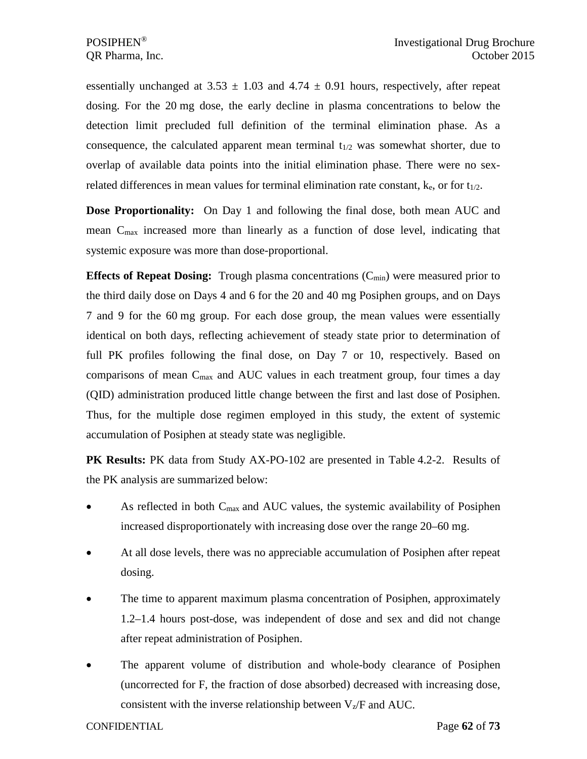essentially unchanged at 3.53 ± 1.03 and 4.74 ± 0.91 hours, respectively, after repeat dosing. For the 20 mg dose, the early decline in plasma concentrations to below the detection limit precluded full definition of the terminal elimination phase. As a consequence, the calculated apparent mean terminal $t_{1/2}$ was somewhat shorter, due to overlap of available data points into the initial elimination phase. There were no sex-related differences in mean values for terminal elimination rate constant, $k_e$, or for $t_{1/2}$.

**Dose Proportionality:** On Day 1 and following the final dose, both mean AUC and mean $C_{max}$ increased more than linearly as a function of dose level, indicating that systemic exposure was more than dose-proportional.

**Effects of Repeat Dosing:** Trough plasma concentrations ($C_{min}$) were measured prior to the third daily dose on Days 4 and 6 for the 20 and 40 mg Posiphen groups, and on Days 7 and 9 for the 60 mg group. For each dose group, the mean values were essentially identical on both days, reflecting achievement of steady state prior to determination of full PK profiles following the final dose, on Day 7 or 10, respectively. Based on comparisons of mean $C_{max}$ and AUC values in each treatment group, four times a day (QID) administration produced little change between the first and last dose of Posiphen. Thus, for the multiple dose regimen employed in this study, the extent of systemic accumulation of Posiphen at steady state was negligible.

**PK Results:** PK data from Study AX-PO-102 are presented in Table 4.2-2. Results of the PK analysis are summarized below:

- As reflected in both $C_{max}$ and AUC values, the systemic availability of Posiphen increased disproportionately with increasing dose over the range 20–60 mg.
- At all dose levels, there was no appreciable accumulation of Posiphen after repeat dosing.
- The time to apparent maximum plasma concentration of Posiphen, approximately 1.2–1.4 hours post-dose, was independent of dose and sex and did not change after repeat administration of Posiphen.
- The apparent volume of distribution and whole-body clearance of Posiphen (uncorrected for F, the fraction of dose absorbed) decreased with increasing dose, consistent with the inverse relationship between $V_z/F$ and AUC.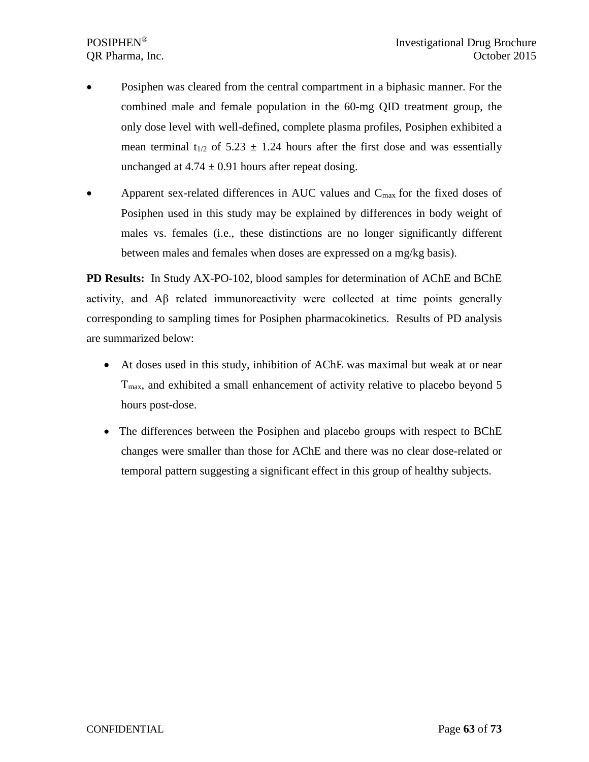- Posiphen was cleared from the central compartment in a biphasic manner. For the combined male and female population in the 60-mg QID treatment group, the only dose level with well-defined, complete plasma profiles, Posiphen exhibited a mean terminal $t_{1/2}$ of $5.23 \pm 1.24$ hours after the first dose and was essentially unchanged at $4.74 \pm 0.91$ hours after repeat dosing.
- Apparent sex-related differences in AUC values and $C_{max}$ for the fixed doses of Posiphen used in this study may be explained by differences in body weight of males vs. females (i.e., these distinctions are no longer significantly different between males and females when doses are expressed on a mg/kg basis).

**PD Results:** In Study AX-PO-102, blood samples for determination of AChE and BChE activity, and Aβ related immunoreactivity were collected at time points generally corresponding to sampling times for Posiphen pharmacokinetics. Results of PD analysis are summarized below:

- At doses used in this study, inhibition of AChE was maximal but weak at or near $T_{max}$, and exhibited a small enhancement of activity relative to placebo beyond 5 hours post-dose.
- The differences between the Posiphen and placebo groups with respect to BChE changes were smaller than those for AChE and there was no clear dose-related or temporal pattern suggesting a significant effect in this group of healthy subjects.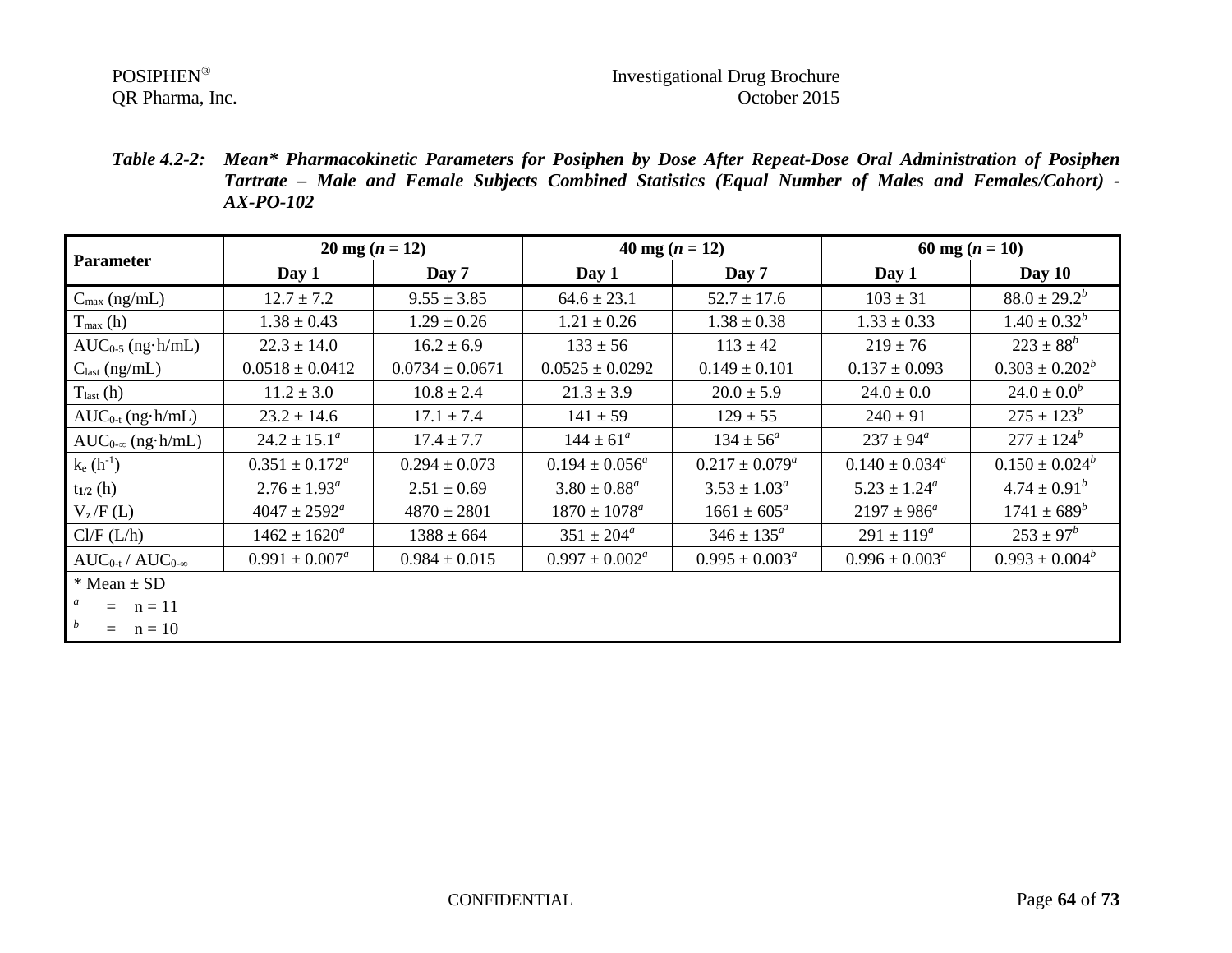***Table 4.2-2: Mean\* Pharmacokinetic Parameters for Posiphen by Dose After Repeat-Dose Oral Administration of Posiphen Tartrate – Male and Female Subjects Combined Statistics (Equal Number of Males and Females/Cohort) - AX-PO-102***

| Parameter | 20 mg (*n* = 12) | | 40 mg (*n* = 12) | | 60 mg (*n* = 10) | |
|---|---|---|---|---|---|---|
| | **Day 1** | **Day 7** | **Day 1** | **Day 7** | **Day 1** | **Day 10** |
| $C_{max}$ (ng/mL) | 12.7 ± 7.2 | 9.55 ± 3.85 | 64.6 ± 23.1 | 52.7 ± 17.6 | 103 ± 31 | 88.0 ± 29.2[b] |
| $T_{max}$ (h) | 1.38 ± 0.43 | 1.29 ± 0.26 | 1.21 ± 0.26 | 1.38 ± 0.38 | 1.33 ± 0.33 | 1.40 ± 0.32[b] |
| $AUC_{0\text{-}5}$ (ng·h/mL) | 22.3 ± 14.0 | 16.2 ± 6.9 | 133 ± 56 | 113 ± 42 | 219 ± 76 | 223 ± 88[b] |
| $C_{last}$ (ng/mL) | 0.0518 ± 0.0412 | 0.0734 ± 0.0671 | 0.0525 ± 0.0292 | 0.149 ± 0.101 | 0.137 ± 0.093 | 0.303 ± 0.202[b] |
| $T_{last}$ (h) | 11.2 ± 3.0 | 10.8 ± 2.4 | 21.3 ± 3.9 | 20.0 ± 5.9 | 24.0 ± 0.0 | 24.0 ± 0.0[b] |
| $AUC_{0\text{-}t}$ (ng·h/mL) | 23.2 ± 14.6 | 17.1 ± 7.4 | 141 ± 59 | 129 ± 55 | 240 ± 91 | 275 ± 123[b] |
| $AUC_{0\text{-}\infty}$ (ng·h/mL) | 24.2 ± 15.1[a] | 17.4 ± 7.7 | 144 ± 61[a] | 134 ± 56[a] | 237 ± 94[a] | 277 ± 124[b] |
| $k_e$ ($h^{-1}$) | 0.351 ± 0.172[a] | 0.294 ± 0.073 | 0.194 ± 0.056[a] | 0.217 ± 0.079[a] | 0.140 ± 0.034[a] | 0.150 ± 0.024[b] |
| $t_{1/2}$ (h) | 2.76 ± 1.93[a] | 2.51 ± 0.69 | 3.80 ± 0.88[a] | 3.53 ± 1.03[a] | 5.23 ± 1.24[a] | 4.74 ± 0.91[b] |
| $V_z$/F (L) | 4047 ± 2592[a] | 4870 ± 2801 | 1870 ± 1078[a] | 1661 ± 605[a] | 2197 ± 986[a] | 1741 ± 689[b] |
| Cl/F (L/h) | 1462 ± 1620[a] | 1388 ± 664 | 351 ± 204[a] | 346 ± 135[a] | 291 ± 119[a] | 253 ± 97[b] |
| $AUC_{0\text{-}t}$ / $AUC_{0\text{-}\infty}$ | 0.991 ± 0.007[a] | 0.984 ± 0.015 | 0.997 ± 0.002[a] | 0.995 ± 0.003[a] | 0.996 ± 0.003[a] | 0.993 ± 0.004[b] |

\* Mean ± SD

[a] = n = 11

[b] = n = 10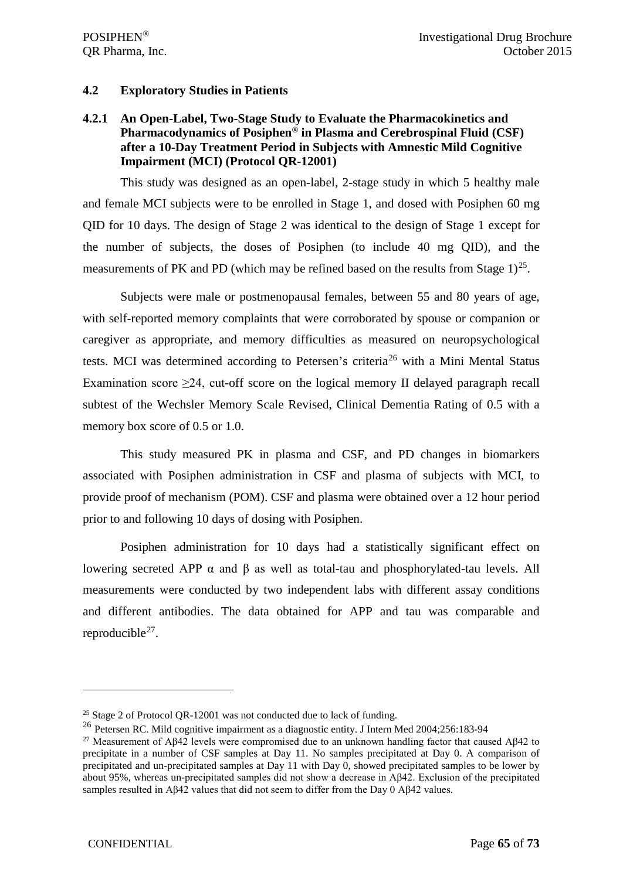## 4.2 Exploratory Studies in Patients

### 4.2.1 An Open-Label, Two-Stage Study to Evaluate the Pharmacokinetics and Pharmacodynamics of Posiphen® in Plasma and Cerebrospinal Fluid (CSF) after a 10-Day Treatment Period in Subjects with Amnestic Mild Cognitive Impairment (MCI) (Protocol QR-12001)

This study was designed as an open-label, 2-stage study in which 5 healthy male and female MCI subjects were to be enrolled in Stage 1, and dosed with Posiphen 60 mg QID for 10 days. The design of Stage 2 was identical to the design of Stage 1 except for the number of subjects, the doses of Posiphen (to include 40 mg QID), and the measurements of PK and PD (which may be refined based on the results from Stage 1)[25].

Subjects were male or postmenopausal females, between 55 and 80 years of age, with self-reported memory complaints that were corroborated by spouse or companion or caregiver as appropriate, and memory difficulties as measured on neuropsychological tests. MCI was determined according to Petersen's criteria[26] with a Mini Mental Status Examination score ≥24, cut-off score on the logical memory II delayed paragraph recall subtest of the Wechsler Memory Scale Revised, Clinical Dementia Rating of 0.5 with a memory box score of 0.5 or 1.0.

This study measured PK in plasma and CSF, and PD changes in biomarkers associated with Posiphen administration in CSF and plasma of subjects with MCI, to provide proof of mechanism (POM). CSF and plasma were obtained over a 12 hour period prior to and following 10 days of dosing with Posiphen.

Posiphen administration for 10 days had a statistically significant effect on lowering secreted APP α and β as well as total-tau and phosphorylated-tau levels. All measurements were conducted by two independent labs with different assay conditions and different antibodies. The data obtained for APP and tau was comparable and reproducible[27].

---

[25] Stage 2 of Protocol QR-12001 was not conducted due to lack of funding.

[26] Petersen RC. Mild cognitive impairment as a diagnostic entity. J Intern Med 2004;256:183-94

[27] Measurement of Aβ42 levels were compromised due to an unknown handling factor that caused Aβ42 to precipitate in a number of CSF samples at Day 11. No samples precipitated at Day 0. A comparison of precipitated and un-precipitated samples at Day 11 with Day 0, showed precipitated samples to be lower by about 95%, whereas un-precipitated samples did not show a decrease in Aβ42. Exclusion of the precipitated samples resulted in Aβ42 values that did not seem to differ from the Day 0 Aβ42 values.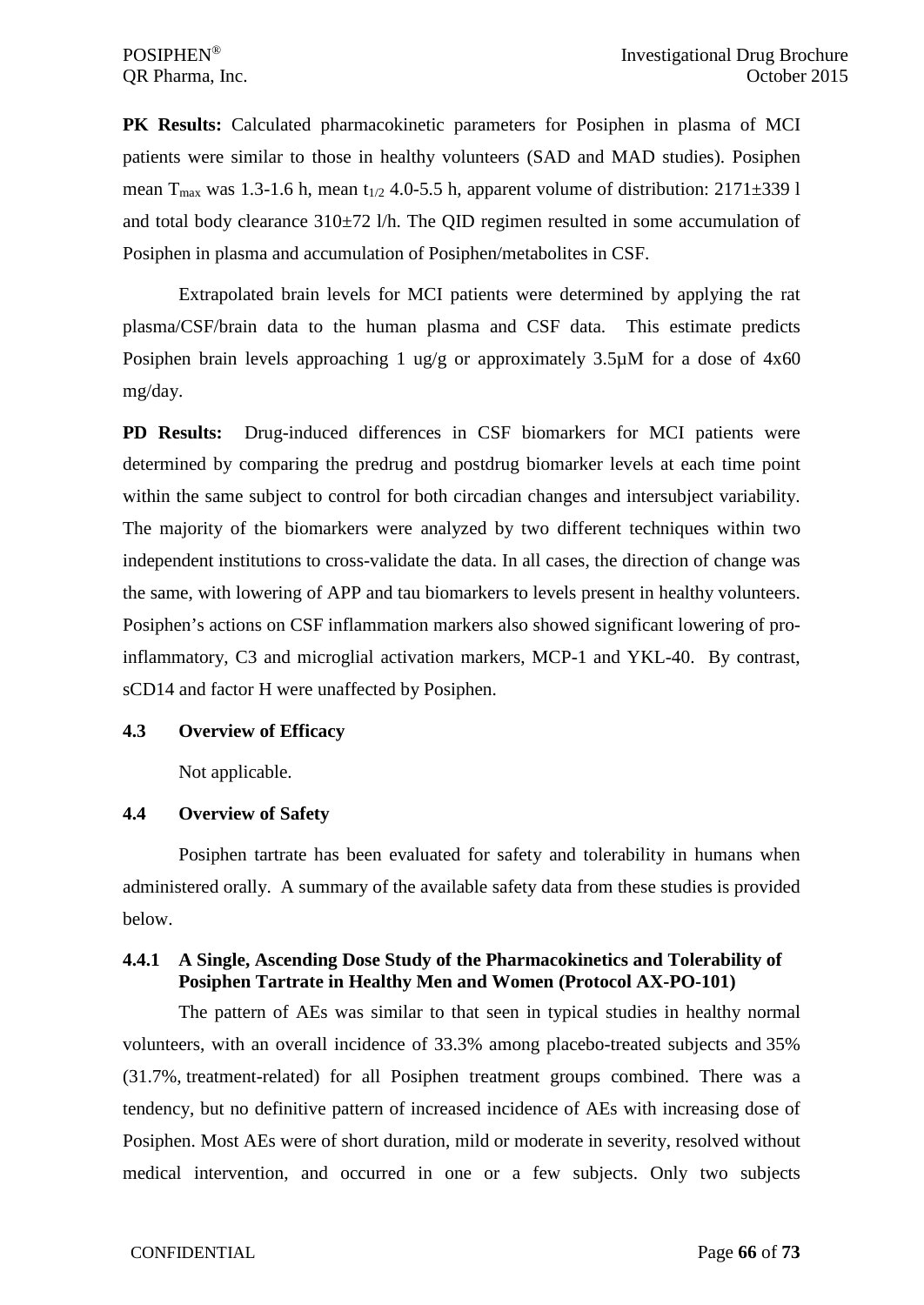**PK Results:** Calculated pharmacokinetic parameters for Posiphen in plasma of MCI patients were similar to those in healthy volunteers (SAD and MAD studies). Posiphen mean $T_{max}$ was 1.3-1.6 h, mean $t_{1/2}$ 4.0-5.5 h, apparent volume of distribution: 2171±339 l and total body clearance 310±72 l/h. The QID regimen resulted in some accumulation of Posiphen in plasma and accumulation of Posiphen/metabolites in CSF.

Extrapolated brain levels for MCI patients were determined by applying the rat plasma/CSF/brain data to the human plasma and CSF data. This estimate predicts Posiphen brain levels approaching 1 ug/g or approximately 3.5µM for a dose of 4x60 mg/day.

**PD Results:** Drug-induced differences in CSF biomarkers for MCI patients were determined by comparing the predrug and postdrug biomarker levels at each time point within the same subject to control for both circadian changes and intersubject variability. The majority of the biomarkers were analyzed by two different techniques within two independent institutions to cross-validate the data. In all cases, the direction of change was the same, with lowering of APP and tau biomarkers to levels present in healthy volunteers. Posiphen's actions on CSF inflammation markers also showed significant lowering of pro-inflammatory, C3 and microglial activation markers, MCP-1 and YKL-40. By contrast, sCD14 and factor H were unaffected by Posiphen.

### 4.3 Overview of Efficacy

Not applicable.

### 4.4 Overview of Safety

Posiphen tartrate has been evaluated for safety and tolerability in humans when administered orally. A summary of the available safety data from these studies is provided below.

#### 4.4.1 A Single, Ascending Dose Study of the Pharmacokinetics and Tolerability of Posiphen Tartrate in Healthy Men and Women (Protocol AX-PO-101)

The pattern of AEs was similar to that seen in typical studies in healthy normal volunteers, with an overall incidence of 33.3% among placebo-treated subjects and 35% (31.7%, treatment-related) for all Posiphen treatment groups combined. There was a tendency, but no definitive pattern of increased incidence of AEs with increasing dose of Posiphen. Most AEs were of short duration, mild or moderate in severity, resolved without medical intervention, and occurred in one or a few subjects. Only two subjects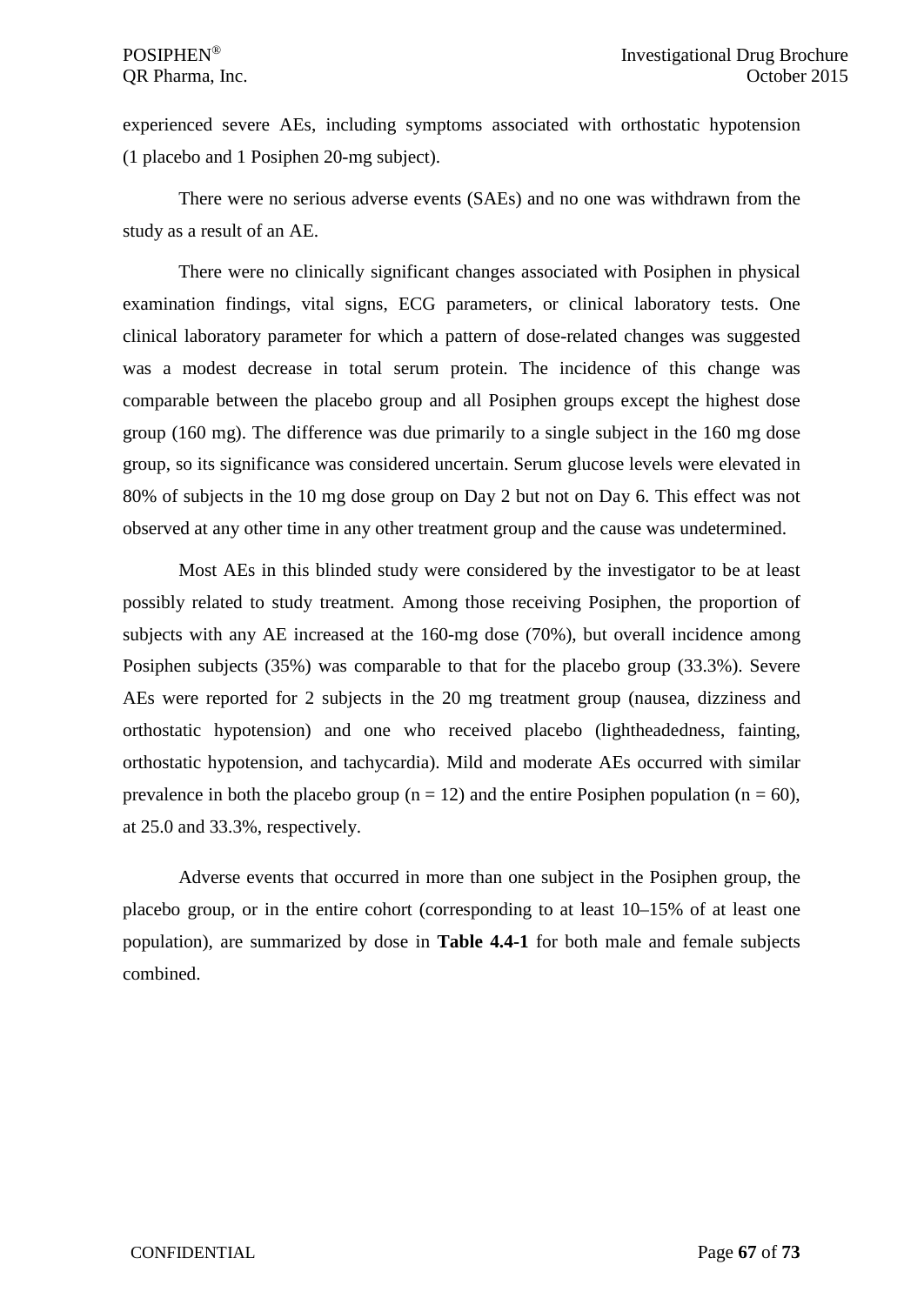experienced severe AEs, including symptoms associated with orthostatic hypotension (1 placebo and 1 Posiphen 20-mg subject).

There were no serious adverse events (SAEs) and no one was withdrawn from the study as a result of an AE.

There were no clinically significant changes associated with Posiphen in physical examination findings, vital signs, ECG parameters, or clinical laboratory tests. One clinical laboratory parameter for which a pattern of dose-related changes was suggested was a modest decrease in total serum protein. The incidence of this change was comparable between the placebo group and all Posiphen groups except the highest dose group (160 mg). The difference was due primarily to a single subject in the 160 mg dose group, so its significance was considered uncertain. Serum glucose levels were elevated in 80% of subjects in the 10 mg dose group on Day 2 but not on Day 6. This effect was not observed at any other time in any other treatment group and the cause was undetermined.

Most AEs in this blinded study were considered by the investigator to be at least possibly related to study treatment. Among those receiving Posiphen, the proportion of subjects with any AE increased at the 160-mg dose (70%), but overall incidence among Posiphen subjects (35%) was comparable to that for the placebo group (33.3%). Severe AEs were reported for 2 subjects in the 20 mg treatment group (nausea, dizziness and orthostatic hypotension) and one who received placebo (lightheadedness, fainting, orthostatic hypotension, and tachycardia). Mild and moderate AEs occurred with similar prevalence in both the placebo group (n = 12) and the entire Posiphen population (n = 60), at 25.0 and 33.3%, respectively.

Adverse events that occurred in more than one subject in the Posiphen group, the placebo group, or in the entire cohort (corresponding to at least 10–15% of at least one population), are summarized by dose in **Table 4.4-1** for both male and female subjects combined.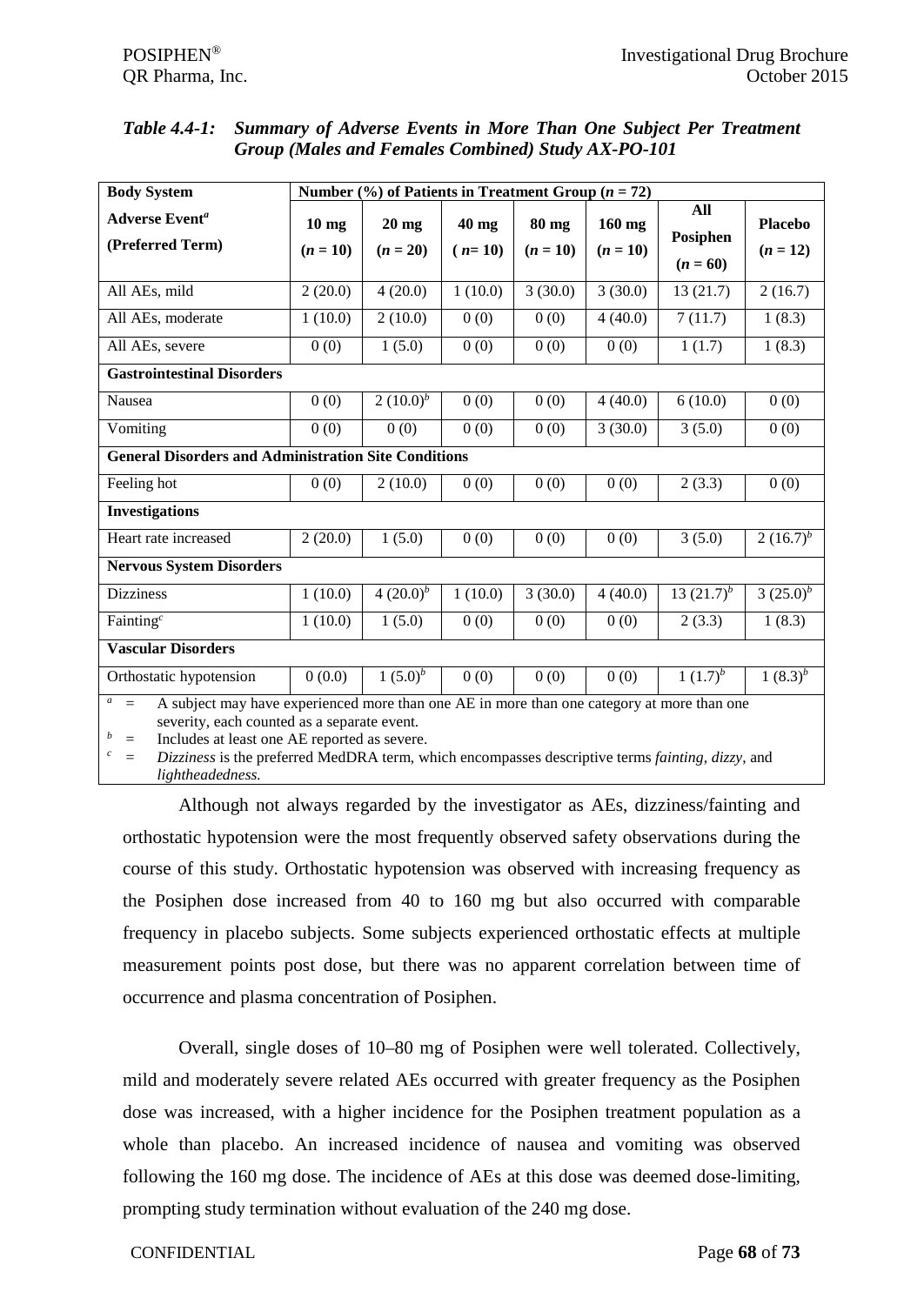*Table 4.4-1: Summary of Adverse Events in More Than One Subject Per Treatment Group (Males and Females Combined) Study AX-PO-101*

| **Body System** | **Number (%) of Patients in Treatment Group ($n$ = 72)** | | | | | | |
|---|---|---|---|---|---|---|---|
| **Adverse Event**[a] **(Preferred Term)** | **10 mg ($n$ = 10)** | **20 mg ($n$ = 20)** | **40 mg ($n$= 10)** | **80 mg ($n$ = 10)** | **160 mg ($n$ = 10)** | **All Posiphen ($n$ = 60)** | **Placebo ($n$ = 12)** |
| All AEs, mild | 2 (20.0) | 4 (20.0) | 1 (10.0) | 3 (30.0) | 3 (30.0) | 13 (21.7) | 2 (16.7) |
| All AEs, moderate | 1 (10.0) | 2 (10.0) | 0 (0) | 0 (0) | 4 (40.0) | 7 (11.7) | 1 (8.3) |
| All AEs, severe | 0 (0) | 1 (5.0) | 0 (0) | 0 (0) | 0 (0) | 1 (1.7) | 1 (8.3) |
| **Gastrointestinal Disorders** | | | | | | | |
| Nausea | 0 (0) | 2 (10.0)[b] | 0 (0) | 0 (0) | 4 (40.0) | 6 (10.0) | 0 (0) |
| Vomiting | 0 (0) | 0 (0) | 0 (0) | 0 (0) | 3 (30.0) | 3 (5.0) | 0 (0) |
| **General Disorders and Administration Site Conditions** | | | | | | | |
| Feeling hot | 0 (0) | 2 (10.0) | 0 (0) | 0 (0) | 0 (0) | 2 (3.3) | 0 (0) |
| **Investigations** | | | | | | | |
| Heart rate increased | 2 (20.0) | 1 (5.0) | 0 (0) | 0 (0) | 0 (0) | 3 (5.0) | 2 (16.7)[b] |
| **Nervous System Disorders** | | | | | | | |
| Dizziness | 1 (10.0) | 4 (20.0)[b] | 1 (10.0) | 3 (30.0) | 4 (40.0) | 13 (21.7)[b] | 3 (25.0)[b] |
| Fainting[c] | 1 (10.0) | 1 (5.0) | 0 (0) | 0 (0) | 0 (0) | 2 (3.3) | 1 (8.3) |
| **Vascular Disorders** | | | | | | | |
| Orthostatic hypotension | 0 (0.0) | 1 (5.0)[b] | 0 (0) | 0 (0) | 0 (0) | 1 (1.7)[b] | 1 (8.3)[b] |

[a] = A subject may have experienced more than one AE in more than one category at more than one severity, each counted as a separate event.
[b] = Includes at least one AE reported as severe.
[c] = *Dizziness* is the preferred MedDRA term, which encompasses descriptive terms *fainting*, *dizzy*, and *lightheadedness.*

Although not always regarded by the investigator as AEs, dizziness/fainting and orthostatic hypotension were the most frequently observed safety observations during the course of this study. Orthostatic hypotension was observed with increasing frequency as the Posiphen dose increased from 40 to 160 mg but also occurred with comparable frequency in placebo subjects. Some subjects experienced orthostatic effects at multiple measurement points post dose, but there was no apparent correlation between time of occurrence and plasma concentration of Posiphen.

Overall, single doses of 10–80 mg of Posiphen were well tolerated. Collectively, mild and moderately severe related AEs occurred with greater frequency as the Posiphen dose was increased, with a higher incidence for the Posiphen treatment population as a whole than placebo. An increased incidence of nausea and vomiting was observed following the 160 mg dose. The incidence of AEs at this dose was deemed dose-limiting, prompting study termination without evaluation of the 240 mg dose.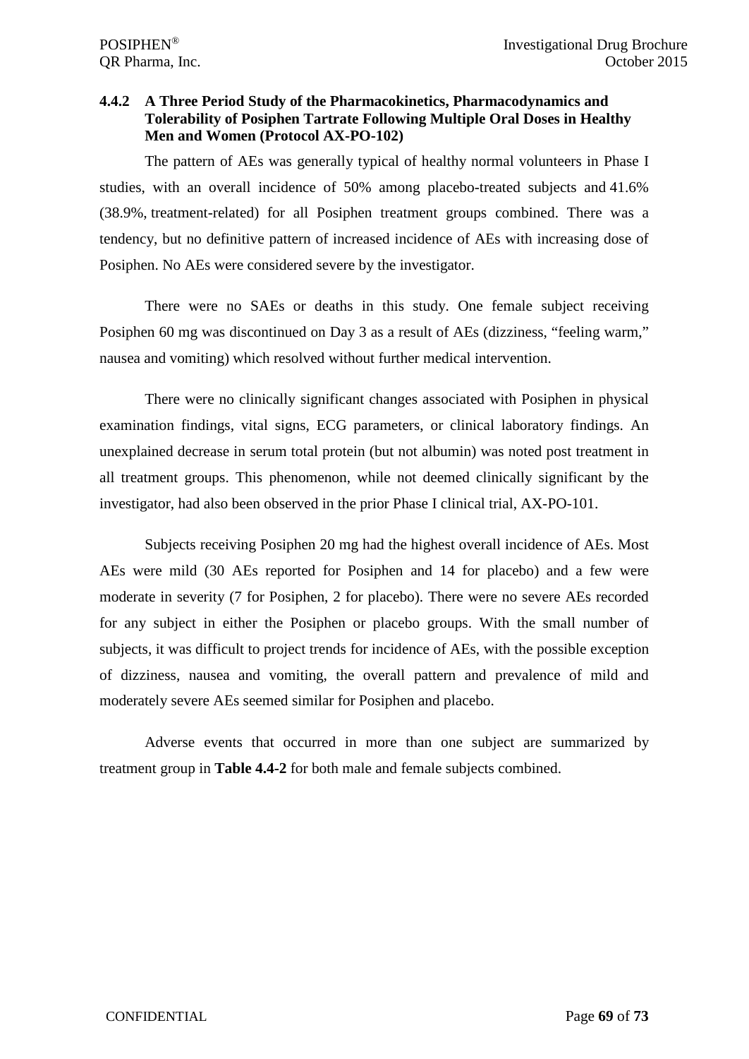### 4.4.2 A Three Period Study of the Pharmacokinetics, Pharmacodynamics and Tolerability of Posiphen Tartrate Following Multiple Oral Doses in Healthy Men and Women (Protocol AX-PO-102)

The pattern of AEs was generally typical of healthy normal volunteers in Phase I studies, with an overall incidence of 50% among placebo-treated subjects and 41.6% (38.9%, treatment-related) for all Posiphen treatment groups combined. There was a tendency, but no definitive pattern of increased incidence of AEs with increasing dose of Posiphen. No AEs were considered severe by the investigator.

There were no SAEs or deaths in this study. One female subject receiving Posiphen 60 mg was discontinued on Day 3 as a result of AEs (dizziness, "feeling warm," nausea and vomiting) which resolved without further medical intervention.

There were no clinically significant changes associated with Posiphen in physical examination findings, vital signs, ECG parameters, or clinical laboratory findings. An unexplained decrease in serum total protein (but not albumin) was noted post treatment in all treatment groups. This phenomenon, while not deemed clinically significant by the investigator, had also been observed in the prior Phase I clinical trial, AX-PO-101.

Subjects receiving Posiphen 20 mg had the highest overall incidence of AEs. Most AEs were mild (30 AEs reported for Posiphen and 14 for placebo) and a few were moderate in severity (7 for Posiphen, 2 for placebo). There were no severe AEs recorded for any subject in either the Posiphen or placebo groups. With the small number of subjects, it was difficult to project trends for incidence of AEs, with the possible exception of dizziness, nausea and vomiting, the overall pattern and prevalence of mild and moderately severe AEs seemed similar for Posiphen and placebo.

Adverse events that occurred in more than one subject are summarized by treatment group in **Table 4.4-2** for both male and female subjects combined.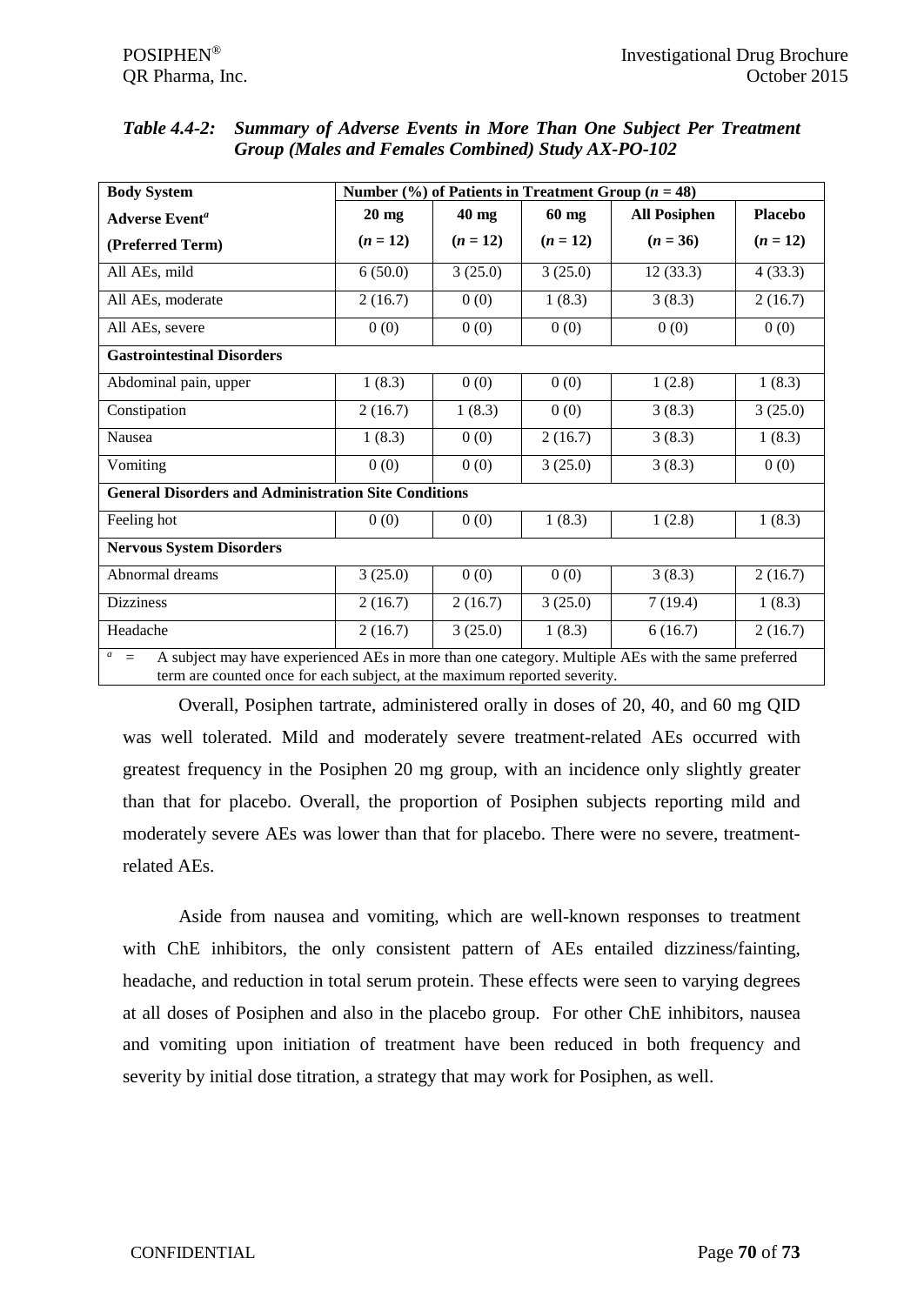***Table 4.4-2: Summary of Adverse Events in More Than One Subject Per Treatment Group (Males and Females Combined) Study AX-PO-102***

| **Body System** | **Number (%) of Patients in Treatment Group (*n* = 48)** | | | | |
|---|---|---|---|---|---|
| **Adverse Event[a]** | **20 mg** | **40 mg** | **60 mg** | **All Posiphen** | **Placebo** |
| **(Preferred Term)** | **(*n* = 12)** | **(*n* = 12)** | **(*n* = 12)** | **(*n* = 36)** | **(*n* = 12)** |
| All AEs, mild | 6 (50.0) | 3 (25.0) | 3 (25.0) | 12 (33.3) | 4 (33.3) |
| All AEs, moderate | 2 (16.7) | 0 (0) | 1 (8.3) | 3 (8.3) | 2 (16.7) |
| All AEs, severe | 0 (0) | 0 (0) | 0 (0) | 0 (0) | 0 (0) |
| **Gastrointestinal Disorders** | | | | | |
| Abdominal pain, upper | 1 (8.3) | 0 (0) | 0 (0) | 1 (2.8) | 1 (8.3) |
| Constipation | 2 (16.7) | 1 (8.3) | 0 (0) | 3 (8.3) | 3 (25.0) |
| Nausea | 1 (8.3) | 0 (0) | 2 (16.7) | 3 (8.3) | 1 (8.3) |
| Vomiting | 0 (0) | 0 (0) | 3 (25.0) | 3 (8.3) | 0 (0) |
| **General Disorders and Administration Site Conditions** | | | | | |
| Feeling hot | 0 (0) | 0 (0) | 1 (8.3) | 1 (2.8) | 1 (8.3) |
| **Nervous System Disorders** | | | | | |
| Abnormal dreams | 3 (25.0) | 0 (0) | 0 (0) | 3 (8.3) | 2 (16.7) |
| Dizziness | 2 (16.7) | 2 (16.7) | 3 (25.0) | 7 (19.4) | 1 (8.3) |
| Headache | 2 (16.7) | 3 (25.0) | 1 (8.3) | 6 (16.7) | 2 (16.7) |

[a] = A subject may have experienced AEs in more than one category. Multiple AEs with the same preferred term are counted once for each subject, at the maximum reported severity.

Overall, Posiphen tartrate, administered orally in doses of 20, 40, and 60 mg QID was well tolerated. Mild and moderately severe treatment-related AEs occurred with greatest frequency in the Posiphen 20 mg group, with an incidence only slightly greater than that for placebo. Overall, the proportion of Posiphen subjects reporting mild and moderately severe AEs was lower than that for placebo. There were no severe, treatment-related AEs.

Aside from nausea and vomiting, which are well-known responses to treatment with ChE inhibitors, the only consistent pattern of AEs entailed dizziness/fainting, headache, and reduction in total serum protein. These effects were seen to varying degrees at all doses of Posiphen and also in the placebo group. For other ChE inhibitors, nausea and vomiting upon initiation of treatment have been reduced in both frequency and severity by initial dose titration, a strategy that may work for Posiphen, as well.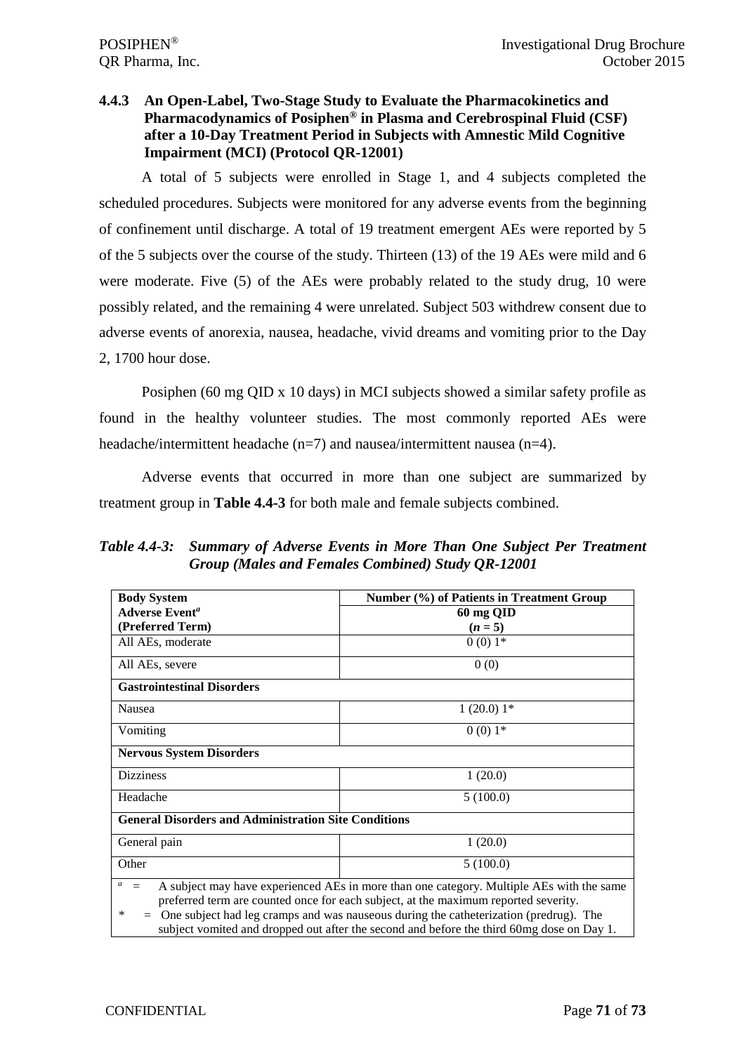### 4.4.3 An Open-Label, Two-Stage Study to Evaluate the Pharmacokinetics and Pharmacodynamics of Posiphen® in Plasma and Cerebrospinal Fluid (CSF) after a 10-Day Treatment Period in Subjects with Amnestic Mild Cognitive Impairment (MCI) (Protocol QR-12001)

A total of 5 subjects were enrolled in Stage 1, and 4 subjects completed the scheduled procedures. Subjects were monitored for any adverse events from the beginning of confinement until discharge. A total of 19 treatment emergent AEs were reported by 5 of the 5 subjects over the course of the study. Thirteen (13) of the 19 AEs were mild and 6 were moderate. Five (5) of the AEs were probably related to the study drug, 10 were possibly related, and the remaining 4 were unrelated. Subject 503 withdrew consent due to adverse events of anorexia, nausea, headache, vivid dreams and vomiting prior to the Day 2, 1700 hour dose.

Posiphen (60 mg QID x 10 days) in MCI subjects showed a similar safety profile as found in the healthy volunteer studies. The most commonly reported AEs were headache/intermittent headache (n=7) and nausea/intermittent nausea (n=4).

Adverse events that occurred in more than one subject are summarized by treatment group in **Table 4.4-3** for both male and female subjects combined.

***Table 4.4-3: Summary of Adverse Events in More Than One Subject Per Treatment Group (Males and Females Combined) Study QR-12001***

| **Body System**<br>**Adverse Event[a]**<br>**(Preferred Term)** | **Number (%) of Patients in Treatment Group**<br>**60 mg QID**<br>**(*n* = 5)** |
|---|---|
| All AEs, moderate | 0 (0) 1* |
| All AEs, severe | 0 (0) |
| **Gastrointestinal Disorders** | |
| Nausea | 1 (20.0) 1* |
| Vomiting | 0 (0) 1* |
| **Nervous System Disorders** | |
| Dizziness | 1 (20.0) |
| Headache | 5 (100.0) |
| **General Disorders and Administration Site Conditions** | |
| General pain | 1 (20.0) |
| Other | 5 (100.0) |

[a] = A subject may have experienced AEs in more than one category. Multiple AEs with the same preferred term are counted once for each subject, at the maximum reported severity.

\* = One subject had leg cramps and was nauseous during the catheterization (predrug). The subject vomited and dropped out after the second and before the third 60mg dose on Day 1.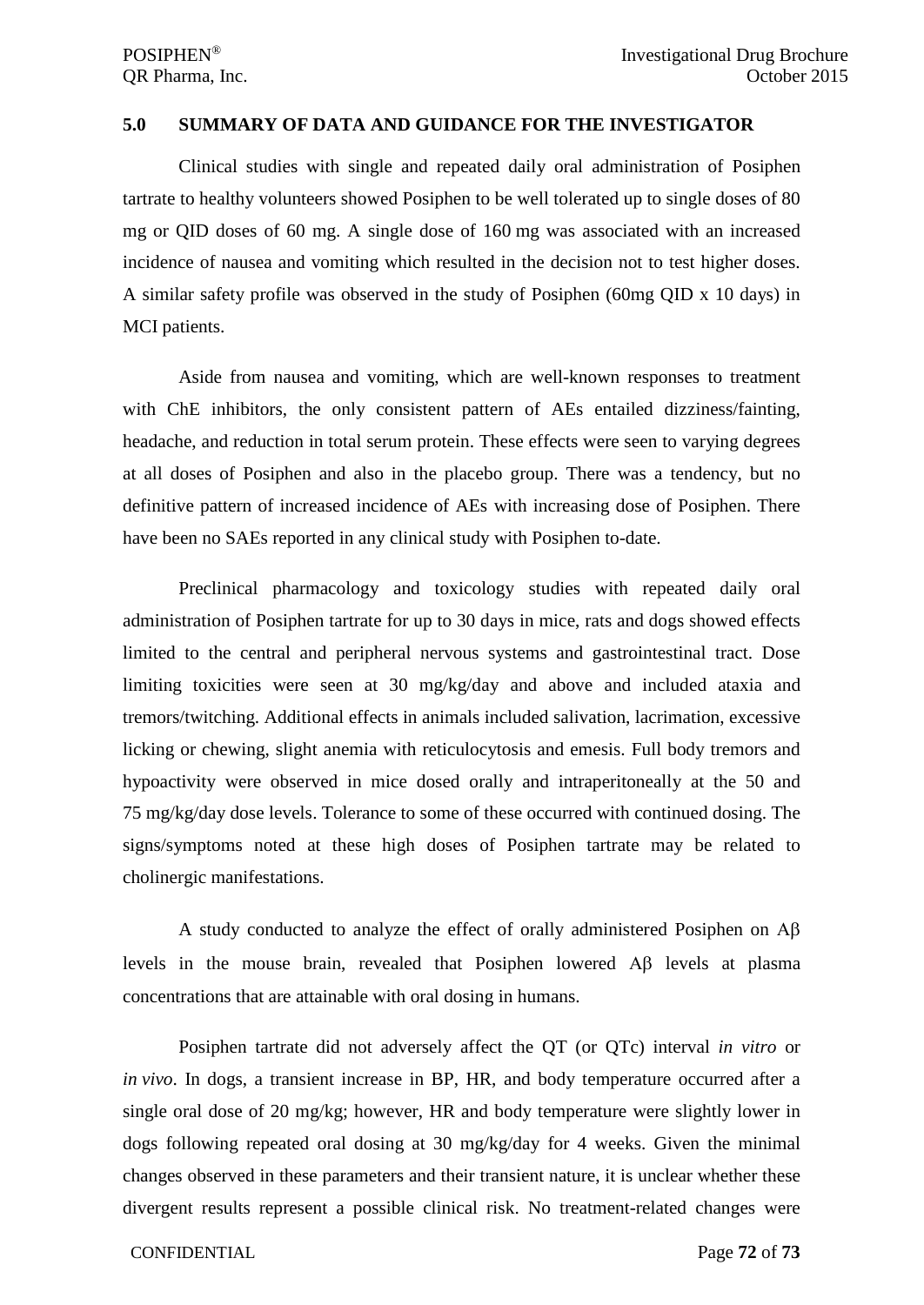## 5.0 SUMMARY OF DATA AND GUIDANCE FOR THE INVESTIGATOR

Clinical studies with single and repeated daily oral administration of Posiphen tartrate to healthy volunteers showed Posiphen to be well tolerated up to single doses of 80 mg or QID doses of 60 mg. A single dose of 160 mg was associated with an increased incidence of nausea and vomiting which resulted in the decision not to test higher doses. A similar safety profile was observed in the study of Posiphen (60mg QID x 10 days) in MCI patients.

Aside from nausea and vomiting, which are well-known responses to treatment with ChE inhibitors, the only consistent pattern of AEs entailed dizziness/fainting, headache, and reduction in total serum protein. These effects were seen to varying degrees at all doses of Posiphen and also in the placebo group. There was a tendency, but no definitive pattern of increased incidence of AEs with increasing dose of Posiphen. There have been no SAEs reported in any clinical study with Posiphen to-date.

Preclinical pharmacology and toxicology studies with repeated daily oral administration of Posiphen tartrate for up to 30 days in mice, rats and dogs showed effects limited to the central and peripheral nervous systems and gastrointestinal tract. Dose limiting toxicities were seen at 30 mg/kg/day and above and included ataxia and tremors/twitching. Additional effects in animals included salivation, lacrimation, excessive licking or chewing, slight anemia with reticulocytosis and emesis. Full body tremors and hypoactivity were observed in mice dosed orally and intraperitoneally at the 50 and 75 mg/kg/day dose levels. Tolerance to some of these occurred with continued dosing. The signs/symptoms noted at these high doses of Posiphen tartrate may be related to cholinergic manifestations.

A study conducted to analyze the effect of orally administered Posiphen on Aβ levels in the mouse brain, revealed that Posiphen lowered Aβ levels at plasma concentrations that are attainable with oral dosing in humans.

Posiphen tartrate did not adversely affect the QT (or QTc) interval *in vitro* or *in vivo*. In dogs, a transient increase in BP, HR, and body temperature occurred after a single oral dose of 20 mg/kg; however, HR and body temperature were slightly lower in dogs following repeated oral dosing at 30 mg/kg/day for 4 weeks. Given the minimal changes observed in these parameters and their transient nature, it is unclear whether these divergent results represent a possible clinical risk. No treatment-related changes were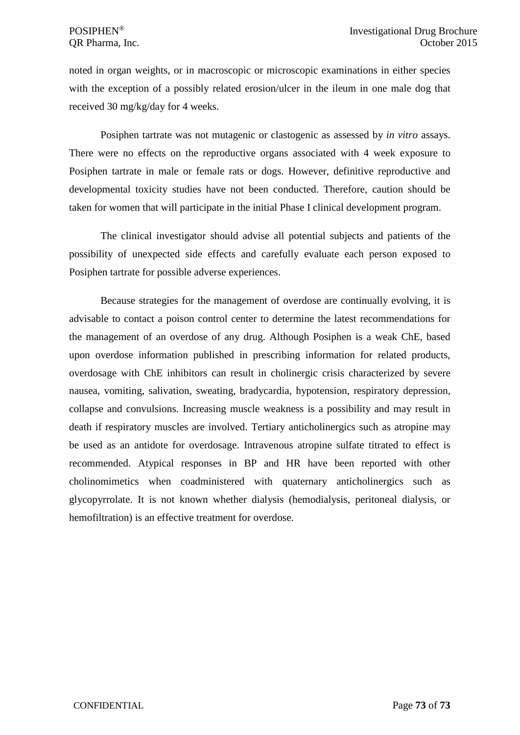noted in organ weights, or in macroscopic or microscopic examinations in either species with the exception of a possibly related erosion/ulcer in the ileum in one male dog that received 30 mg/kg/day for 4 weeks.

Posiphen tartrate was not mutagenic or clastogenic as assessed by *in vitro* assays. There were no effects on the reproductive organs associated with 4 week exposure to Posiphen tartrate in male or female rats or dogs. However, definitive reproductive and developmental toxicity studies have not been conducted. Therefore, caution should be taken for women that will participate in the initial Phase I clinical development program.

The clinical investigator should advise all potential subjects and patients of the possibility of unexpected side effects and carefully evaluate each person exposed to Posiphen tartrate for possible adverse experiences.

Because strategies for the management of overdose are continually evolving, it is advisable to contact a poison control center to determine the latest recommendations for the management of an overdose of any drug. Although Posiphen is a weak ChE, based upon overdose information published in prescribing information for related products, overdosage with ChE inhibitors can result in cholinergic crisis characterized by severe nausea, vomiting, salivation, sweating, bradycardia, hypotension, respiratory depression, collapse and convulsions. Increasing muscle weakness is a possibility and may result in death if respiratory muscles are involved. Tertiary anticholinergics such as atropine may be used as an antidote for overdosage. Intravenous atropine sulfate titrated to effect is recommended. Atypical responses in BP and HR have been reported with other cholinomimetics when coadministered with quaternary anticholinergics such as glycopyrrolate. It is not known whether dialysis (hemodialysis, peritoneal dialysis, or hemofiltration) is an effective treatment for overdose.